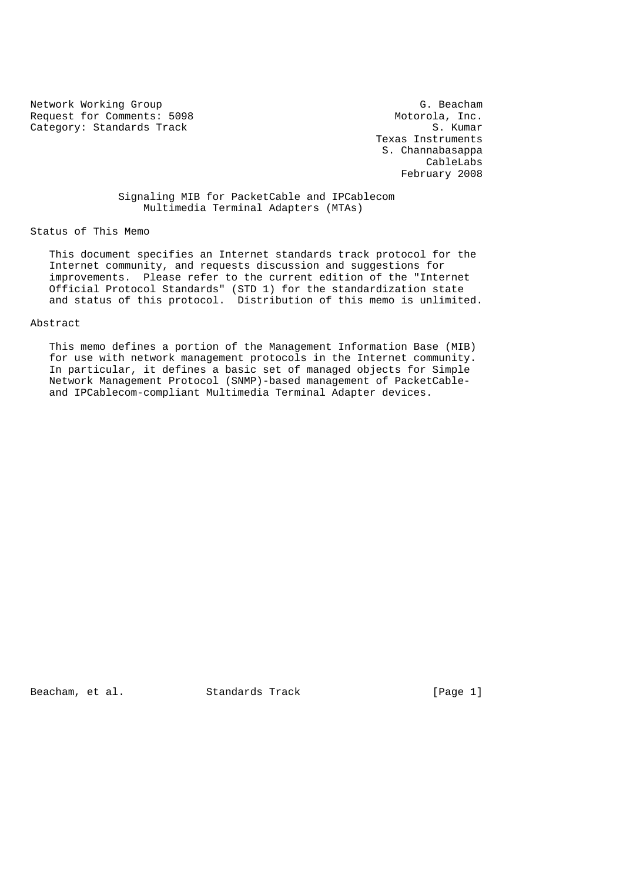Network Working Group G. Beacham
Request for Comments: 5098 Motorola, Inc.
Category: Standards Track S. Kumar
Texas Instruments
S. Channabasappa
CableLabs
February 2008

# Signaling MIB for PacketCable and IPCablecom Multimedia Terminal Adapters (MTAs)

## Status of This Memo

This document specifies an Internet standards track protocol for the Internet community, and requests discussion and suggestions for improvements. Please refer to the current edition of the "Internet Official Protocol Standards" (STD 1) for the standardization state and status of this protocol. Distribution of this memo is unlimited.

## Abstract

This memo defines a portion of the Management Information Base (MIB) for use with network management protocols in the Internet community. In particular, it defines a basic set of managed objects for Simple Network Management Protocol (SNMP)-based management of PacketCable- and IPCablecom-compliant Multimedia Terminal Adapter devices.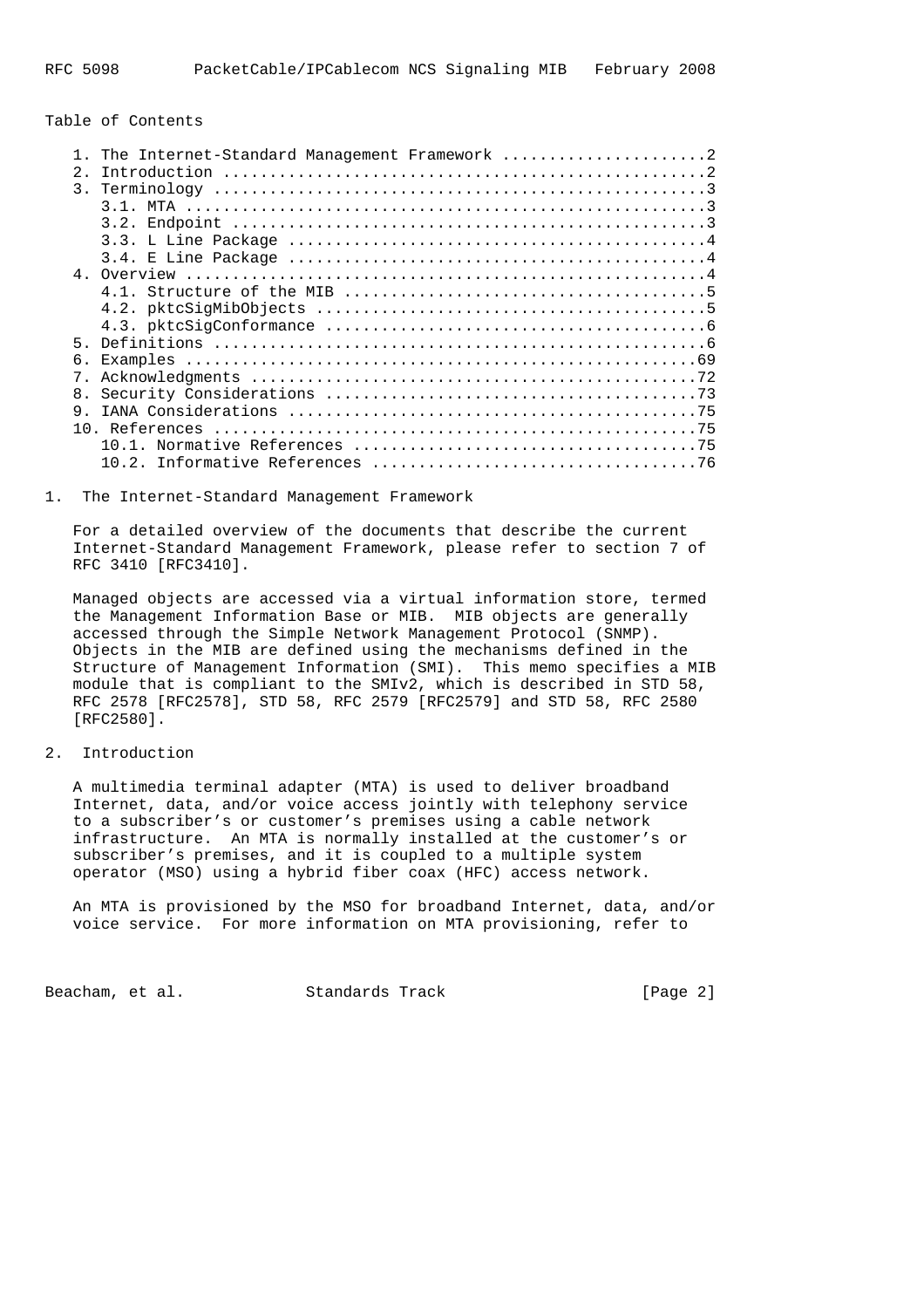Table of Contents

1. The Internet-Standard Management Framework ......................2
2. Introduction ....................................................2
3. Terminology .....................................................3
   3.1. MTA ........................................................3
   3.2. Endpoint ...................................................3
   3.3. L Line Package .............................................4
   3.4. E Line Package .............................................4
4. Overview ........................................................4
   4.1. Structure of the MIB .......................................5
   4.2. pktcSigMibObjects ..........................................5
   4.3. pktcSigConformance .........................................6
5. Definitions .....................................................6
6. Examples .......................................................69
7. Acknowledgments ................................................72
8. Security Considerations ........................................73
9. IANA Considerations ............................................75
10. References ....................................................75
   10.1. Normative References .....................................75
   10.2. Informative References ...................................76

## 1. The Internet-Standard Management Framework

For a detailed overview of the documents that describe the current Internet-Standard Management Framework, please refer to section 7 of RFC 3410 [RFC3410].

Managed objects are accessed via a virtual information store, termed the Management Information Base or MIB. MIB objects are generally accessed through the Simple Network Management Protocol (SNMP). Objects in the MIB are defined using the mechanisms defined in the Structure of Management Information (SMI). This memo specifies a MIB module that is compliant to the SMIv2, which is described in STD 58, RFC 2578 [RFC2578], STD 58, RFC 2579 [RFC2579] and STD 58, RFC 2580 [RFC2580].

## 2. Introduction

A multimedia terminal adapter (MTA) is used to deliver broadband Internet, data, and/or voice access jointly with telephony service to a subscriber's or customer's premises using a cable network infrastructure. An MTA is normally installed at the customer's or subscriber's premises, and it is coupled to a multiple system operator (MSO) using a hybrid fiber coax (HFC) access network.

An MTA is provisioned by the MSO for broadband Internet, data, and/or voice service. For more information on MTA provisioning, refer to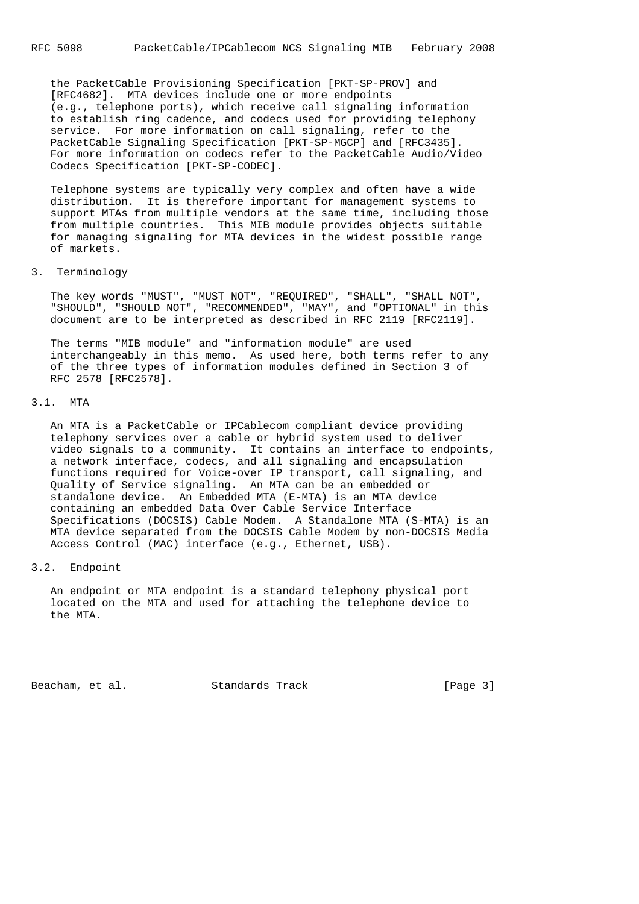the PacketCable Provisioning Specification [PKT-SP-PROV] and [RFC4682]. MTA devices include one or more endpoints (e.g., telephone ports), which receive call signaling information to establish ring cadence, and codecs used for providing telephony service. For more information on call signaling, refer to the PacketCable Signaling Specification [PKT-SP-MGCP] and [RFC3435]. For more information on codecs refer to the PacketCable Audio/Video Codecs Specification [PKT-SP-CODEC].

Telephone systems are typically very complex and often have a wide distribution. It is therefore important for management systems to support MTAs from multiple vendors at the same time, including those from multiple countries. This MIB module provides objects suitable for managing signaling for MTA devices in the widest possible range of markets.

## 3. Terminology

The key words "MUST", "MUST NOT", "REQUIRED", "SHALL", "SHALL NOT", "SHOULD", "SHOULD NOT", "RECOMMENDED", "MAY", and "OPTIONAL" in this document are to be interpreted as described in RFC 2119 [RFC2119].

The terms "MIB module" and "information module" are used interchangeably in this memo. As used here, both terms refer to any of the three types of information modules defined in Section 3 of RFC 2578 [RFC2578].

### 3.1. MTA

An MTA is a PacketCable or IPCablecom compliant device providing telephony services over a cable or hybrid system used to deliver video signals to a community. It contains an interface to endpoints, a network interface, codecs, and all signaling and encapsulation functions required for Voice-over IP transport, call signaling, and Quality of Service signaling. An MTA can be an embedded or standalone device. An Embedded MTA (E-MTA) is an MTA device containing an embedded Data Over Cable Service Interface Specifications (DOCSIS) Cable Modem. A Standalone MTA (S-MTA) is an MTA device separated from the DOCSIS Cable Modem by non-DOCSIS Media Access Control (MAC) interface (e.g., Ethernet, USB).

### 3.2. Endpoint

An endpoint or MTA endpoint is a standard telephony physical port located on the MTA and used for attaching the telephone device to the MTA.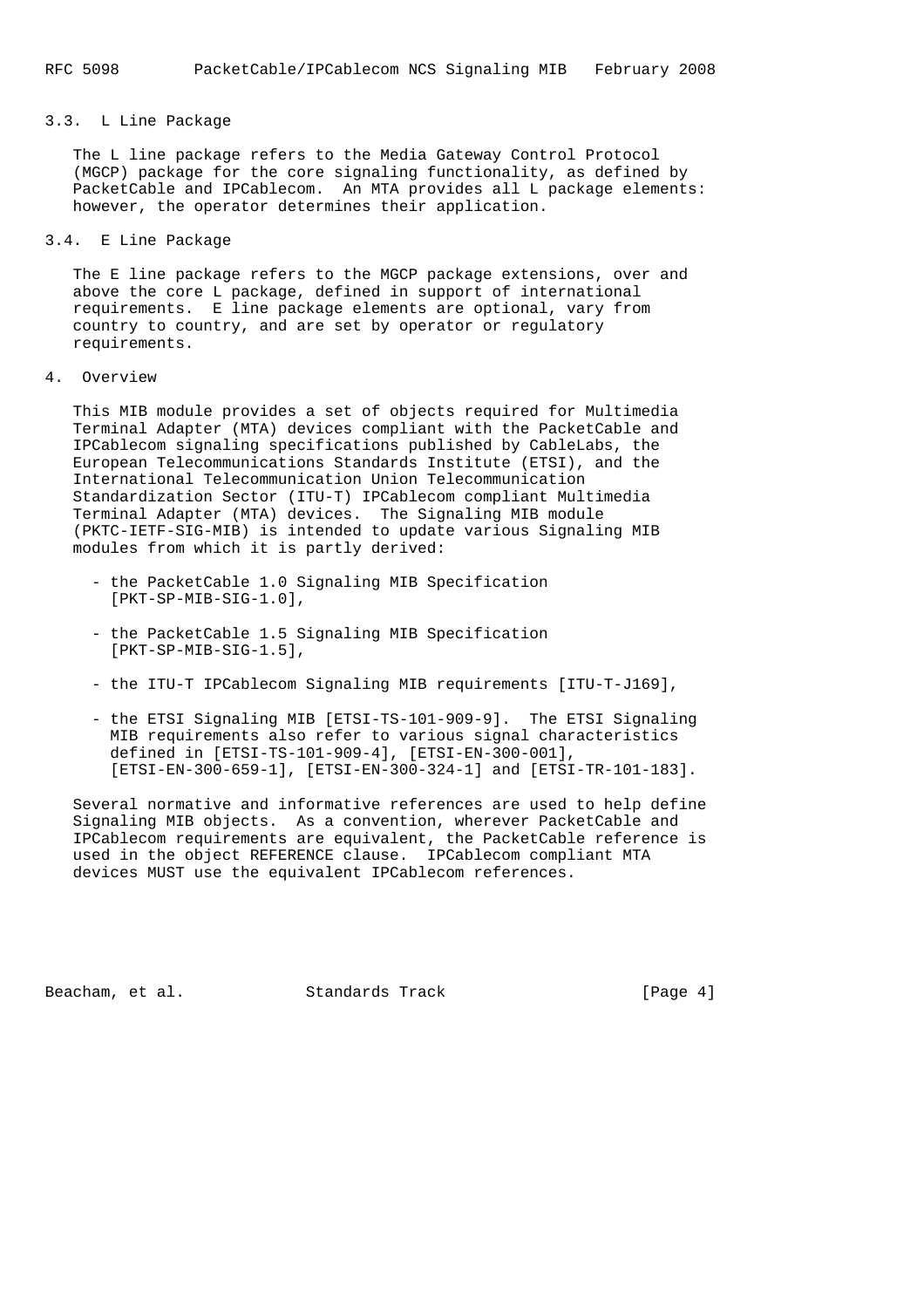### 3.3. L Line Package

The L line package refers to the Media Gateway Control Protocol (MGCP) package for the core signaling functionality, as defined by PacketCable and IPCablecom. An MTA provides all L package elements: however, the operator determines their application.

### 3.4. E Line Package

The E line package refers to the MGCP package extensions, over and above the core L package, defined in support of international requirements. E line package elements are optional, vary from country to country, and are set by operator or regulatory requirements.

## 4. Overview

This MIB module provides a set of objects required for Multimedia Terminal Adapter (MTA) devices compliant with the PacketCable and IPCablecom signaling specifications published by CableLabs, the European Telecommunications Standards Institute (ETSI), and the International Telecommunication Union Telecommunication Standardization Sector (ITU-T) IPCablecom compliant Multimedia Terminal Adapter (MTA) devices. The Signaling MIB module (PKTC-IETF-SIG-MIB) is intended to update various Signaling MIB modules from which it is partly derived:

- the PacketCable 1.0 Signaling MIB Specification [PKT-SP-MIB-SIG-1.0],
- the PacketCable 1.5 Signaling MIB Specification [PKT-SP-MIB-SIG-1.5],
- the ITU-T IPCablecom Signaling MIB requirements [ITU-T-J169],
- the ETSI Signaling MIB [ETSI-TS-101-909-9]. The ETSI Signaling MIB requirements also refer to various signal characteristics defined in [ETSI-TS-101-909-4], [ETSI-EN-300-001], [ETSI-EN-300-659-1], [ETSI-EN-300-324-1] and [ETSI-TR-101-183].

Several normative and informative references are used to help define Signaling MIB objects. As a convention, wherever PacketCable and IPCablecom requirements are equivalent, the PacketCable reference is used in the object REFERENCE clause. IPCablecom compliant MTA devices MUST use the equivalent IPCablecom references.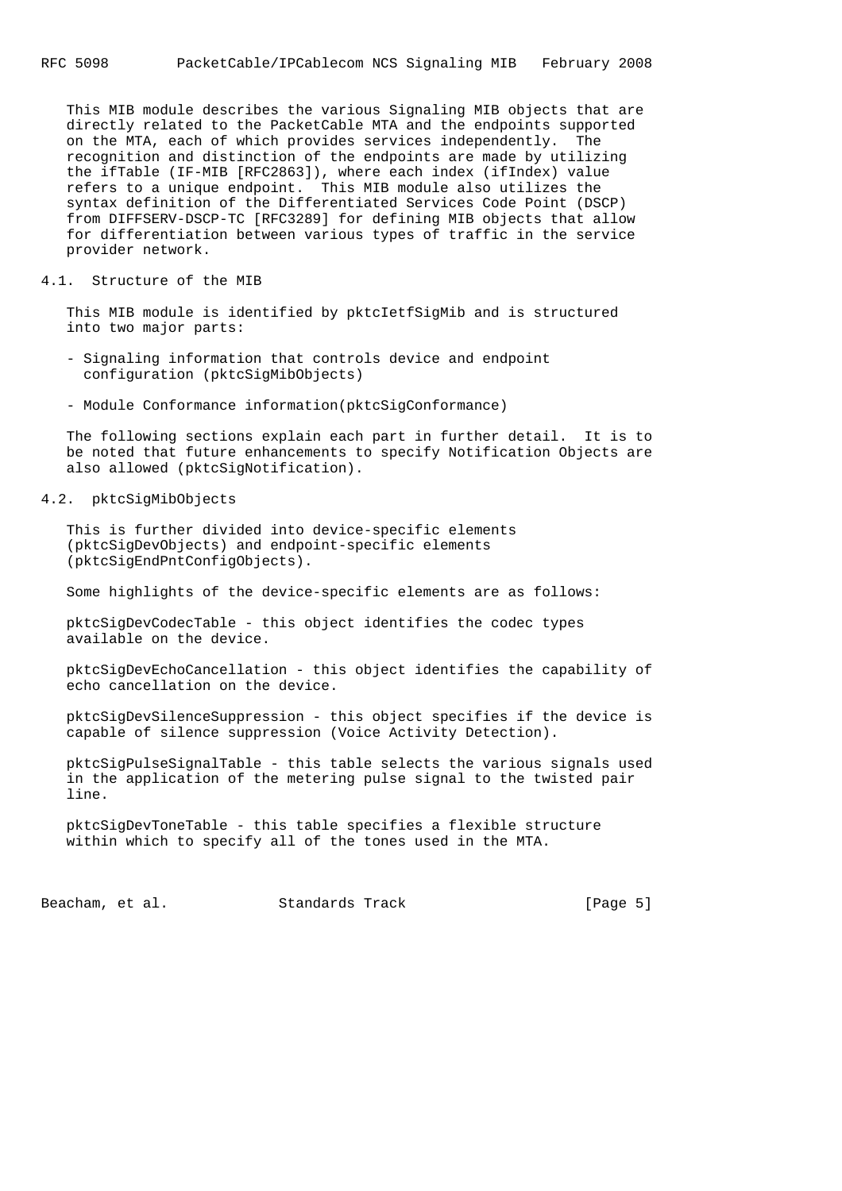This MIB module describes the various Signaling MIB objects that are directly related to the PacketCable MTA and the endpoints supported on the MTA, each of which provides services independently. The recognition and distinction of the endpoints are made by utilizing the ifTable (IF-MIB [RFC2863]), where each index (ifIndex) value refers to a unique endpoint. This MIB module also utilizes the syntax definition of the Differentiated Services Code Point (DSCP) from DIFFSERV-DSCP-TC [RFC3289] for defining MIB objects that allow for differentiation between various types of traffic in the service provider network.

## 4.1. Structure of the MIB

This MIB module is identified by pktcIetfSigMib and is structured into two major parts:

- Signaling information that controls device and endpoint configuration (pktcSigMibObjects)

- Module Conformance information(pktcSigConformance)

The following sections explain each part in further detail. It is to be noted that future enhancements to specify Notification Objects are also allowed (pktcSigNotification).

## 4.2. pktcSigMibObjects

This is further divided into device-specific elements (pktcSigDevObjects) and endpoint-specific elements (pktcSigEndPntConfigObjects).

Some highlights of the device-specific elements are as follows:

pktcSigDevCodecTable - this object identifies the codec types available on the device.

pktcSigDevEchoCancellation - this object identifies the capability of echo cancellation on the device.

pktcSigDevSilenceSuppression - this object specifies if the device is capable of silence suppression (Voice Activity Detection).

pktcSigPulseSignalTable - this table selects the various signals used in the application of the metering pulse signal to the twisted pair line.

pktcSigDevToneTable - this table specifies a flexible structure within which to specify all of the tones used in the MTA.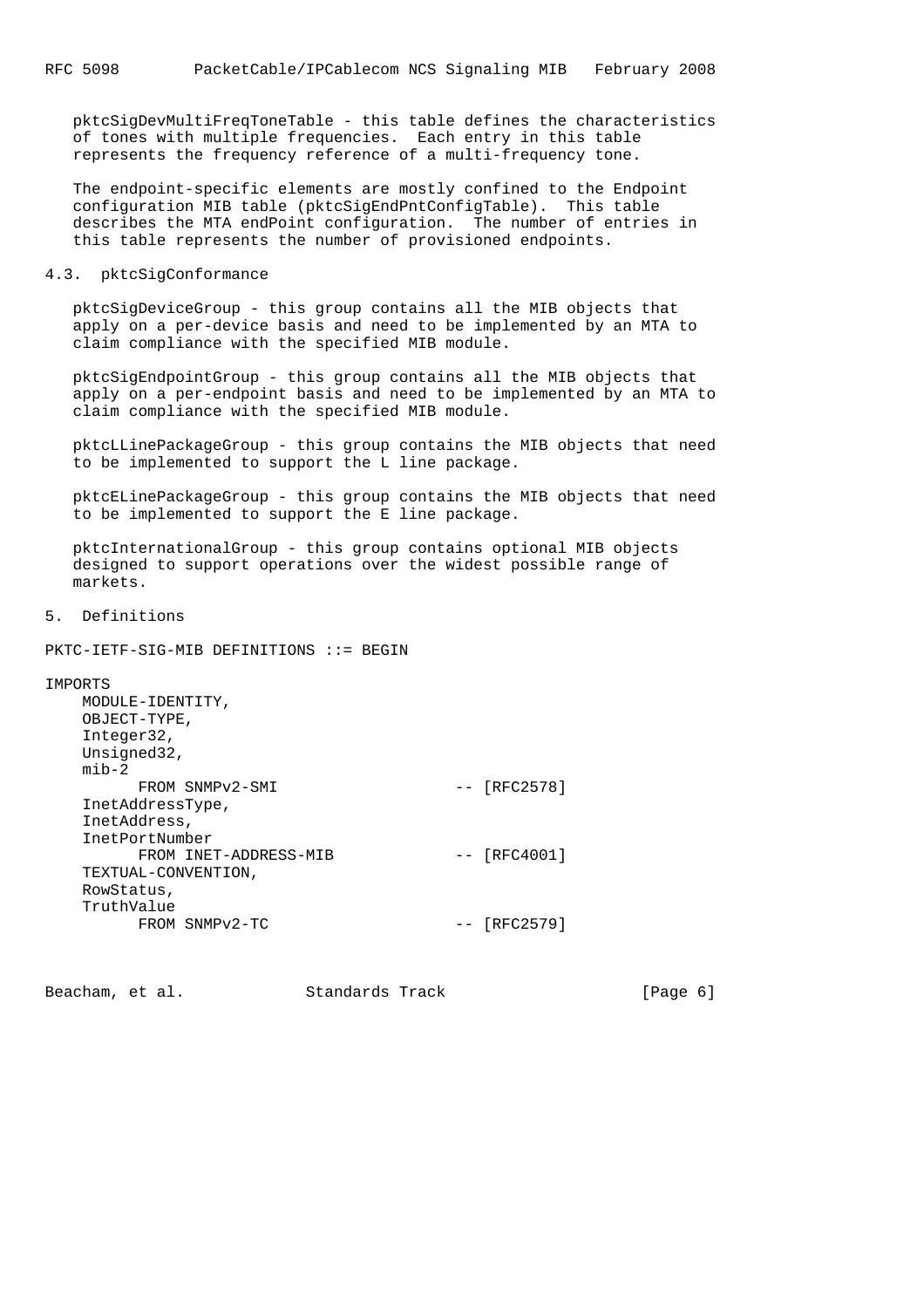pktcSigDevMultiFreqToneTable - this table defines the characteristics of tones with multiple frequencies. Each entry in this table represents the frequency reference of a multi-frequency tone.

The endpoint-specific elements are mostly confined to the Endpoint configuration MIB table (pktcSigEndPntConfigTable). This table describes the MTA endPoint configuration. The number of entries in this table represents the number of provisioned endpoints.

### 4.3. pktcSigConformance

pktcSigDeviceGroup - this group contains all the MIB objects that apply on a per-device basis and need to be implemented by an MTA to claim compliance with the specified MIB module.

pktcSigEndpointGroup - this group contains all the MIB objects that apply on a per-endpoint basis and need to be implemented by an MTA to claim compliance with the specified MIB module.

pktcLLinePackageGroup - this group contains the MIB objects that need to be implemented to support the L line package.

pktcELinePackageGroup - this group contains the MIB objects that need to be implemented to support the E line package.

pktcInternationalGroup - this group contains optional MIB objects designed to support operations over the widest possible range of markets.

## 5. Definitions

```
PKTC-IETF-SIG-MIB DEFINITIONS ::= BEGIN

IMPORTS
    MODULE-IDENTITY,
    OBJECT-TYPE,
    Integer32,
    Unsigned32,
    mib-2
          FROM SNMPv2-SMI                    -- [RFC2578]
    InetAddressType,
    InetAddress,
    InetPortNumber
          FROM INET-ADDRESS-MIB              -- [RFC4001]
    TEXTUAL-CONVENTION,
    RowStatus,
    TruthValue
          FROM SNMPv2-TC                     -- [RFC2579]
```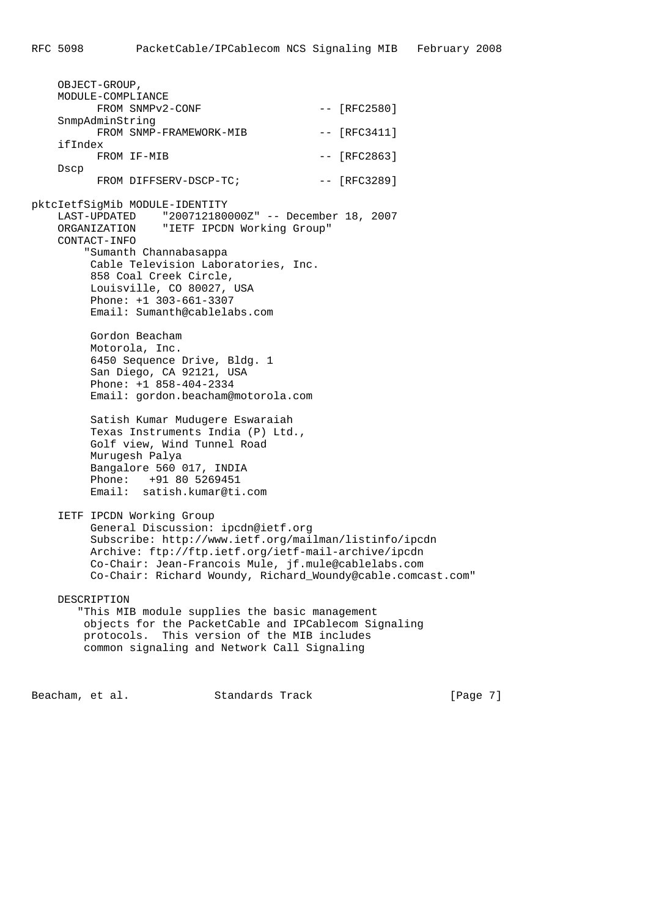```
    OBJECT-GROUP,
    MODULE-COMPLIANCE
          FROM SNMPv2-CONF                  -- [RFC2580]
    SnmpAdminString
          FROM SNMP-FRAMEWORK-MIB           -- [RFC3411]
    ifIndex
          FROM IF-MIB                       -- [RFC2863]
    Dscp
          FROM DIFFSERV-DSCP-TC;            -- [RFC3289]

pktcIetfSigMib MODULE-IDENTITY
    LAST-UPDATED    "200712180000Z" -- December 18, 2007
    ORGANIZATION    "IETF IPCDN Working Group"
    CONTACT-INFO
        "Sumanth Channabasappa
         Cable Television Laboratories, Inc.
         858 Coal Creek Circle,
         Louisville, CO 80027, USA
         Phone: +1 303-661-3307
         Email: Sumanth@cablelabs.com

         Gordon Beacham
         Motorola, Inc.
         6450 Sequence Drive, Bldg. 1
         San Diego, CA 92121, USA
         Phone: +1 858-404-2334
         Email: gordon.beacham@motorola.com

         Satish Kumar Mudugere Eswaraiah
         Texas Instruments India (P) Ltd.,
         Golf view, Wind Tunnel Road
         Murugesh Palya
         Bangalore 560 017, INDIA
         Phone:   +91 80 5269451
         Email:  satish.kumar@ti.com

    IETF IPCDN Working Group
         General Discussion: ipcdn@ietf.org
         Subscribe: http://www.ietf.org/mailman/listinfo/ipcdn
         Archive: ftp://ftp.ietf.org/ietf-mail-archive/ipcdn
         Co-Chair: Jean-Francois Mule, jf.mule@cablelabs.com
         Co-Chair: Richard Woundy, Richard_Woundy@cable.comcast.com"

    DESCRIPTION
       "This MIB module supplies the basic management
        objects for the PacketCable and IPCablecom Signaling
        protocols.  This version of the MIB includes
        common signaling and Network Call Signaling
```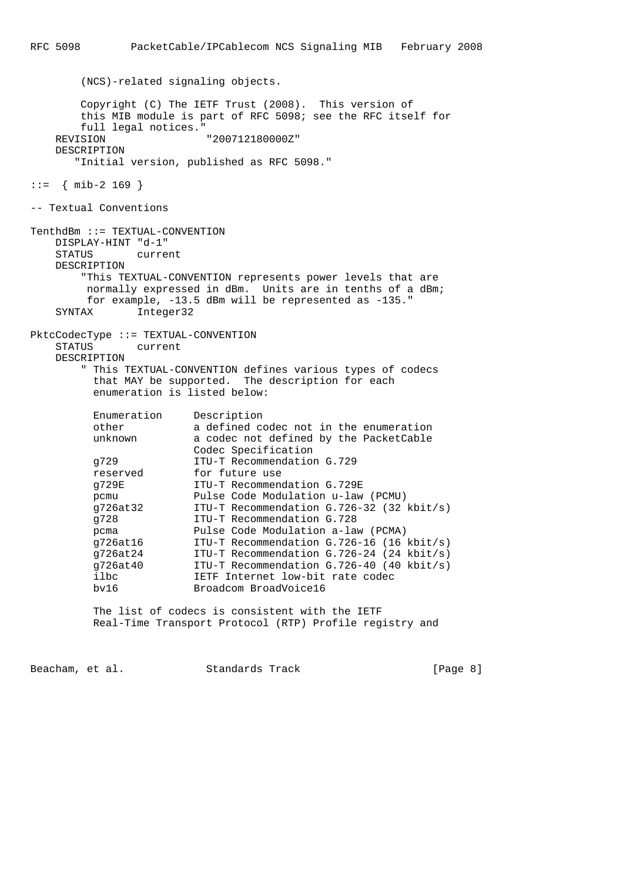```
        (NCS)-related signaling objects.

        Copyright (C) The IETF Trust (2008).  This version of
        this MIB module is part of RFC 5098; see the RFC itself for
        full legal notices."
    REVISION                "200712180000Z"
    DESCRIPTION
       "Initial version, published as RFC 5098."

::=  { mib-2 169 }

-- Textual Conventions

TenthdBm ::= TEXTUAL-CONVENTION
    DISPLAY-HINT "d-1"
    STATUS       current
    DESCRIPTION
        "This TEXTUAL-CONVENTION represents power levels that are
         normally expressed in dBm.  Units are in tenths of a dBm;
         for example, -13.5 dBm will be represented as -135."
    SYNTAX       Integer32

PktcCodecType ::= TEXTUAL-CONVENTION
    STATUS       current
    DESCRIPTION
        " This TEXTUAL-CONVENTION defines various types of codecs
          that MAY be supported.  The description for each
          enumeration is listed below:

          Enumeration     Description
          other           a defined codec not in the enumeration
          unknown         a codec not defined by the PacketCable
                          Codec Specification
          g729            ITU-T Recommendation G.729
          reserved        for future use
          g729E           ITU-T Recommendation G.729E
          pcmu            Pulse Code Modulation u-law (PCMU)
          g726at32        ITU-T Recommendation G.726-32 (32 kbit/s)
          g728            ITU-T Recommendation G.728
          pcma            Pulse Code Modulation a-law (PCMA)
          g726at16        ITU-T Recommendation G.726-16 (16 kbit/s)
          g726at24        ITU-T Recommendation G.726-24 (24 kbit/s)
          g726at40        ITU-T Recommendation G.726-40 (40 kbit/s)
          ilbc            IETF Internet low-bit rate codec
          bv16            Broadcom BroadVoice16

          The list of codecs is consistent with the IETF
          Real-Time Transport Protocol (RTP) Profile registry and
```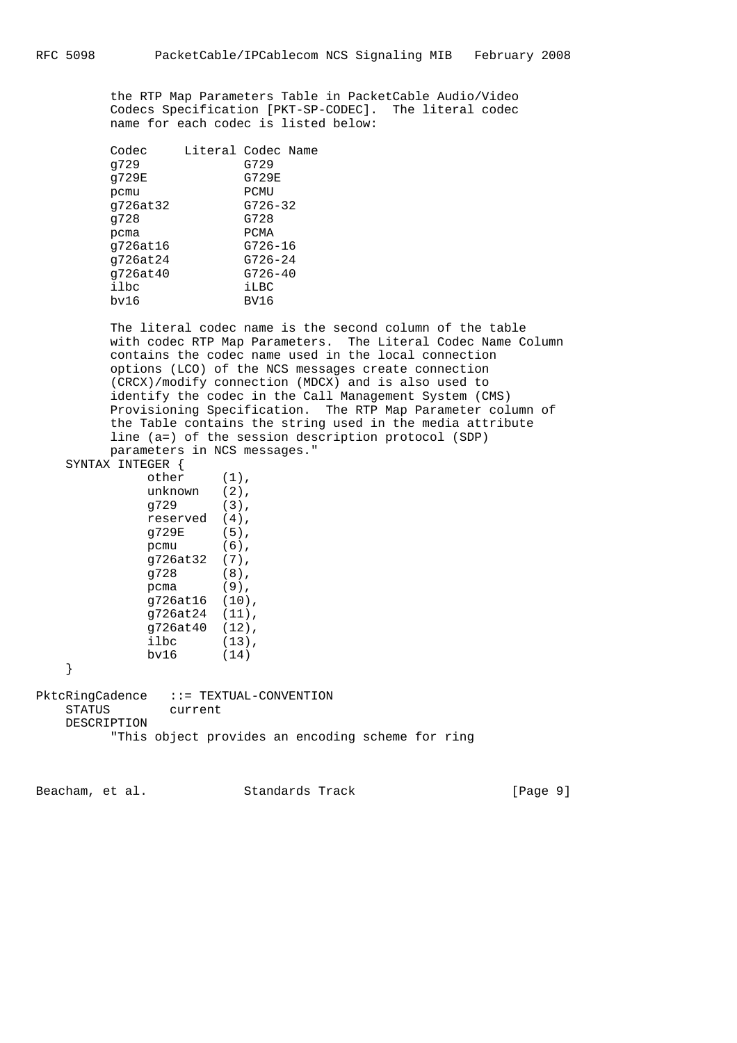```
         the RTP Map Parameters Table in PacketCable Audio/Video
         Codecs Specification [PKT-SP-CODEC].  The literal codec
         name for each codec is listed below:

         Codec      Literal Codec Name
         g729               G729
         g729E              G729E
         pcmu               PCMU
         g726at32           G726-32
         g728               G728
         pcma               PCMA
         g726at16           G726-16
         g726at24           G726-24
         g726at40           G726-40
         ilbc               iLBC
         bv16               BV16

         The literal codec name is the second column of the table
         with codec RTP Map Parameters.  The Literal Codec Name Column
         contains the codec name used in the local connection
         options (LCO) of the NCS messages create connection
         (CRCX)/modify connection (MDCX) and is also used to
         identify the codec in the Call Management System (CMS)
         Provisioning Specification.  The RTP Map Parameter column of
         the Table contains the string used in the media attribute
         line (a=) of the session description protocol (SDP)
         parameters in NCS messages."
    SYNTAX INTEGER {
              other     (1),
              unknown   (2),
              g729      (3),
              reserved  (4),
              g729E     (5),
              pcmu      (6),
              g726at32  (7),
              g728      (8),
              pcma      (9),
              g726at16  (10),
              g726at24  (11),
              g726at40  (12),
              ilbc      (13),
              bv16      (14)
    }

PktcRingCadence   ::= TEXTUAL-CONVENTION
    STATUS        current
    DESCRIPTION
          "This object provides an encoding scheme for ring
```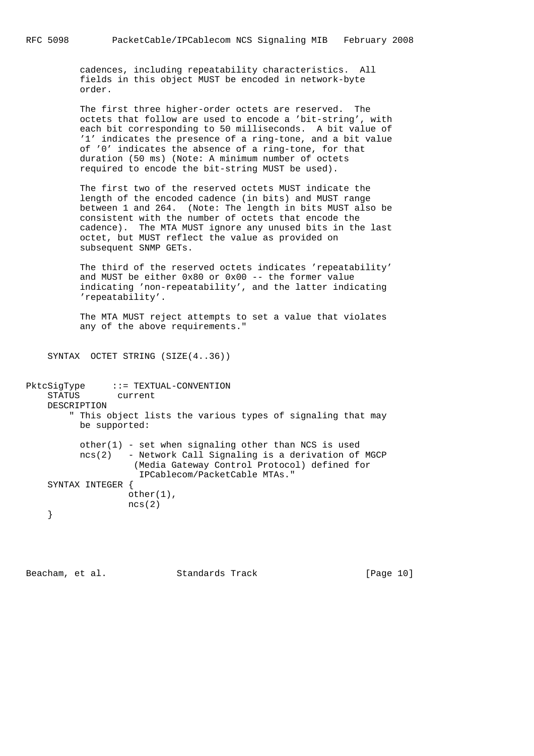```
          cadences, including repeatability characteristics.  All
          fields in this object MUST be encoded in network-byte
          order.

          The first three higher-order octets are reserved.  The
          octets that follow are used to encode a 'bit-string', with
          each bit corresponding to 50 milliseconds.  A bit value of
          '1' indicates the presence of a ring-tone, and a bit value
          of '0' indicates the absence of a ring-tone, for that
          duration (50 ms) (Note: A minimum number of octets
          required to encode the bit-string MUST be used).

          The first two of the reserved octets MUST indicate the
          length of the encoded cadence (in bits) and MUST range
          between 1 and 264.  (Note: The length in bits MUST also be
          consistent with the number of octets that encode the
          cadence).  The MTA MUST ignore any unused bits in the last
          octet, but MUST reflect the value as provided on
          subsequent SNMP GETs.

          The third of the reserved octets indicates 'repeatability'
          and MUST be either 0x80 or 0x00 -- the former value
          indicating 'non-repeatability', and the latter indicating
          'repeatability'.

          The MTA MUST reject attempts to set a value that violates
          any of the above requirements."

    SYNTAX  OCTET STRING (SIZE(4..36))


PktcSigType     ::= TEXTUAL-CONVENTION
    STATUS       current
    DESCRIPTION
        " This object lists the various types of signaling that may
          be supported:

          other(1) - set when signaling other than NCS is used
          ncs(2)   - Network Call Signaling is a derivation of MGCP
                     (Media Gateway Control Protocol) defined for
                      IPCablecom/PacketCable MTAs."
    SYNTAX INTEGER {
                  other(1),
                  ncs(2)
    }
```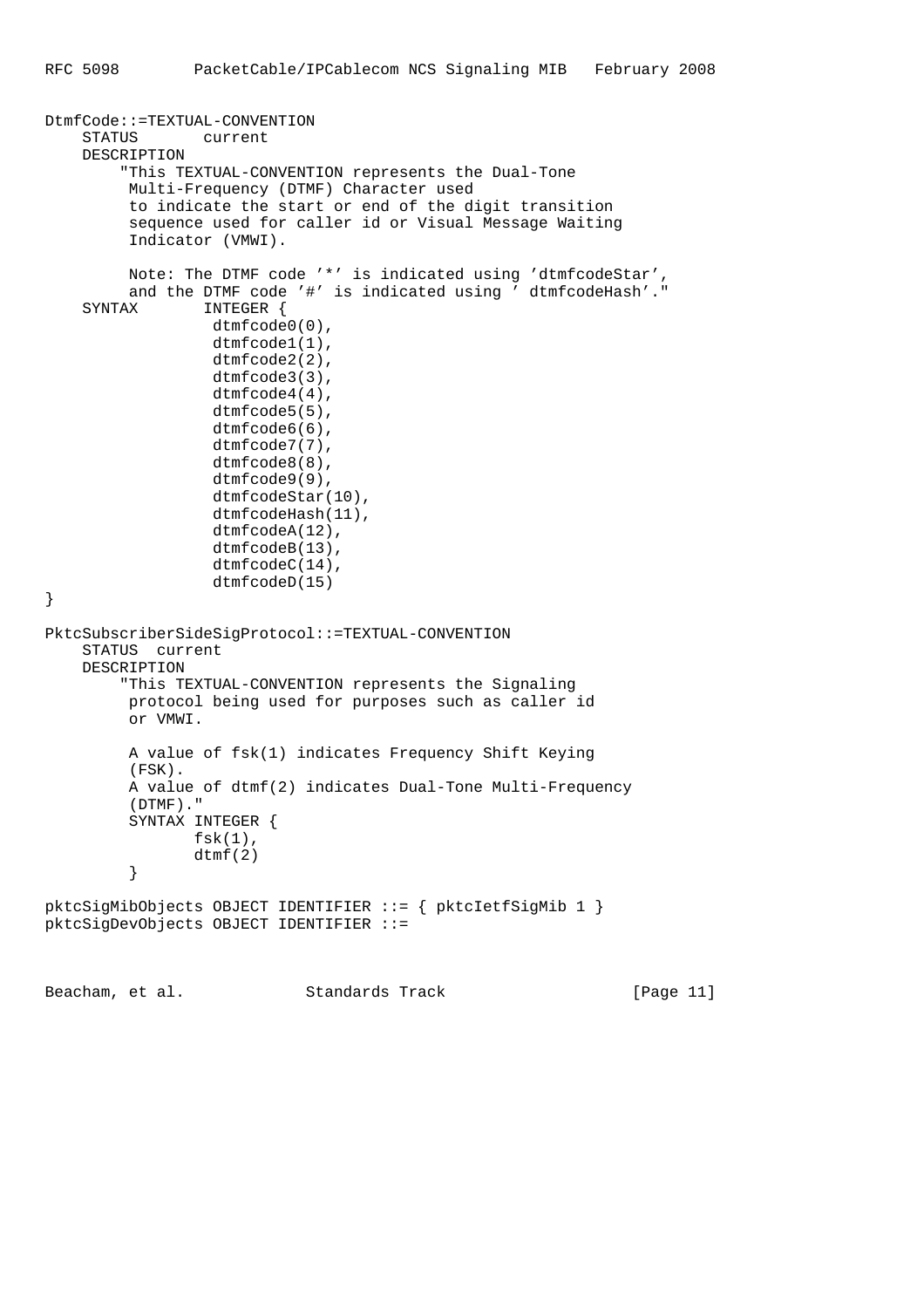```
DtmfCode::=TEXTUAL-CONVENTION
    STATUS       current
    DESCRIPTION
        "This TEXTUAL-CONVENTION represents the Dual-Tone
         Multi-Frequency (DTMF) Character used
         to indicate the start or end of the digit transition
         sequence used for caller id or Visual Message Waiting
         Indicator (VMWI).

         Note: The DTMF code '*' is indicated using 'dtmfcodeStar',
         and the DTMF code '#' is indicated using ' dtmfcodeHash'."
    SYNTAX       INTEGER {
                  dtmfcode0(0),
                  dtmfcode1(1),
                  dtmfcode2(2),
                  dtmfcode3(3),
                  dtmfcode4(4),
                  dtmfcode5(5),
                  dtmfcode6(6),
                  dtmfcode7(7),
                  dtmfcode8(8),
                  dtmfcode9(9),
                  dtmfcodeStar(10),
                  dtmfcodeHash(11),
                  dtmfcodeA(12),
                  dtmfcodeB(13),
                  dtmfcodeC(14),
                  dtmfcodeD(15)
}

PktcSubscriberSideSigProtocol::=TEXTUAL-CONVENTION
    STATUS  current
    DESCRIPTION
        "This TEXTUAL-CONVENTION represents the Signaling
         protocol being used for purposes such as caller id
         or VMWI.

         A value of fsk(1) indicates Frequency Shift Keying
         (FSK).
         A value of dtmf(2) indicates Dual-Tone Multi-Frequency
         (DTMF)."
         SYNTAX INTEGER {
                fsk(1),
                dtmf(2)
         }

pktcSigMibObjects OBJECT IDENTIFIER ::= { pktcIetfSigMib 1 }
pktcSigDevObjects OBJECT IDENTIFIER ::=
```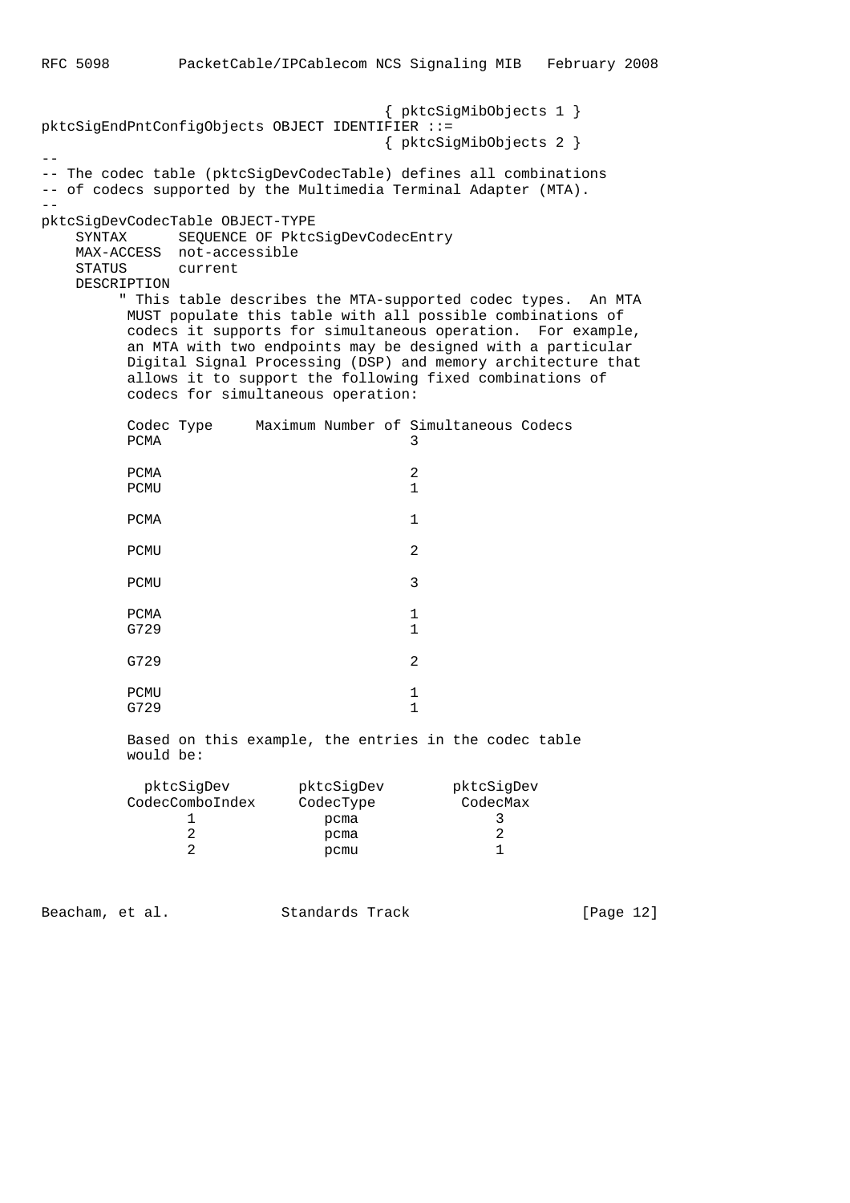```
                                          { pktcSigMibObjects 1 }
pktcSigEndPntConfigObjects OBJECT IDENTIFIER ::=
                                          { pktcSigMibObjects 2 }
--
-- The codec table (pktcSigDevCodecTable) defines all combinations
-- of codecs supported by the Multimedia Terminal Adapter (MTA).
--
pktcSigDevCodecTable OBJECT-TYPE
    SYNTAX       SEQUENCE OF PktcSigDevCodecEntry
    MAX-ACCESS  not-accessible
    STATUS      current
    DESCRIPTION
         " This table describes the MTA-supported codec types.  An MTA
          MUST populate this table with all possible combinations of
          codecs it supports for simultaneous operation.  For example,
          an MTA with two endpoints may be designed with a particular
          Digital Signal Processing (DSP) and memory architecture that
          allows it to support the following fixed combinations of
          codecs for simultaneous operation:

          Codec Type     Maximum Number of Simultaneous Codecs
          PCMA                             3

          PCMA                             2
          PCMU                             1

          PCMA                             1

          PCMU                             2

          PCMU                             3

          PCMA                             1
          G729                             1

          G729                             2

          PCMU                             1
          G729                             1

          Based on this example, the entries in the codec table
          would be:

            pktcSigDev        pktcSigDev        pktcSigDev
          CodecComboIndex     CodecType          CodecMax
                1               pcma                3
                2               pcma                2
                2               pcmu                1
```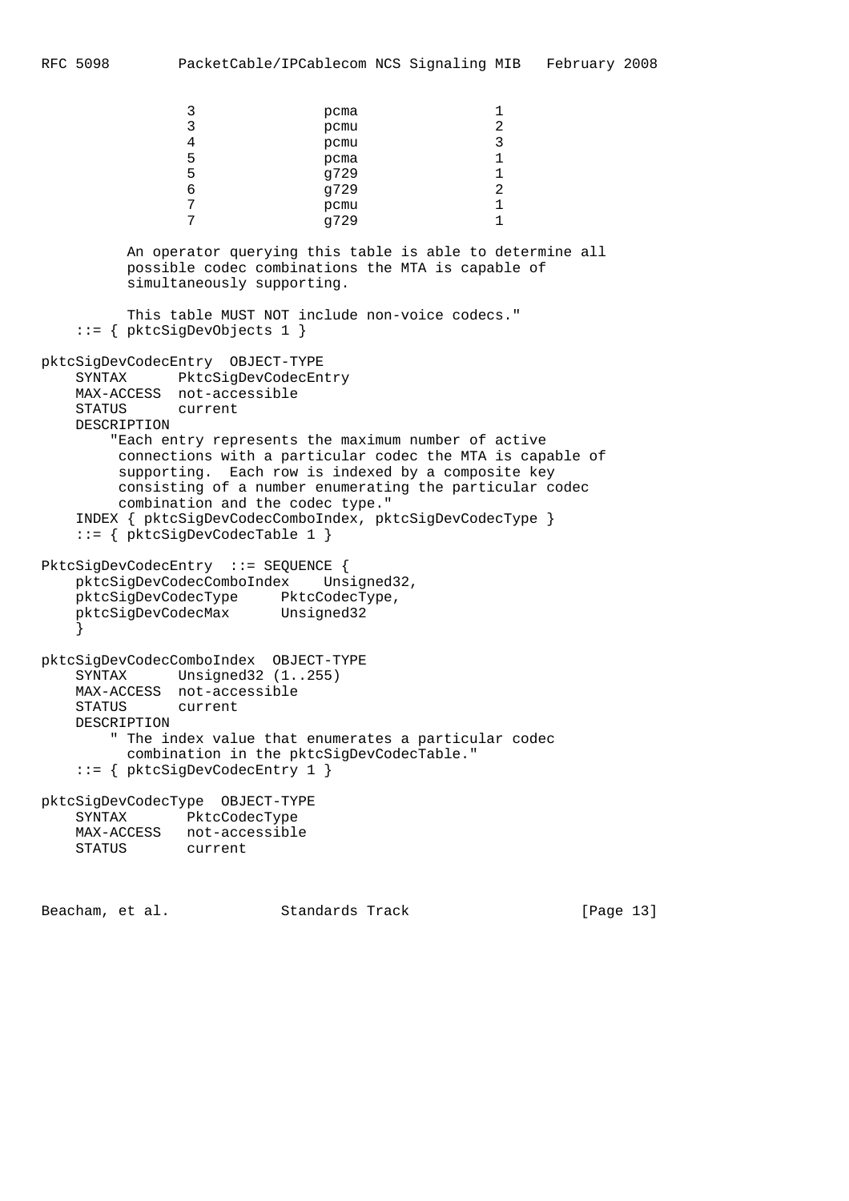```
                 3               pcma               1
                 3               pcmu               2
                 4               pcmu               3
                 5               pcma               1
                 5               g729               1
                 6               g729               2
                 7               pcmu               1
                 7               g729               1

          An operator querying this table is able to determine all
          possible codec combinations the MTA is capable of
          simultaneously supporting.

          This table MUST NOT include non-voice codecs."
    ::= { pktcSigDevObjects 1 }

pktcSigDevCodecEntry  OBJECT-TYPE
    SYNTAX      PktcSigDevCodecEntry
    MAX-ACCESS  not-accessible
    STATUS      current
    DESCRIPTION
        "Each entry represents the maximum number of active
         connections with a particular codec the MTA is capable of
         supporting.  Each row is indexed by a composite key
         consisting of a number enumerating the particular codec
         combination and the codec type."
    INDEX { pktcSigDevCodecComboIndex, pktcSigDevCodecType }
    ::= { pktcSigDevCodecTable 1 }

PktcSigDevCodecEntry  ::= SEQUENCE {
    pktcSigDevCodecComboIndex    Unsigned32,
    pktcSigDevCodecType      PktcCodecType,
    pktcSigDevCodecMax       Unsigned32
    }

pktcSigDevCodecComboIndex  OBJECT-TYPE
    SYNTAX      Unsigned32 (1..255)
    MAX-ACCESS  not-accessible
    STATUS      current
    DESCRIPTION
        " The index value that enumerates a particular codec
          combination in the pktcSigDevCodecTable."
    ::= { pktcSigDevCodecEntry 1 }

pktcSigDevCodecType  OBJECT-TYPE
    SYNTAX       PktcCodecType
    MAX-ACCESS   not-accessible
    STATUS       current
```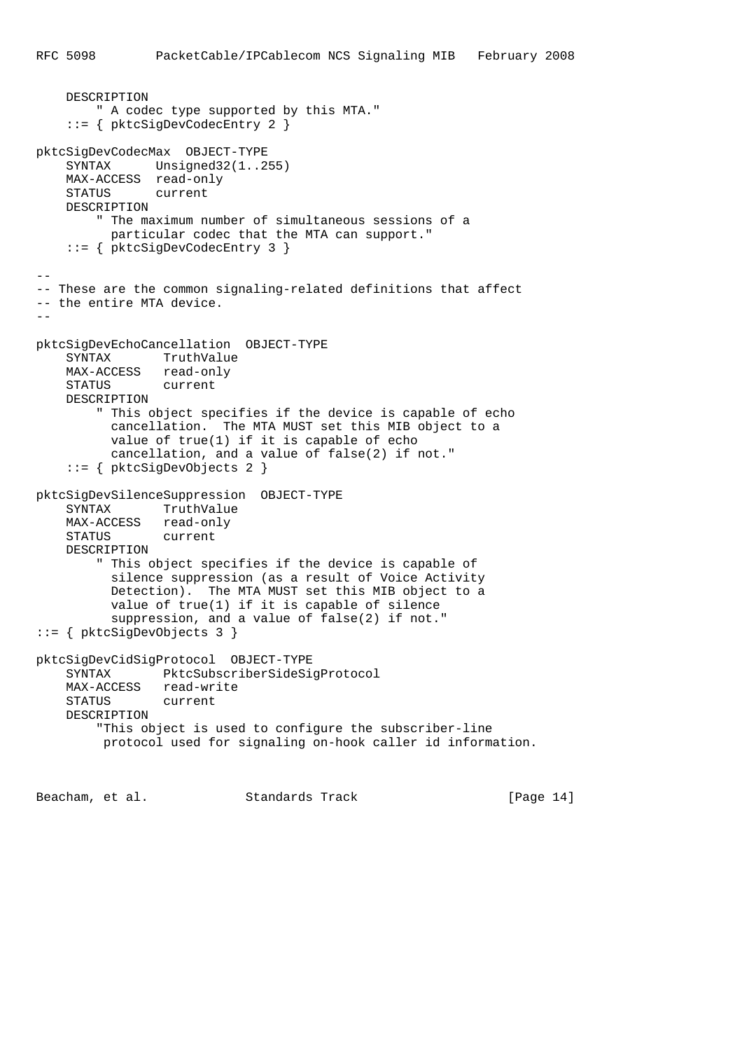```
    DESCRIPTION
        " A codec type supported by this MTA."
    ::= { pktcSigDevCodecEntry 2 }

pktcSigDevCodecMax  OBJECT-TYPE
    SYNTAX      Unsigned32(1..255)
    MAX-ACCESS  read-only
    STATUS      current
    DESCRIPTION
        " The maximum number of simultaneous sessions of a
          particular codec that the MTA can support."
    ::= { pktcSigDevCodecEntry 3 }

--
-- These are the common signaling-related definitions that affect
-- the entire MTA device.
--

pktcSigDevEchoCancellation  OBJECT-TYPE
    SYNTAX       TruthValue
    MAX-ACCESS   read-only
    STATUS       current
    DESCRIPTION
        " This object specifies if the device is capable of echo
          cancellation.  The MTA MUST set this MIB object to a
          value of true(1) if it is capable of echo
          cancellation, and a value of false(2) if not."
    ::= { pktcSigDevObjects 2 }

pktcSigDevSilenceSuppression  OBJECT-TYPE
    SYNTAX       TruthValue
    MAX-ACCESS   read-only
    STATUS       current
    DESCRIPTION
        " This object specifies if the device is capable of
          silence suppression (as a result of Voice Activity
          Detection).  The MTA MUST set this MIB object to a
          value of true(1) if it is capable of silence
          suppression, and a value of false(2) if not."
::= { pktcSigDevObjects 3 }

pktcSigDevCidSigProtocol  OBJECT-TYPE
    SYNTAX       PktcSubscriberSideSigProtocol
    MAX-ACCESS   read-write
    STATUS       current
    DESCRIPTION
        "This object is used to configure the subscriber-line
         protocol used for signaling on-hook caller id information.
```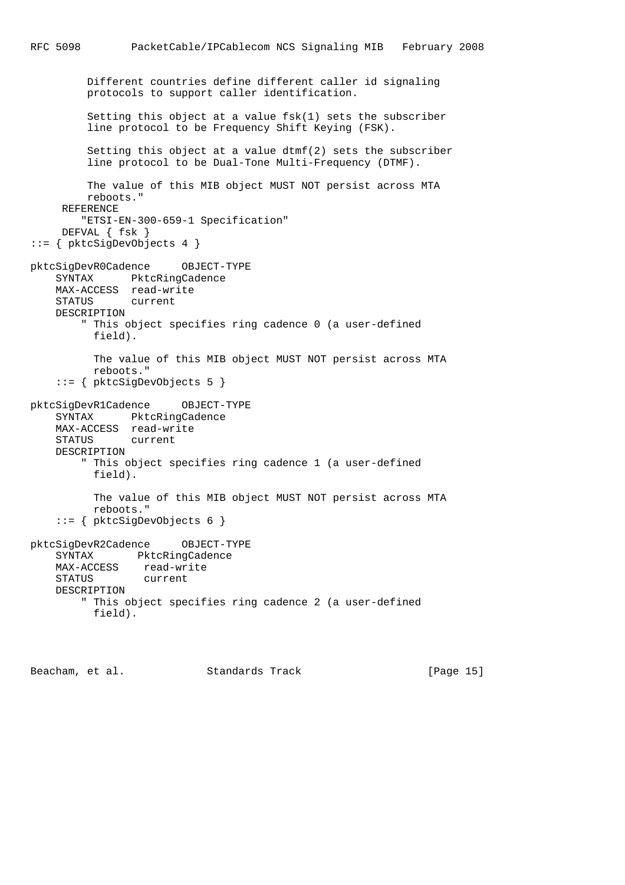```
          Different countries define different caller id signaling
          protocols to support caller identification.

          Setting this object at a value fsk(1) sets the subscriber
          line protocol to be Frequency Shift Keying (FSK).

          Setting this object at a value dtmf(2) sets the subscriber
          line protocol to be Dual-Tone Multi-Frequency (DTMF).

          The value of this MIB object MUST NOT persist across MTA
          reboots."
      REFERENCE
         "ETSI-EN-300-659-1 Specification"
      DEFVAL { fsk }
::= { pktcSigDevObjects 4 }

pktcSigDevR0Cadence     OBJECT-TYPE
    SYNTAX      PktcRingCadence
    MAX-ACCESS  read-write
    STATUS      current
    DESCRIPTION
        " This object specifies ring cadence 0 (a user-defined
          field).

          The value of this MIB object MUST NOT persist across MTA
          reboots."
    ::= { pktcSigDevObjects 5 }

pktcSigDevR1Cadence     OBJECT-TYPE
    SYNTAX      PktcRingCadence
    MAX-ACCESS  read-write
    STATUS      current
    DESCRIPTION
        " This object specifies ring cadence 1 (a user-defined
          field).

          The value of this MIB object MUST NOT persist across MTA
          reboots."
    ::= { pktcSigDevObjects 6 }

pktcSigDevR2Cadence     OBJECT-TYPE
    SYNTAX       PktcRingCadence
    MAX-ACCESS    read-write
    STATUS        current
    DESCRIPTION
        " This object specifies ring cadence 2 (a user-defined
          field).
```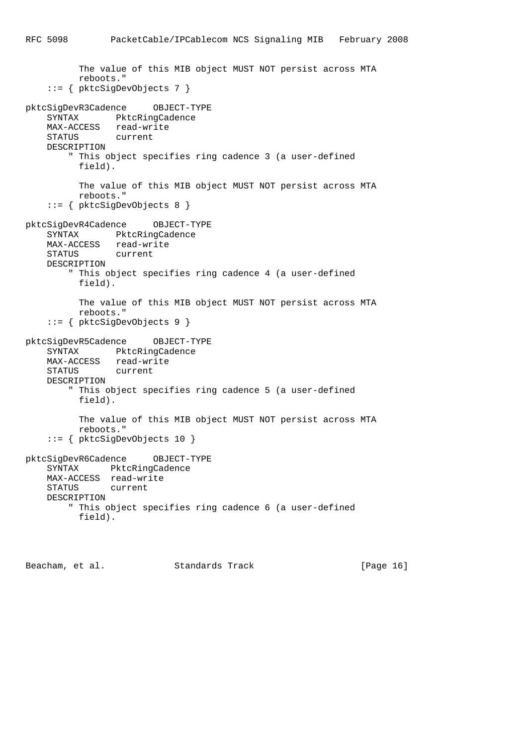```
          The value of this MIB object MUST NOT persist across MTA
          reboots."
    ::= { pktcSigDevObjects 7 }

pktcSigDevR3Cadence     OBJECT-TYPE
    SYNTAX       PktcRingCadence
    MAX-ACCESS   read-write
    STATUS       current
    DESCRIPTION
        " This object specifies ring cadence 3 (a user-defined
          field).

          The value of this MIB object MUST NOT persist across MTA
          reboots."
    ::= { pktcSigDevObjects 8 }

pktcSigDevR4Cadence     OBJECT-TYPE
    SYNTAX       PktcRingCadence
    MAX-ACCESS   read-write
    STATUS       current
    DESCRIPTION
        " This object specifies ring cadence 4 (a user-defined
          field).

          The value of this MIB object MUST NOT persist across MTA
          reboots."
    ::= { pktcSigDevObjects 9 }

pktcSigDevR5Cadence     OBJECT-TYPE
    SYNTAX       PktcRingCadence
    MAX-ACCESS   read-write
    STATUS       current
    DESCRIPTION
        " This object specifies ring cadence 5 (a user-defined
          field).

          The value of this MIB object MUST NOT persist across MTA
          reboots."
    ::= { pktcSigDevObjects 10 }

pktcSigDevR6Cadence     OBJECT-TYPE
    SYNTAX      PktcRingCadence
    MAX-ACCESS  read-write
    STATUS      current
    DESCRIPTION
        " This object specifies ring cadence 6 (a user-defined
          field).
```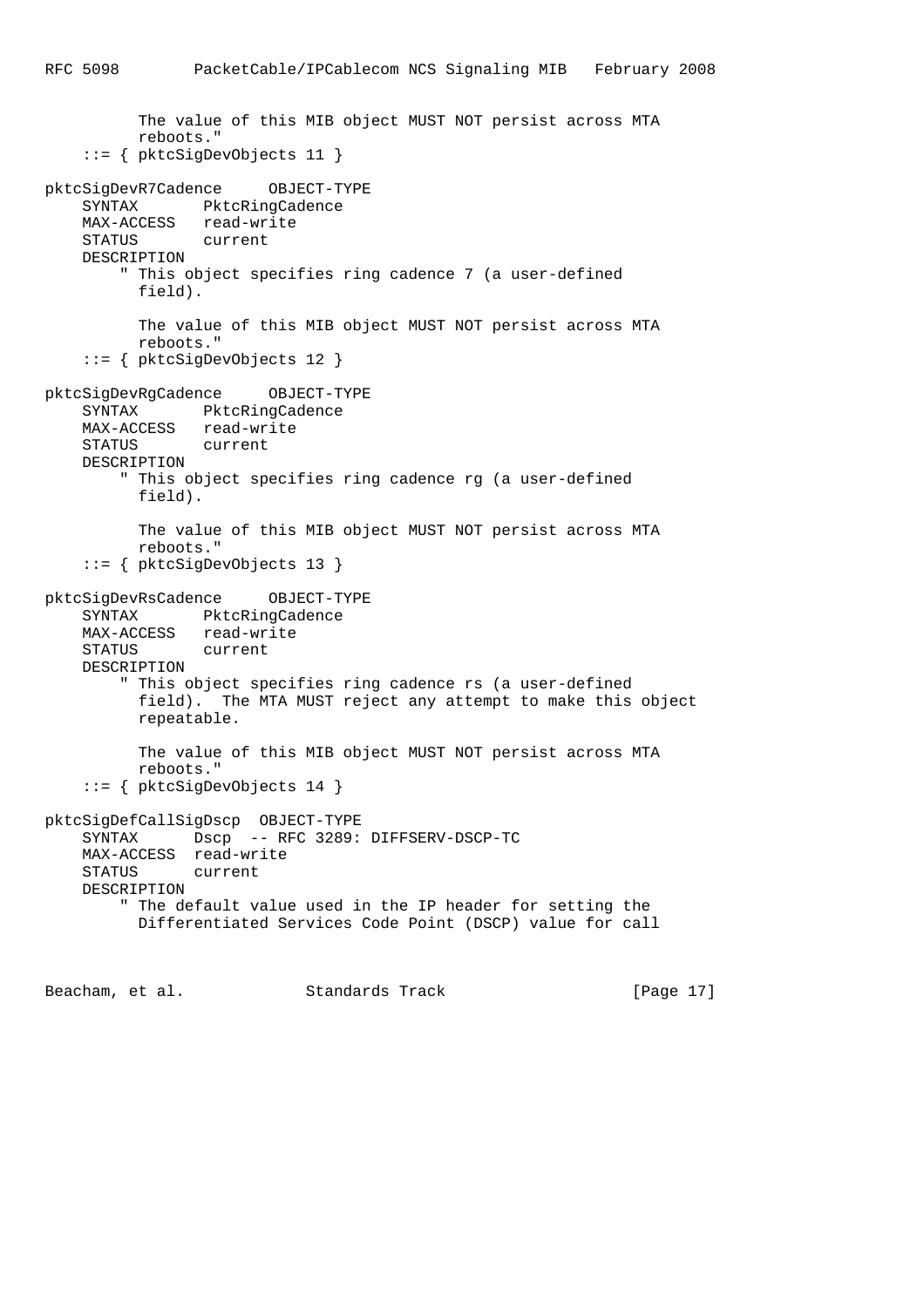```
          The value of this MIB object MUST NOT persist across MTA
          reboots."
    ::= { pktcSigDevObjects 11 }

pktcSigDevR7Cadence     OBJECT-TYPE
    SYNTAX       PktcRingCadence
    MAX-ACCESS   read-write
    STATUS       current
    DESCRIPTION
        " This object specifies ring cadence 7 (a user-defined
          field).

          The value of this MIB object MUST NOT persist across MTA
          reboots."
    ::= { pktcSigDevObjects 12 }

pktcSigDevRgCadence     OBJECT-TYPE
    SYNTAX       PktcRingCadence
    MAX-ACCESS   read-write
    STATUS       current
    DESCRIPTION
        " This object specifies ring cadence rg (a user-defined
          field).

          The value of this MIB object MUST NOT persist across MTA
          reboots."
    ::= { pktcSigDevObjects 13 }

pktcSigDevRsCadence     OBJECT-TYPE
    SYNTAX       PktcRingCadence
    MAX-ACCESS   read-write
    STATUS       current
    DESCRIPTION
        " This object specifies ring cadence rs (a user-defined
          field).  The MTA MUST reject any attempt to make this object
          repeatable.

          The value of this MIB object MUST NOT persist across MTA
          reboots."
    ::= { pktcSigDevObjects 14 }

pktcSigDefCallSigDscp  OBJECT-TYPE
    SYNTAX      Dscp  -- RFC 3289: DIFFSERV-DSCP-TC
    MAX-ACCESS  read-write
    STATUS      current
    DESCRIPTION
        " The default value used in the IP header for setting the
          Differentiated Services Code Point (DSCP) value for call
```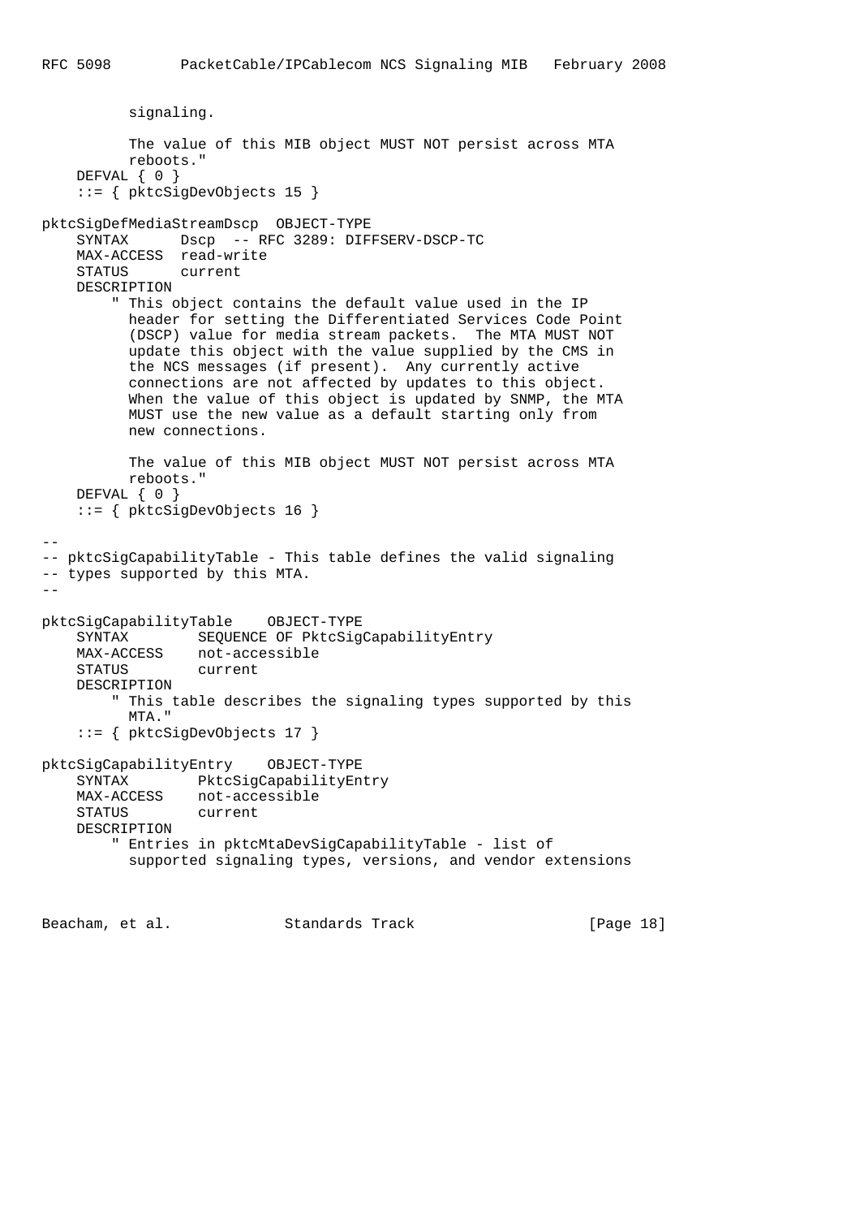```
          signaling.

          The value of this MIB object MUST NOT persist across MTA
          reboots."
    DEFVAL { 0 }
    ::= { pktcSigDevObjects 15 }

pktcSigDefMediaStreamDscp  OBJECT-TYPE
    SYNTAX      Dscp  -- RFC 3289: DIFFSERV-DSCP-TC
    MAX-ACCESS  read-write
    STATUS      current
    DESCRIPTION
        " This object contains the default value used in the IP
          header for setting the Differentiated Services Code Point
          (DSCP) value for media stream packets.  The MTA MUST NOT
          update this object with the value supplied by the CMS in
          the NCS messages (if present).  Any currently active
          connections are not affected by updates to this object.
          When the value of this object is updated by SNMP, the MTA
          MUST use the new value as a default starting only from
          new connections.

          The value of this MIB object MUST NOT persist across MTA
          reboots."
    DEFVAL { 0 }
    ::= { pktcSigDevObjects 16 }

--
-- pktcSigCapabilityTable - This table defines the valid signaling
-- types supported by this MTA.
--

pktcSigCapabilityTable    OBJECT-TYPE
    SYNTAX        SEQUENCE OF PktcSigCapabilityEntry
    MAX-ACCESS    not-accessible
    STATUS        current
    DESCRIPTION
        " This table describes the signaling types supported by this
          MTA."
    ::= { pktcSigDevObjects 17 }

pktcSigCapabilityEntry    OBJECT-TYPE
    SYNTAX        PktcSigCapabilityEntry
    MAX-ACCESS    not-accessible
    STATUS        current
    DESCRIPTION
        " Entries in pktcMtaDevSigCapabilityTable - list of
          supported signaling types, versions, and vendor extensions
```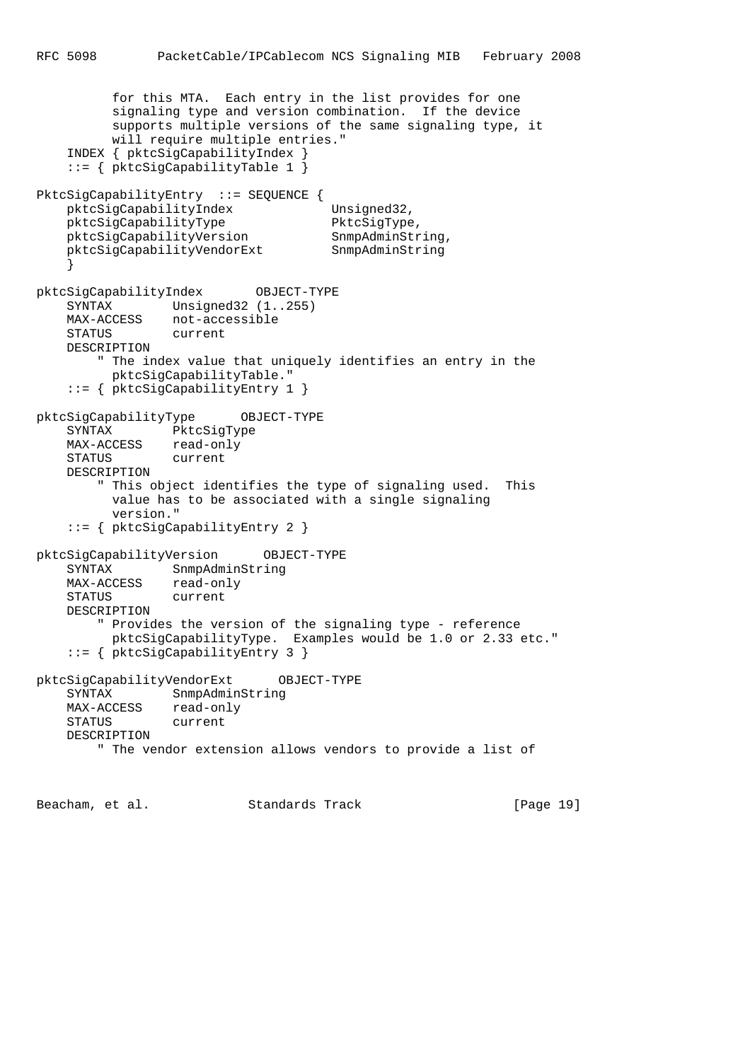```
          for this MTA.  Each entry in the list provides for one
          signaling type and version combination.  If the device
          supports multiple versions of the same signaling type, it
          will require multiple entries."
    INDEX { pktcSigCapabilityIndex }
    ::= { pktcSigCapabilityTable 1 }

PktcSigCapabilityEntry  ::= SEQUENCE {
    pktcSigCapabilityIndex             Unsigned32,
    pktcSigCapabilityType              PktcSigType,
    pktcSigCapabilityVersion           SnmpAdminString,
    pktcSigCapabilityVendorExt         SnmpAdminString
    }

pktcSigCapabilityIndex       OBJECT-TYPE
    SYNTAX        Unsigned32 (1..255)
    MAX-ACCESS    not-accessible
    STATUS        current
    DESCRIPTION
        " The index value that uniquely identifies an entry in the
          pktcSigCapabilityTable."
    ::= { pktcSigCapabilityEntry 1 }

pktcSigCapabilityType      OBJECT-TYPE
    SYNTAX        PktcSigType
    MAX-ACCESS    read-only
    STATUS        current
    DESCRIPTION
        " This object identifies the type of signaling used.  This
          value has to be associated with a single signaling
          version."
    ::= { pktcSigCapabilityEntry 2 }

pktcSigCapabilityVersion      OBJECT-TYPE
    SYNTAX        SnmpAdminString
    MAX-ACCESS    read-only
    STATUS        current
    DESCRIPTION
        " Provides the version of the signaling type - reference
          pktcSigCapabilityType.  Examples would be 1.0 or 2.33 etc."
    ::= { pktcSigCapabilityEntry 3 }

pktcSigCapabilityVendorExt      OBJECT-TYPE
    SYNTAX        SnmpAdminString
    MAX-ACCESS    read-only
    STATUS        current
    DESCRIPTION
        " The vendor extension allows vendors to provide a list of
```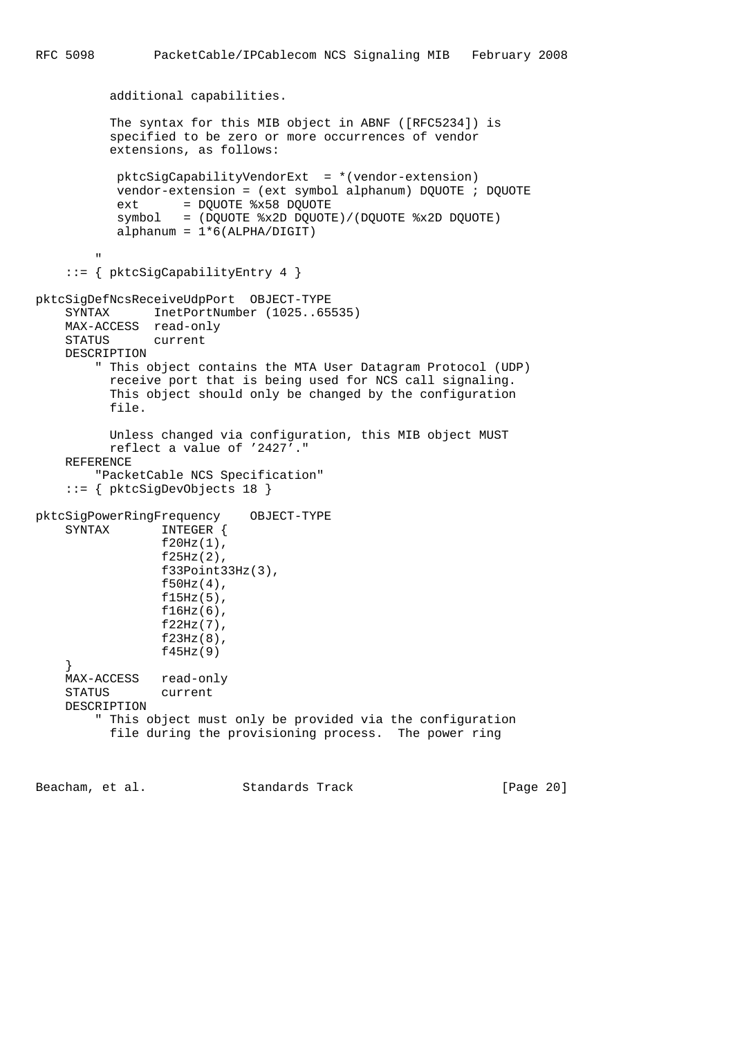```
          additional capabilities.

          The syntax for this MIB object in ABNF ([RFC5234]) is
          specified to be zero or more occurrences of vendor
          extensions, as follows:

           pktcSigCapabilityVendorExt  = *(vendor-extension)
           vendor-extension = (ext symbol alphanum) DQUOTE ; DQUOTE
           ext      = DQUOTE %x58 DQUOTE
           symbol   = (DQUOTE %x2D DQUOTE)/(DQUOTE %x2D DQUOTE)
           alphanum = 1*6(ALPHA/DIGIT)

        "
    ::= { pktcSigCapabilityEntry 4 }

pktcSigDefNcsReceiveUdpPort  OBJECT-TYPE
    SYNTAX      InetPortNumber (1025..65535)
    MAX-ACCESS  read-only
    STATUS      current
    DESCRIPTION
        " This object contains the MTA User Datagram Protocol (UDP)
          receive port that is being used for NCS call signaling.
          This object should only be changed by the configuration
          file.

          Unless changed via configuration, this MIB object MUST
          reflect a value of '2427'."
    REFERENCE
        "PacketCable NCS Specification"
    ::= { pktcSigDevObjects 18 }

pktcSigPowerRingFrequency    OBJECT-TYPE
    SYNTAX       INTEGER {
                 f20Hz(1),
                 f25Hz(2),
                 f33Point33Hz(3),
                 f50Hz(4),
                 f15Hz(5),
                 f16Hz(6),
                 f22Hz(7),
                 f23Hz(8),
                 f45Hz(9)
    }
    MAX-ACCESS   read-only
    STATUS       current
    DESCRIPTION
        " This object must only be provided via the configuration
          file during the provisioning process.  The power ring
```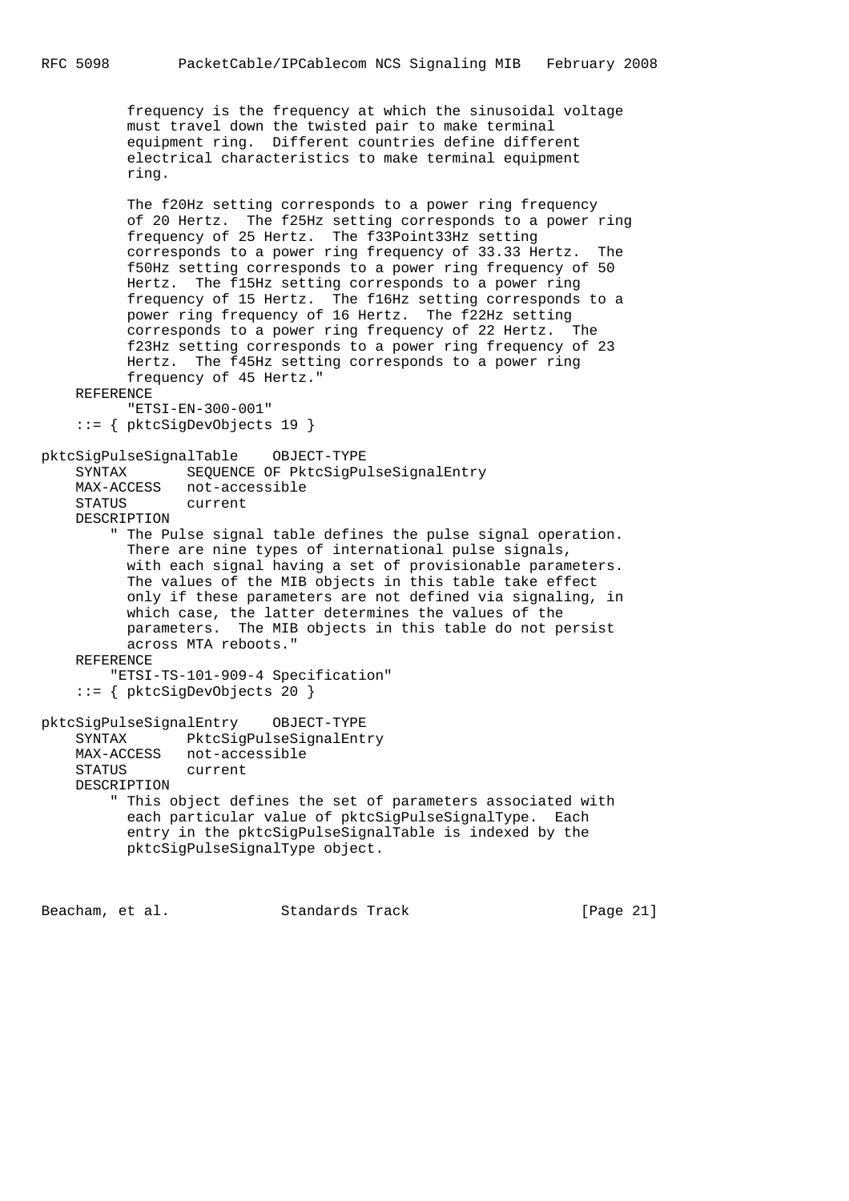```
          frequency is the frequency at which the sinusoidal voltage
          must travel down the twisted pair to make terminal
          equipment ring.  Different countries define different
          electrical characteristics to make terminal equipment
          ring.

          The f20Hz setting corresponds to a power ring frequency
          of 20 Hertz.  The f25Hz setting corresponds to a power ring
          frequency of 25 Hertz.  The f33Point33Hz setting
          corresponds to a power ring frequency of 33.33 Hertz.  The
          f50Hz setting corresponds to a power ring frequency of 50
          Hertz.  The f15Hz setting corresponds to a power ring
          frequency of 15 Hertz.  The f16Hz setting corresponds to a
          power ring frequency of 16 Hertz.  The f22Hz setting
          corresponds to a power ring frequency of 22 Hertz.  The
          f23Hz setting corresponds to a power ring frequency of 23
          Hertz.  The f45Hz setting corresponds to a power ring
          frequency of 45 Hertz."
    REFERENCE
          "ETSI-EN-300-001"
    ::= { pktcSigDevObjects 19 }

pktcSigPulseSignalTable    OBJECT-TYPE
    SYNTAX       SEQUENCE OF PktcSigPulseSignalEntry
    MAX-ACCESS   not-accessible
    STATUS       current
    DESCRIPTION
        " The Pulse signal table defines the pulse signal operation.
          There are nine types of international pulse signals,
          with each signal having a set of provisionable parameters.
          The values of the MIB objects in this table take effect
          only if these parameters are not defined via signaling, in
          which case, the latter determines the values of the
          parameters.  The MIB objects in this table do not persist
          across MTA reboots."
    REFERENCE
        "ETSI-TS-101-909-4 Specification"
    ::= { pktcSigDevObjects 20 }

pktcSigPulseSignalEntry    OBJECT-TYPE
    SYNTAX       PktcSigPulseSignalEntry
    MAX-ACCESS   not-accessible
    STATUS       current
    DESCRIPTION
        " This object defines the set of parameters associated with
          each particular value of pktcSigPulseSignalType.  Each
          entry in the pktcSigPulseSignalTable is indexed by the
          pktcSigPulseSignalType object.
```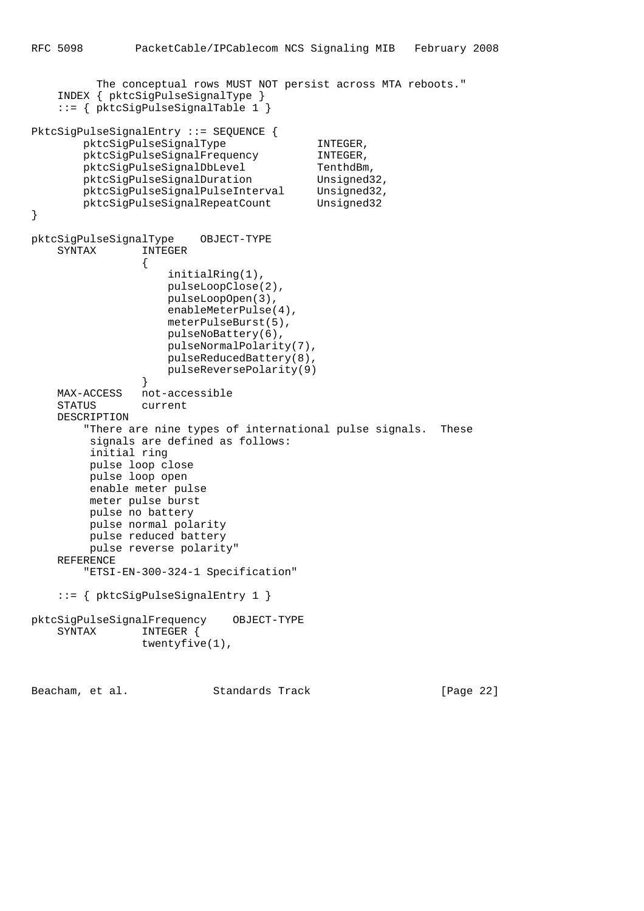```
          The conceptual rows MUST NOT persist across MTA reboots."
    INDEX { pktcSigPulseSignalType }
    ::= { pktcSigPulseSignalTable 1 }

PktcSigPulseSignalEntry ::= SEQUENCE {
        pktcSigPulseSignalType              INTEGER,
        pktcSigPulseSignalFrequency         INTEGER,
        pktcSigPulseSignalDbLevel           TenthdBm,
        pktcSigPulseSignalDuration          Unsigned32,
        pktcSigPulseSignalPulseInterval     Unsigned32,
        pktcSigPulseSignalRepeatCount       Unsigned32
}

pktcSigPulseSignalType    OBJECT-TYPE
    SYNTAX       INTEGER
                 {
                     initialRing(1),
                     pulseLoopClose(2),
                     pulseLoopOpen(3),
                     enableMeterPulse(4),
                     meterPulseBurst(5),
                     pulseNoBattery(6),
                     pulseNormalPolarity(7),
                     pulseReducedBattery(8),
                     pulseReversePolarity(9)
                 }
    MAX-ACCESS   not-accessible
    STATUS       current
    DESCRIPTION
        "There are nine types of international pulse signals.  These
         signals are defined as follows:
         initial ring
         pulse loop close
         pulse loop open
         enable meter pulse
         meter pulse burst
         pulse no battery
         pulse normal polarity
         pulse reduced battery
         pulse reverse polarity"
    REFERENCE
        "ETSI-EN-300-324-1 Specification"

    ::= { pktcSigPulseSignalEntry 1 }

pktcSigPulseSignalFrequency    OBJECT-TYPE
    SYNTAX       INTEGER {
                 twentyfive(1),
```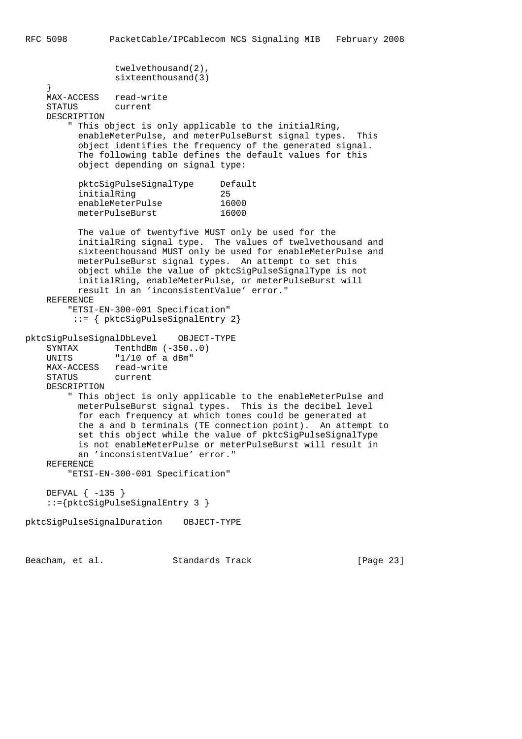```
                 twelvethousand(2),
                 sixteenthousand(3)
    }
    MAX-ACCESS   read-write
    STATUS       current
    DESCRIPTION
        " This object is only applicable to the initialRing,
          enableMeterPulse, and meterPulseBurst signal types.  This
          object identifies the frequency of the generated signal.
          The following table defines the default values for this
          object depending on signal type:

          pktcSigPulseSignalType     Default
          initialRing                25
          enableMeterPulse           16000
          meterPulseBurst            16000

          The value of twentyfive MUST only be used for the
          initialRing signal type.  The values of twelvethousand and
          sixteenthousand MUST only be used for enableMeterPulse and
          meterPulseBurst signal types.  An attempt to set this
          object while the value of pktcSigPulseSignalType is not
          initialRing, enableMeterPulse, or meterPulseBurst will
          result in an 'inconsistentValue' error."
    REFERENCE
        "ETSI-EN-300-001 Specification"
         ::= { pktcSigPulseSignalEntry 2}

pktcSigPulseSignalDbLevel    OBJECT-TYPE
    SYNTAX       TenthdBm (-350..0)
    UNITS        "1/10 of a dBm"
    MAX-ACCESS   read-write
    STATUS       current
    DESCRIPTION
        " This object is only applicable to the enableMeterPulse and
          meterPulseBurst signal types.  This is the decibel level
          for each frequency at which tones could be generated at
          the a and b terminals (TE connection point).  An attempt to
          set this object while the value of pktcSigPulseSignalType
          is not enableMeterPulse or meterPulseBurst will result in
          an 'inconsistentValue' error."
    REFERENCE
        "ETSI-EN-300-001 Specification"

    DEFVAL { -135 }
    ::={pktcSigPulseSignalEntry 3 }

pktcSigPulseSignalDuration    OBJECT-TYPE
```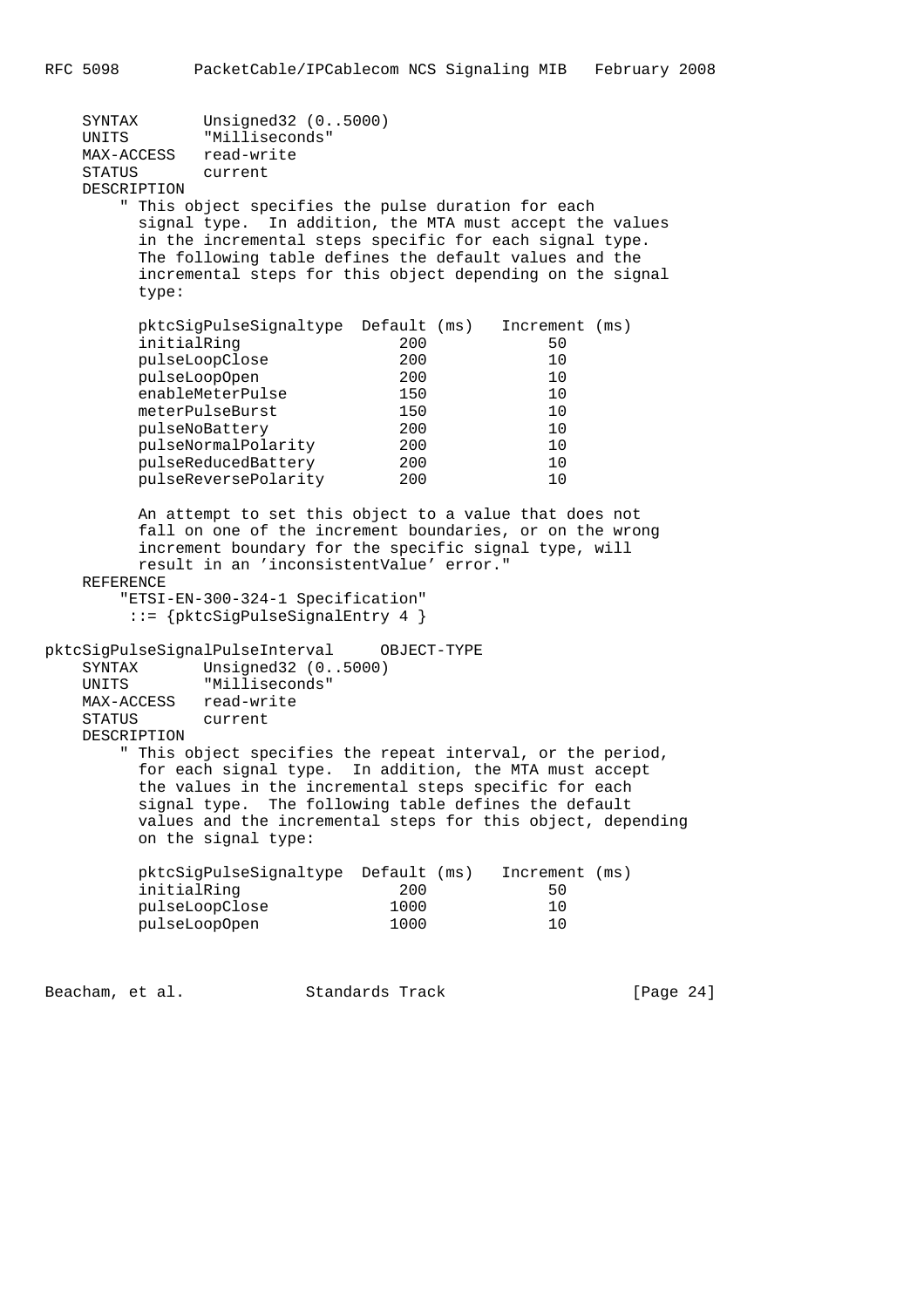```
    SYNTAX       Unsigned32 (0..5000)
    UNITS        "Milliseconds"
    MAX-ACCESS   read-write
    STATUS       current
    DESCRIPTION
        " This object specifies the pulse duration for each
          signal type.  In addition, the MTA must accept the values
          in the incremental steps specific for each signal type.
          The following table defines the default values and the
          incremental steps for this object depending on the signal
          type:

          pktcSigPulseSignaltype  Default (ms)   Increment (ms)
          initialRing                 200            50
          pulseLoopClose              200            10
          pulseLoopOpen               200            10
          enableMeterPulse            150            10
          meterPulseBurst             150            10
          pulseNoBattery              200            10
          pulseNormalPolarity         200            10
          pulseReducedBattery         200            10
          pulseReversePolarity        200            10

          An attempt to set this object to a value that does not
          fall on one of the increment boundaries, or on the wrong
          increment boundary for the specific signal type, will
          result in an 'inconsistentValue' error."
    REFERENCE
       "ETSI-EN-300-324-1 Specification"
        ::= {pktcSigPulseSignalEntry 4 }

pktcSigPulseSignalPulseInterval     OBJECT-TYPE
    SYNTAX       Unsigned32 (0..5000)
    UNITS        "Milliseconds"
    MAX-ACCESS   read-write
    STATUS       current
    DESCRIPTION
        " This object specifies the repeat interval, or the period,
          for each signal type.  In addition, the MTA must accept
          the values in the incremental steps specific for each
          signal type.  The following table defines the default
          values and the incremental steps for this object, depending
          on the signal type:

          pktcSigPulseSignaltype  Default (ms)   Increment (ms)
          initialRing                 200            50
          pulseLoopClose             1000            10
          pulseLoopOpen              1000            10
```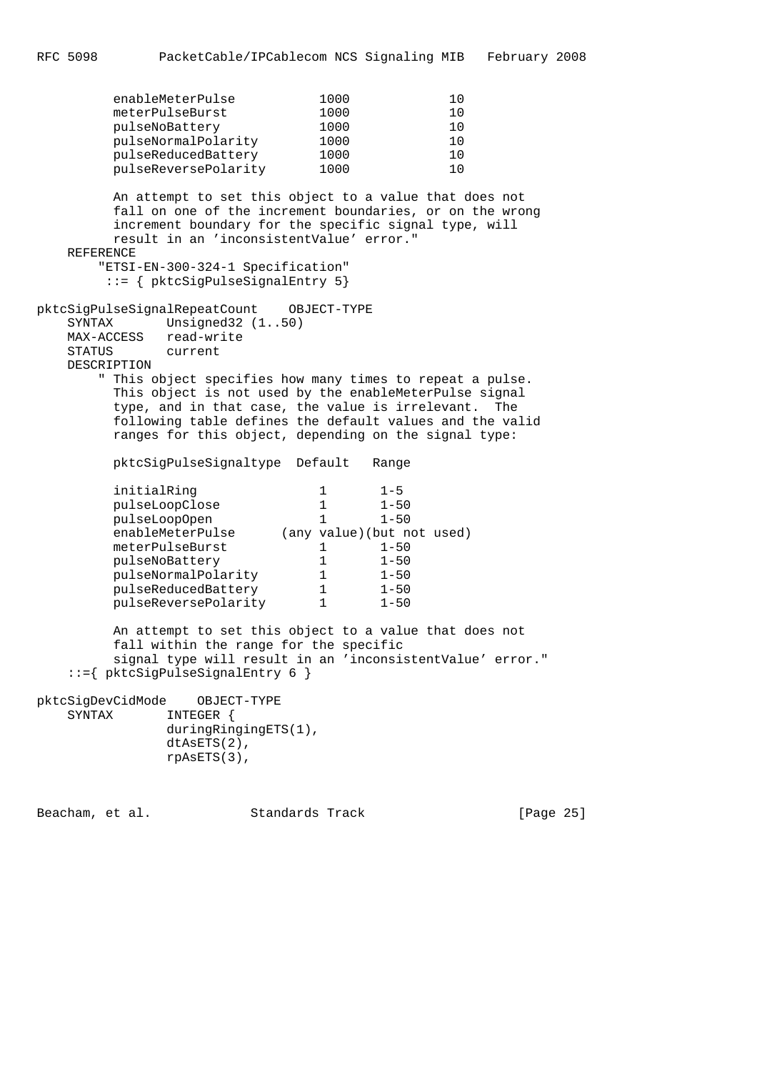```
          enableMeterPulse           1000             10
          meterPulseBurst            1000             10
          pulseNoBattery             1000             10
          pulseNormalPolarity        1000             10
          pulseReducedBattery        1000             10
          pulseReversePolarity       1000             10

          An attempt to set this object to a value that does not
          fall on one of the increment boundaries, or on the wrong
          increment boundary for the specific signal type, will
          result in an 'inconsistentValue' error."
    REFERENCE
        "ETSI-EN-300-324-1 Specification"
         ::= { pktcSigPulseSignalEntry 5}

pktcSigPulseSignalRepeatCount    OBJECT-TYPE
    SYNTAX       Unsigned32 (1..50)
    MAX-ACCESS   read-write
    STATUS       current
    DESCRIPTION
        " This object specifies how many times to repeat a pulse.
          This object is not used by the enableMeterPulse signal
          type, and in that case, the value is irrelevant.  The
          following table defines the default values and the valid
          ranges for this object, depending on the signal type:

          pktcSigPulseSignaltype  Default   Range

          initialRing                1       1-5
          pulseLoopClose             1       1-50
          pulseLoopOpen              1       1-50
          enableMeterPulse      (any value)(but not used)
          meterPulseBurst            1       1-50
          pulseNoBattery             1       1-50
          pulseNormalPolarity        1       1-50
          pulseReducedBattery        1       1-50
          pulseReversePolarity       1       1-50

          An attempt to set this object to a value that does not
          fall within the range for the specific
          signal type will result in an 'inconsistentValue' error."
    ::={ pktcSigPulseSignalEntry 6 }

pktcSigDevCidMode    OBJECT-TYPE
    SYNTAX       INTEGER {
                 duringRingingETS(1),
                 dtAsETS(2),
                 rpAsETS(3),
```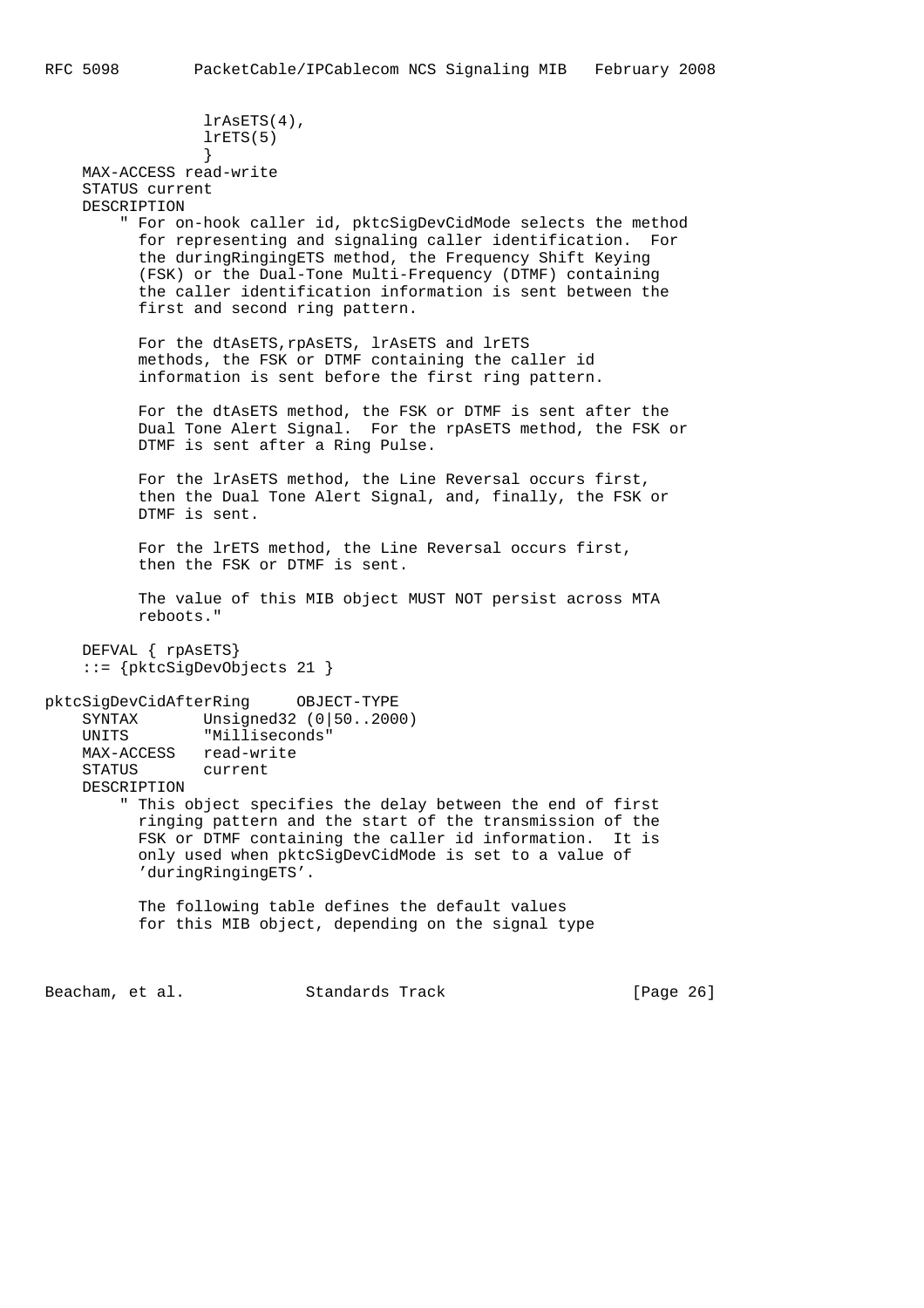```
                 lrAsETS(4),
                 lrETS(5)
                 }
    MAX-ACCESS read-write
    STATUS current
    DESCRIPTION
        " For on-hook caller id, pktcSigDevCidMode selects the method
          for representing and signaling caller identification.  For
          the duringRingingETS method, the Frequency Shift Keying
          (FSK) or the Dual-Tone Multi-Frequency (DTMF) containing
          the caller identification information is sent between the
          first and second ring pattern.

          For the dtAsETS,rpAsETS, lrAsETS and lrETS
          methods, the FSK or DTMF containing the caller id
          information is sent before the first ring pattern.

          For the dtAsETS method, the FSK or DTMF is sent after the
          Dual Tone Alert Signal.  For the rpAsETS method, the FSK or
          DTMF is sent after a Ring Pulse.

          For the lrAsETS method, the Line Reversal occurs first,
          then the Dual Tone Alert Signal, and, finally, the FSK or
          DTMF is sent.

          For the lrETS method, the Line Reversal occurs first,
          then the FSK or DTMF is sent.

          The value of this MIB object MUST NOT persist across MTA
          reboots."

    DEFVAL { rpAsETS}
    ::= {pktcSigDevObjects 21 }

pktcSigDevCidAfterRing     OBJECT-TYPE
    SYNTAX       Unsigned32 (0|50..2000)
    UNITS        "Milliseconds"
    MAX-ACCESS   read-write
    STATUS       current
    DESCRIPTION
        " This object specifies the delay between the end of first
          ringing pattern and the start of the transmission of the
          FSK or DTMF containing the caller id information.  It is
          only used when pktcSigDevCidMode is set to a value of
          'duringRingingETS'.

          The following table defines the default values
          for this MIB object, depending on the signal type
```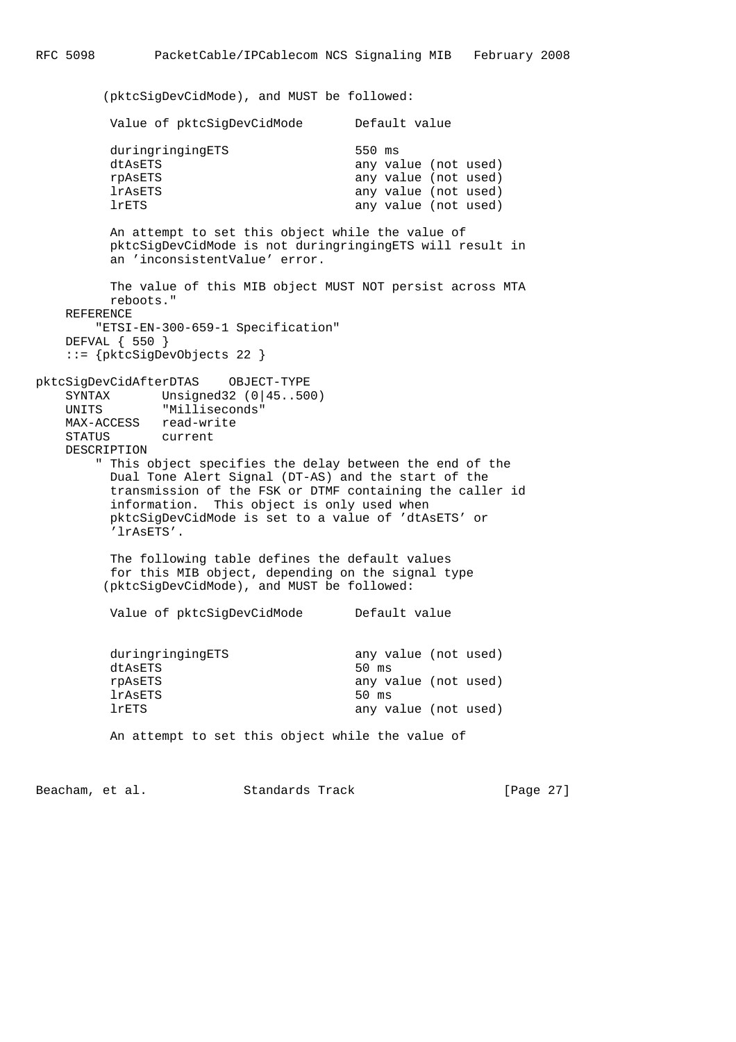```
         (pktcSigDevCidMode), and MUST be followed:

          Value of pktcSigDevCidMode       Default value

          duringringingETS                 550 ms
          dtAsETS                          any value (not used)
          rpAsETS                          any value (not used)
          lrAsETS                          any value (not used)
          lrETS                            any value (not used)

          An attempt to set this object while the value of
          pktcSigDevCidMode is not duringringingETS will result in
          an 'inconsistentValue' error.

          The value of this MIB object MUST NOT persist across MTA
          reboots."
    REFERENCE
        "ETSI-EN-300-659-1 Specification"
    DEFVAL { 550 }
    ::= {pktcSigDevObjects 22 }

pktcSigDevCidAfterDTAS    OBJECT-TYPE
    SYNTAX       Unsigned32 (0|45..500)
    UNITS        "Milliseconds"
    MAX-ACCESS   read-write
    STATUS       current
    DESCRIPTION
        " This object specifies the delay between the end of the
          Dual Tone Alert Signal (DT-AS) and the start of the
          transmission of the FSK or DTMF containing the caller id
          information.  This object is only used when
          pktcSigDevCidMode is set to a value of 'dtAsETS' or
          'lrAsETS'.

          The following table defines the default values
          for this MIB object, depending on the signal type
         (pktcSigDevCidMode), and MUST be followed:

          Value of pktcSigDevCidMode       Default value


          duringringingETS                 any value (not used)
          dtAsETS                          50 ms
          rpAsETS                          any value (not used)
          lrAsETS                          50 ms
          lrETS                            any value (not used)

          An attempt to set this object while the value of
```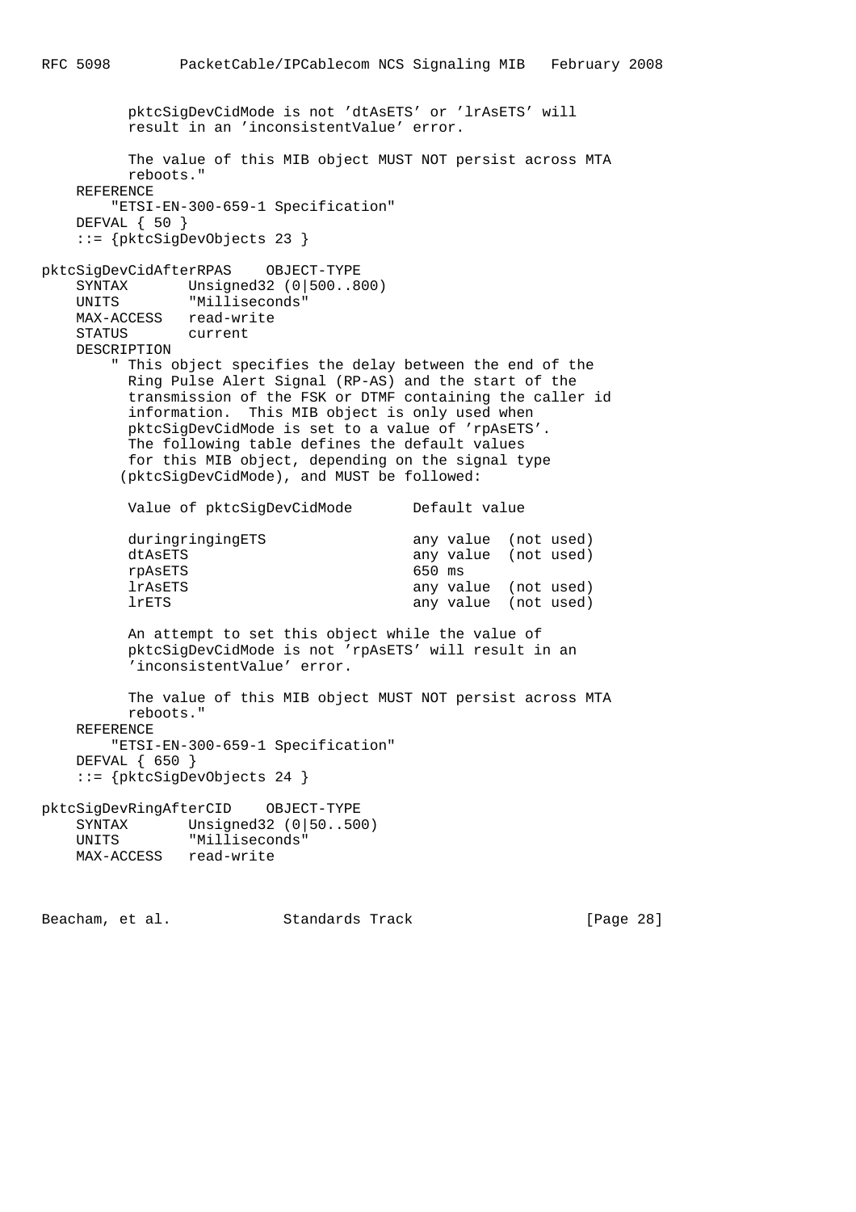```
          pktcSigDevCidMode is not 'dtAsETS' or 'lrAsETS' will
          result in an 'inconsistentValue' error.

          The value of this MIB object MUST NOT persist across MTA
          reboots."
    REFERENCE
        "ETSI-EN-300-659-1 Specification"
    DEFVAL { 50 }
    ::= {pktcSigDevObjects 23 }

pktcSigDevCidAfterRPAS    OBJECT-TYPE
    SYNTAX       Unsigned32 (0|500..800)
    UNITS        "Milliseconds"
    MAX-ACCESS   read-write
    STATUS       current
    DESCRIPTION
        " This object specifies the delay between the end of the
          Ring Pulse Alert Signal (RP-AS) and the start of the
          transmission of the FSK or DTMF containing the caller id
          information.  This MIB object is only used when
          pktcSigDevCidMode is set to a value of 'rpAsETS'.
          The following table defines the default values
          for this MIB object, depending on the signal type
         (pktcSigDevCidMode), and MUST be followed:

          Value of pktcSigDevCidMode       Default value

          duringringingETS                 any value  (not used)
          dtAsETS                          any value  (not used)
          rpAsETS                          650 ms
          lrAsETS                          any value  (not used)
          lrETS                            any value  (not used)

          An attempt to set this object while the value of
          pktcSigDevCidMode is not 'rpAsETS' will result in an
          'inconsistentValue' error.

          The value of this MIB object MUST NOT persist across MTA
          reboots."
    REFERENCE
        "ETSI-EN-300-659-1 Specification"
    DEFVAL { 650 }
    ::= {pktcSigDevObjects 24 }

pktcSigDevRingAfterCID    OBJECT-TYPE
    SYNTAX       Unsigned32 (0|50..500)
    UNITS        "Milliseconds"
    MAX-ACCESS   read-write
```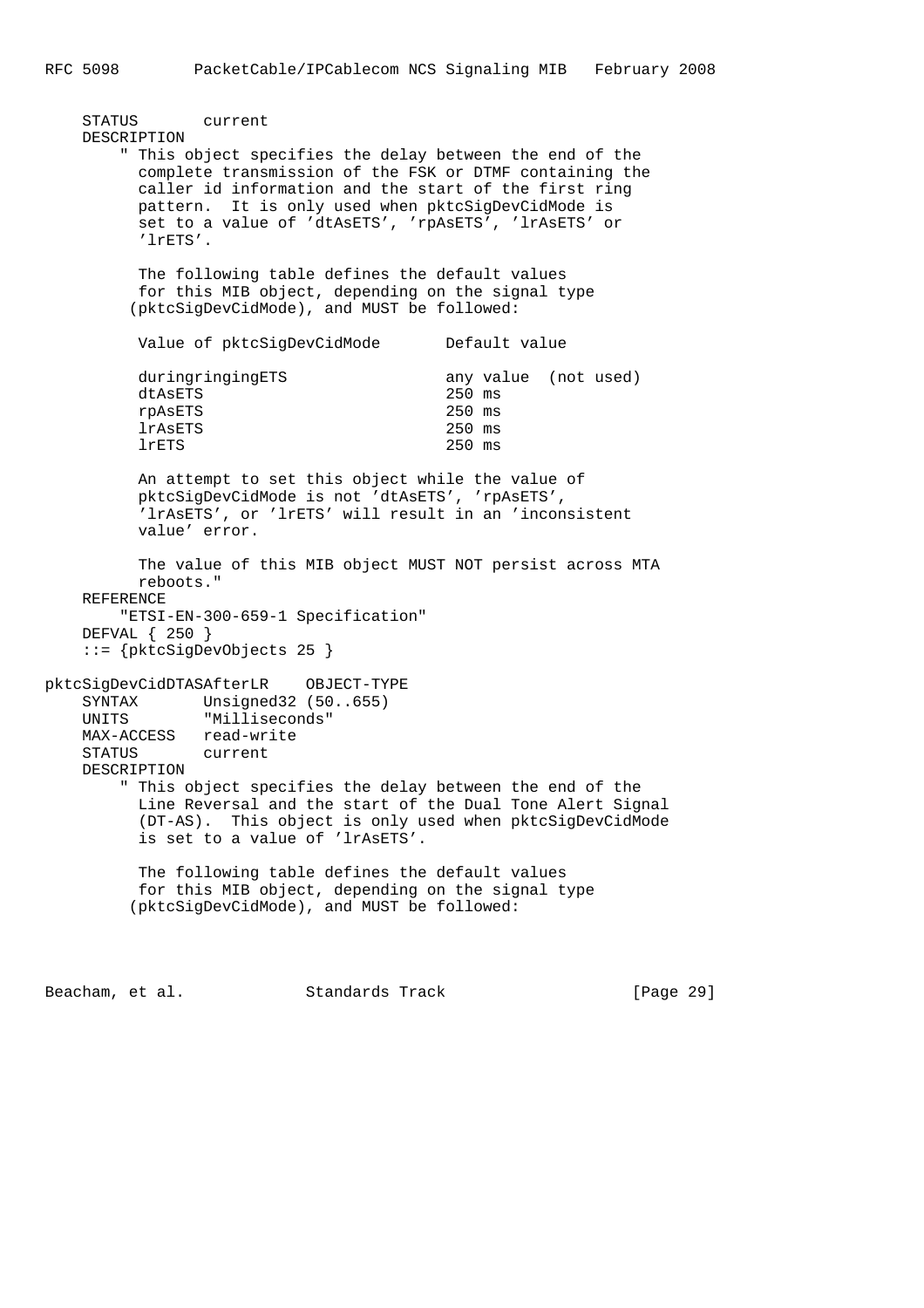```
    STATUS       current
    DESCRIPTION
        " This object specifies the delay between the end of the
          complete transmission of the FSK or DTMF containing the
          caller id information and the start of the first ring
          pattern.  It is only used when pktcSigDevCidMode is
          set to a value of 'dtAsETS', 'rpAsETS', 'lrAsETS' or
          'lrETS'.

          The following table defines the default values
          for this MIB object, depending on the signal type
         (pktcSigDevCidMode), and MUST be followed:

          Value of pktcSigDevCidMode       Default value

          duringringingETS                 any value  (not used)
          dtAsETS                          250 ms
          rpAsETS                          250 ms
          lrAsETS                          250 ms
          lrETS                            250 ms

          An attempt to set this object while the value of
          pktcSigDevCidMode is not 'dtAsETS', 'rpAsETS',
          'lrAsETS', or 'lrETS' will result in an 'inconsistent
          value' error.

          The value of this MIB object MUST NOT persist across MTA
          reboots."
    REFERENCE
        "ETSI-EN-300-659-1 Specification"
    DEFVAL { 250 }
    ::= {pktcSigDevObjects 25 }

pktcSigDevCidDTASAfterLR    OBJECT-TYPE
    SYNTAX       Unsigned32 (50..655)
    UNITS        "Milliseconds"
    MAX-ACCESS   read-write
    STATUS       current
    DESCRIPTION
        " This object specifies the delay between the end of the
          Line Reversal and the start of the Dual Tone Alert Signal
          (DT-AS).  This object is only used when pktcSigDevCidMode
          is set to a value of 'lrAsETS'.

          The following table defines the default values
          for this MIB object, depending on the signal type
         (pktcSigDevCidMode), and MUST be followed:
```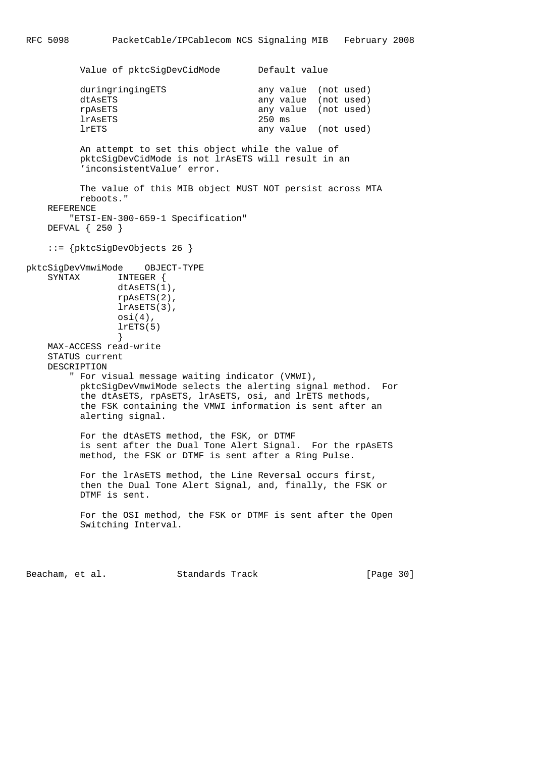```
          Value of pktcSigDevCidMode       Default value

          duringringingETS                 any value  (not used)
          dtAsETS                          any value  (not used)
          rpAsETS                          any value  (not used)
          lrAsETS                          250 ms
          lrETS                            any value  (not used)

          An attempt to set this object while the value of
          pktcSigDevCidMode is not lrAsETS will result in an
          'inconsistentValue' error.

          The value of this MIB object MUST NOT persist across MTA
          reboots."
    REFERENCE
        "ETSI-EN-300-659-1 Specification"
    DEFVAL { 250 }

    ::= {pktcSigDevObjects 26 }

pktcSigDevVmwiMode    OBJECT-TYPE
    SYNTAX       INTEGER {
                 dtAsETS(1),
                 rpAsETS(2),
                 lrAsETS(3),
                 osi(4),
                 lrETS(5)
                 }
    MAX-ACCESS read-write
    STATUS current
    DESCRIPTION
        " For visual message waiting indicator (VMWI),
          pktcSigDevVmwiMode selects the alerting signal method.  For
          the dtAsETS, rpAsETS, lrAsETS, osi, and lrETS methods,
          the FSK containing the VMWI information is sent after an
          alerting signal.

          For the dtAsETS method, the FSK, or DTMF
          is sent after the Dual Tone Alert Signal.  For the rpAsETS
          method, the FSK or DTMF is sent after a Ring Pulse.

          For the lrAsETS method, the Line Reversal occurs first,
          then the Dual Tone Alert Signal, and, finally, the FSK or
          DTMF is sent.

          For the OSI method, the FSK or DTMF is sent after the Open
          Switching Interval.
```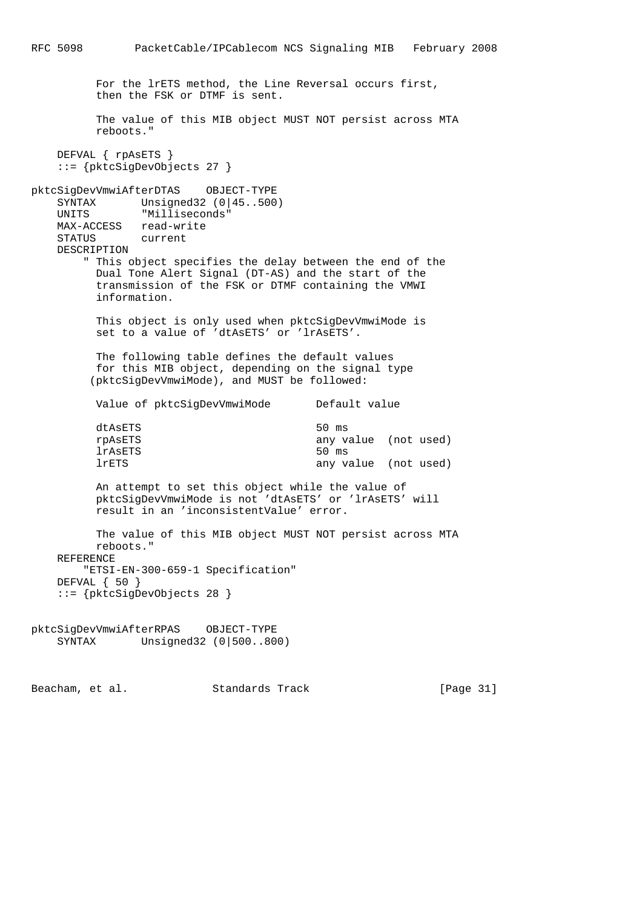```
          For the lrETS method, the Line Reversal occurs first,
          then the FSK or DTMF is sent.

          The value of this MIB object MUST NOT persist across MTA
          reboots."
    DEFVAL { rpAsETS }
    ::= {pktcSigDevObjects 27 }

pktcSigDevVmwiAfterDTAS    OBJECT-TYPE
    SYNTAX       Unsigned32 (0|45..500)
    UNITS        "Milliseconds"
    MAX-ACCESS   read-write
    STATUS       current
    DESCRIPTION
        " This object specifies the delay between the end of the
          Dual Tone Alert Signal (DT-AS) and the start of the
          transmission of the FSK or DTMF containing the VMWI
          information.

          This object is only used when pktcSigDevVmwiMode is
          set to a value of 'dtAsETS' or 'lrAsETS'.

          The following table defines the default values
          for this MIB object, depending on the signal type
         (pktcSigDevVmwiMode), and MUST be followed:

          Value of pktcSigDevVmwiMode       Default value

          dtAsETS                           50 ms
          rpAsETS                           any value  (not used)
          lrAsETS                           50 ms
          lrETS                             any value  (not used)

          An attempt to set this object while the value of
          pktcSigDevVmwiMode is not 'dtAsETS' or 'lrAsETS' will
          result in an 'inconsistentValue' error.

          The value of this MIB object MUST NOT persist across MTA
          reboots."
    REFERENCE
        "ETSI-EN-300-659-1 Specification"
    DEFVAL { 50 }
    ::= {pktcSigDevObjects 28 }


pktcSigDevVmwiAfterRPAS    OBJECT-TYPE
    SYNTAX       Unsigned32 (0|500..800)
```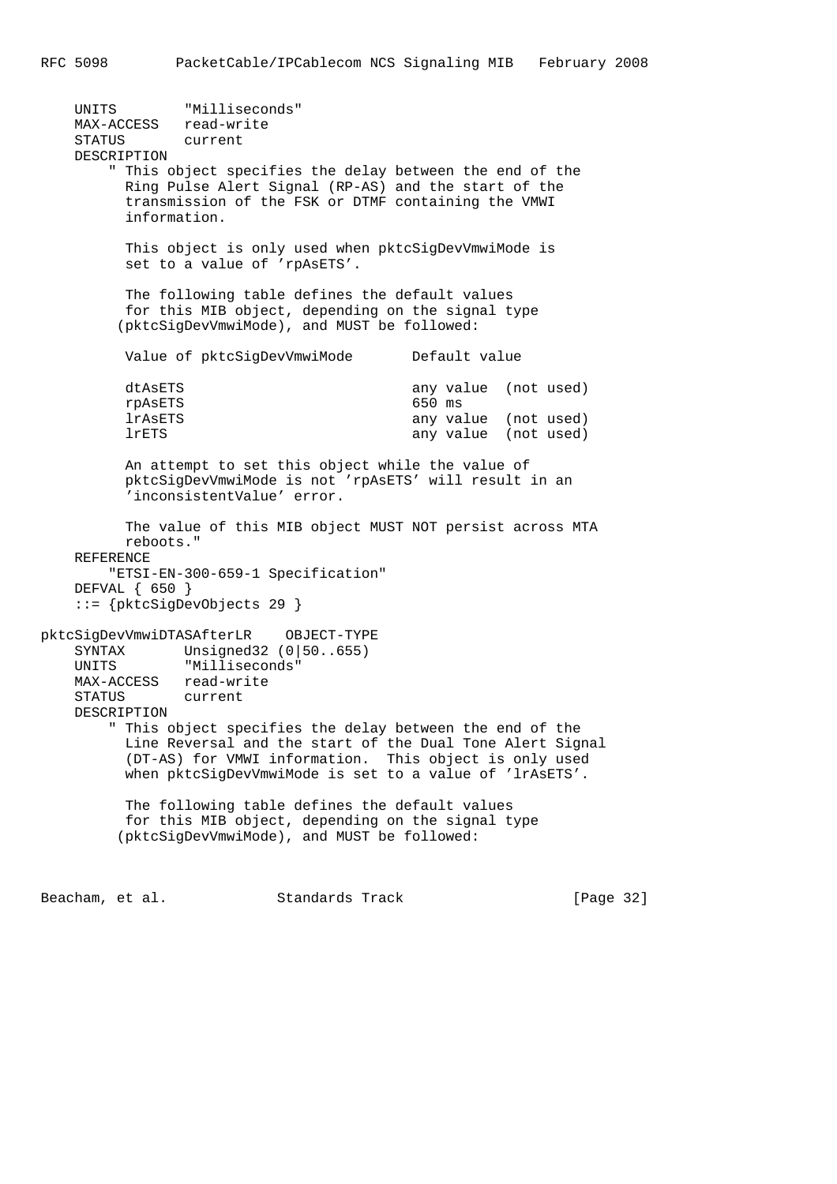```
    UNITS         "Milliseconds"
    MAX-ACCESS   read-write
    STATUS       current
    DESCRIPTION
        " This object specifies the delay between the end of the
          Ring Pulse Alert Signal (RP-AS) and the start of the
          transmission of the FSK or DTMF containing the VMWI
          information.

          This object is only used when pktcSigDevVmwiMode is
          set to a value of 'rpAsETS'.

          The following table defines the default values
          for this MIB object, depending on the signal type
         (pktcSigDevVmwiMode), and MUST be followed:

          Value of pktcSigDevVmwiMode       Default value

          dtAsETS                           any value  (not used)
          rpAsETS                           650 ms
          lrAsETS                           any value  (not used)
          lrETS                             any value  (not used)

          An attempt to set this object while the value of
          pktcSigDevVmwiMode is not 'rpAsETS' will result in an
          'inconsistentValue' error.

          The value of this MIB object MUST NOT persist across MTA
          reboots."
    REFERENCE
        "ETSI-EN-300-659-1 Specification"
    DEFVAL { 650 }
    ::= {pktcSigDevObjects 29 }

pktcSigDevVmwiDTASAfterLR    OBJECT-TYPE
    SYNTAX       Unsigned32 (0|50..655)
    UNITS        "Milliseconds"
    MAX-ACCESS   read-write
    STATUS       current
    DESCRIPTION
        " This object specifies the delay between the end of the
          Line Reversal and the start of the Dual Tone Alert Signal
          (DT-AS) for VMWI information.  This object is only used
          when pktcSigDevVmwiMode is set to a value of 'lrAsETS'.

          The following table defines the default values
          for this MIB object, depending on the signal type
         (pktcSigDevVmwiMode), and MUST be followed:
```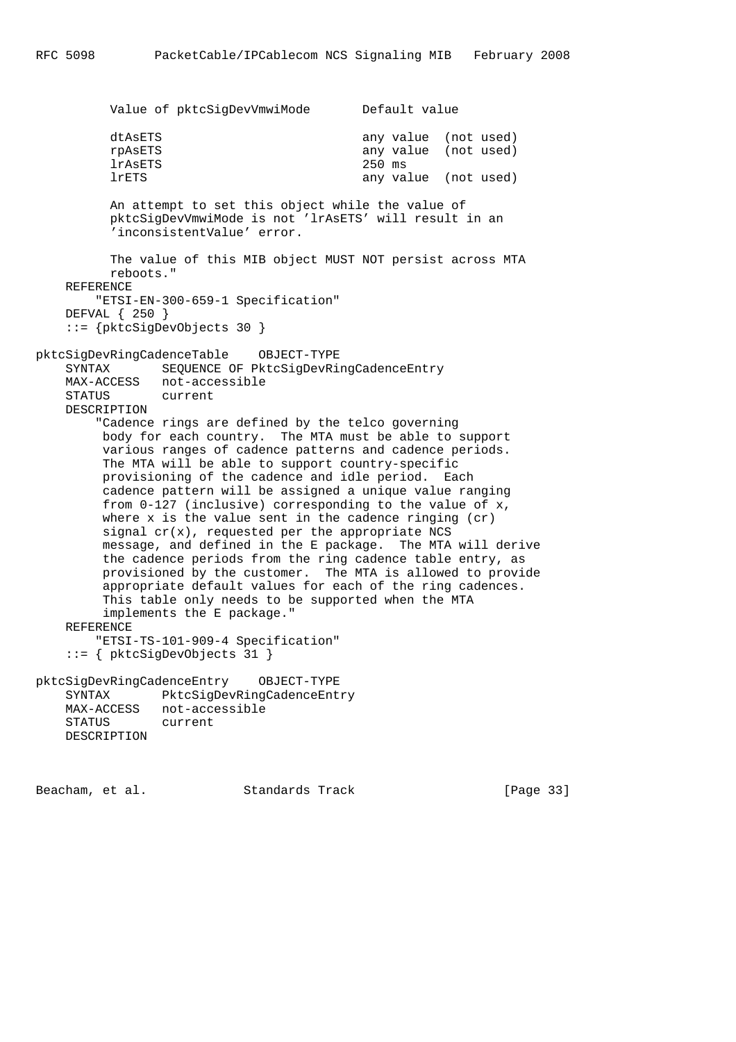```
          Value of pktcSigDevVmwiMode       Default value

          dtAsETS                           any value  (not used)
          rpAsETS                           any value  (not used)
          lrAsETS                           250 ms
          lrETS                             any value  (not used)

          An attempt to set this object while the value of
          pktcSigDevVmwiMode is not 'lrAsETS' will result in an
          'inconsistentValue' error.

          The value of this MIB object MUST NOT persist across MTA
          reboots."
    REFERENCE
        "ETSI-EN-300-659-1 Specification"
    DEFVAL { 250 }
    ::= {pktcSigDevObjects 30 }

pktcSigDevRingCadenceTable    OBJECT-TYPE
    SYNTAX       SEQUENCE OF PktcSigDevRingCadenceEntry
    MAX-ACCESS   not-accessible
    STATUS       current
    DESCRIPTION
        "Cadence rings are defined by the telco governing
         body for each country.  The MTA must be able to support
         various ranges of cadence patterns and cadence periods.
         The MTA will be able to support country-specific
         provisioning of the cadence and idle period.  Each
         cadence pattern will be assigned a unique value ranging
         from 0-127 (inclusive) corresponding to the value of x,
         where x is the value sent in the cadence ringing (cr)
         signal cr(x), requested per the appropriate NCS
         message, and defined in the E package.  The MTA will derive
         the cadence periods from the ring cadence table entry, as
         provisioned by the customer.  The MTA is allowed to provide
         appropriate default values for each of the ring cadences.
         This table only needs to be supported when the MTA
         implements the E package."
    REFERENCE
        "ETSI-TS-101-909-4 Specification"
    ::= { pktcSigDevObjects 31 }

pktcSigDevRingCadenceEntry    OBJECT-TYPE
    SYNTAX       PktcSigDevRingCadenceEntry
    MAX-ACCESS   not-accessible
    STATUS       current
    DESCRIPTION
```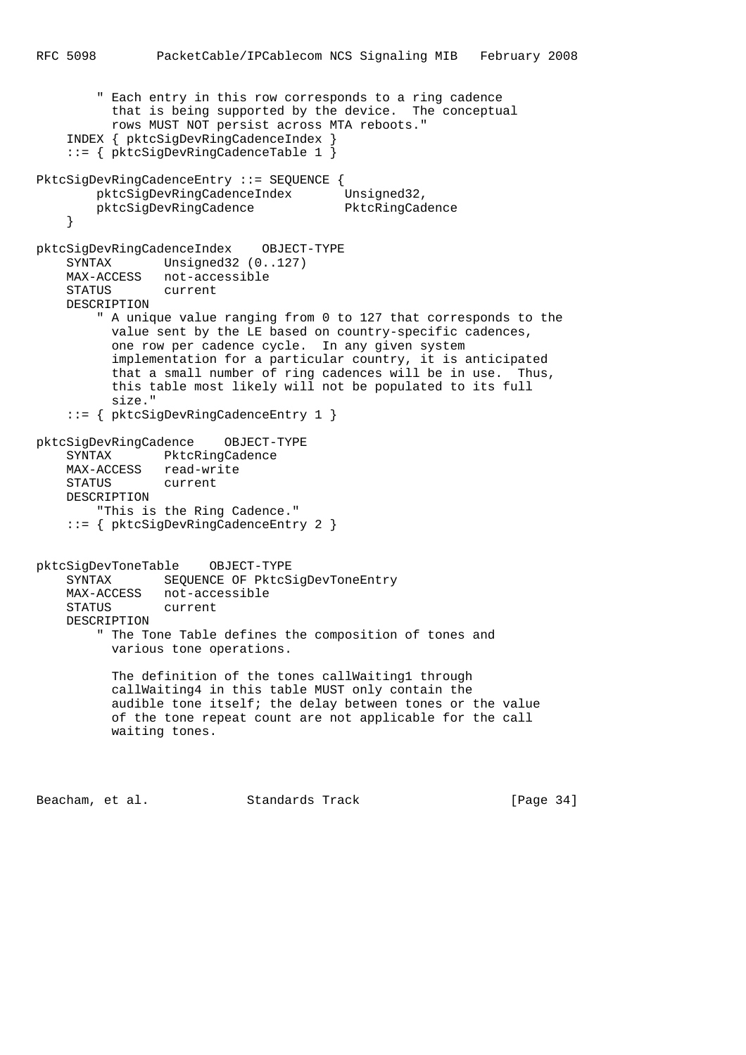```
        " Each entry in this row corresponds to a ring cadence
          that is being supported by the device.  The conceptual
          rows MUST NOT persist across MTA reboots."
    INDEX { pktcSigDevRingCadenceIndex }
    ::= { pktcSigDevRingCadenceTable 1 }

PktcSigDevRingCadenceEntry ::= SEQUENCE {
        pktcSigDevRingCadenceIndex       Unsigned32,
        pktcSigDevRingCadence            PktcRingCadence
    }

pktcSigDevRingCadenceIndex    OBJECT-TYPE
    SYNTAX       Unsigned32 (0..127)
    MAX-ACCESS   not-accessible
    STATUS       current
    DESCRIPTION
        " A unique value ranging from 0 to 127 that corresponds to the
          value sent by the LE based on country-specific cadences,
          one row per cadence cycle.  In any given system
          implementation for a particular country, it is anticipated
          that a small number of ring cadences will be in use.  Thus,
          this table most likely will not be populated to its full
          size."
    ::= { pktcSigDevRingCadenceEntry 1 }

pktcSigDevRingCadence    OBJECT-TYPE
    SYNTAX       PktcRingCadence
    MAX-ACCESS   read-write
    STATUS       current
    DESCRIPTION
        "This is the Ring Cadence."
    ::= { pktcSigDevRingCadenceEntry 2 }


pktcSigDevToneTable    OBJECT-TYPE
    SYNTAX       SEQUENCE OF PktcSigDevToneEntry
    MAX-ACCESS   not-accessible
    STATUS       current
    DESCRIPTION
        " The Tone Table defines the composition of tones and
          various tone operations.

          The definition of the tones callWaiting1 through
          callWaiting4 in this table MUST only contain the
          audible tone itself; the delay between tones or the value
          of the tone repeat count are not applicable for the call
          waiting tones.
```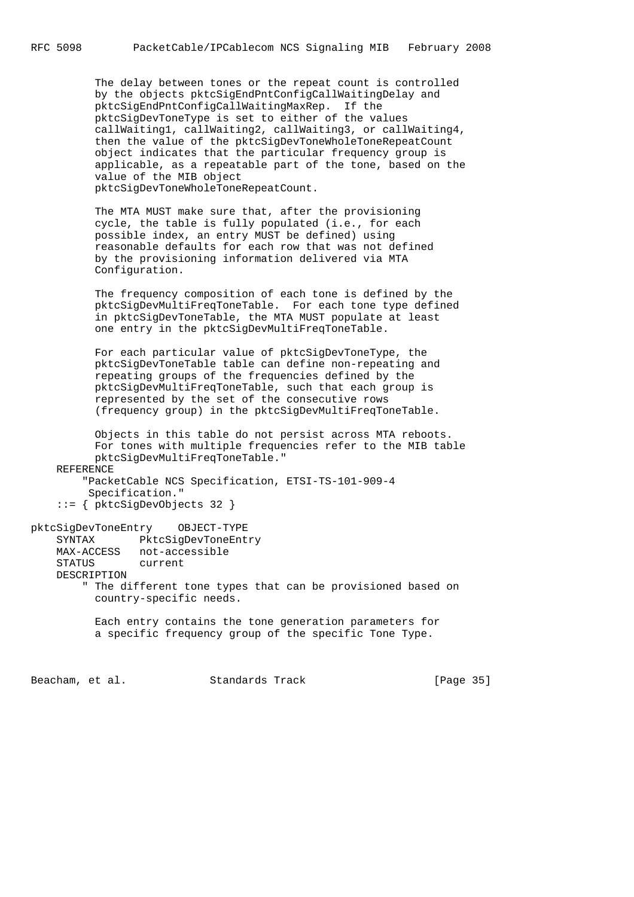```
          The delay between tones or the repeat count is controlled
          by the objects pktcSigEndPntConfigCallWaitingDelay and
          pktcSigEndPntConfigCallWaitingMaxRep.  If the
          pktcSigDevToneType is set to either of the values
          callWaiting1, callWaiting2, callWaiting3, or callWaiting4,
          then the value of the pktcSigDevToneWholeToneRepeatCount
          object indicates that the particular frequency group is
          applicable, as a repeatable part of the tone, based on the
          value of the MIB object
          pktcSigDevToneWholeToneRepeatCount.

          The MTA MUST make sure that, after the provisioning
          cycle, the table is fully populated (i.e., for each
          possible index, an entry MUST be defined) using
          reasonable defaults for each row that was not defined
          by the provisioning information delivered via MTA
          Configuration.

          The frequency composition of each tone is defined by the
          pktcSigDevMultiFreqToneTable.  For each tone type defined
          in pktcSigDevToneTable, the MTA MUST populate at least
          one entry in the pktcSigDevMultiFreqToneTable.

          For each particular value of pktcSigDevToneType, the
          pktcSigDevToneTable table can define non-repeating and
          repeating groups of the frequencies defined by the
          pktcSigDevMultiFreqToneTable, such that each group is
          represented by the set of the consecutive rows
          (frequency group) in the pktcSigDevMultiFreqToneTable.

          Objects in this table do not persist across MTA reboots.
          For tones with multiple frequencies refer to the MIB table
          pktcSigDevMultiFreqToneTable."
    REFERENCE
        "PacketCable NCS Specification, ETSI-TS-101-909-4
         Specification."
    ::= { pktcSigDevObjects 32 }

pktcSigDevToneEntry    OBJECT-TYPE
    SYNTAX       PktcSigDevToneEntry
    MAX-ACCESS   not-accessible
    STATUS       current
    DESCRIPTION
        " The different tone types that can be provisioned based on
          country-specific needs.

          Each entry contains the tone generation parameters for
          a specific frequency group of the specific Tone Type.
```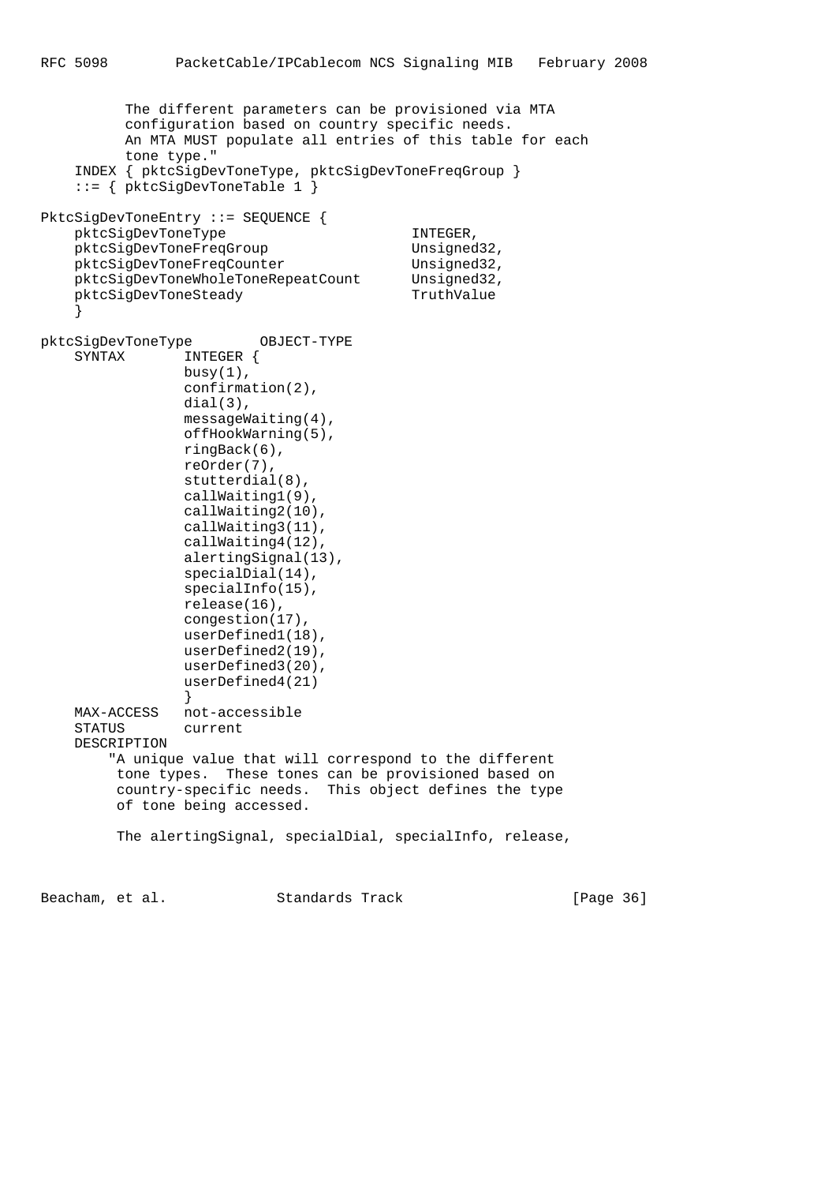```
          The different parameters can be provisioned via MTA
          configuration based on country specific needs.
          An MTA MUST populate all entries of this table for each
          tone type."
    INDEX { pktcSigDevToneType, pktcSigDevToneFreqGroup }
    ::= { pktcSigDevToneTable 1 }

PktcSigDevToneEntry ::= SEQUENCE {
    pktcSigDevToneType                      INTEGER,
    pktcSigDevToneFreqGroup                 Unsigned32,
    pktcSigDevToneFreqCounter               Unsigned32,
    pktcSigDevToneWholeToneRepeatCount      Unsigned32,
    pktcSigDevToneSteady                    TruthValue
    }

pktcSigDevToneType        OBJECT-TYPE
    SYNTAX       INTEGER {
                 busy(1),
                 confirmation(2),
                 dial(3),
                 messageWaiting(4),
                 offHookWarning(5),
                 ringBack(6),
                 reOrder(7),
                 stutterdial(8),
                 callWaiting1(9),
                 callWaiting2(10),
                 callWaiting3(11),
                 callWaiting4(12),
                 alertingSignal(13),
                 specialDial(14),
                 specialInfo(15),
                 release(16),
                 congestion(17),
                 userDefined1(18),
                 userDefined2(19),
                 userDefined3(20),
                 userDefined4(21)
                 }
    MAX-ACCESS   not-accessible
    STATUS       current
    DESCRIPTION
        "A unique value that will correspond to the different
         tone types.  These tones can be provisioned based on
         country-specific needs.  This object defines the type
         of tone being accessed.

         The alertingSignal, specialDial, specialInfo, release,
```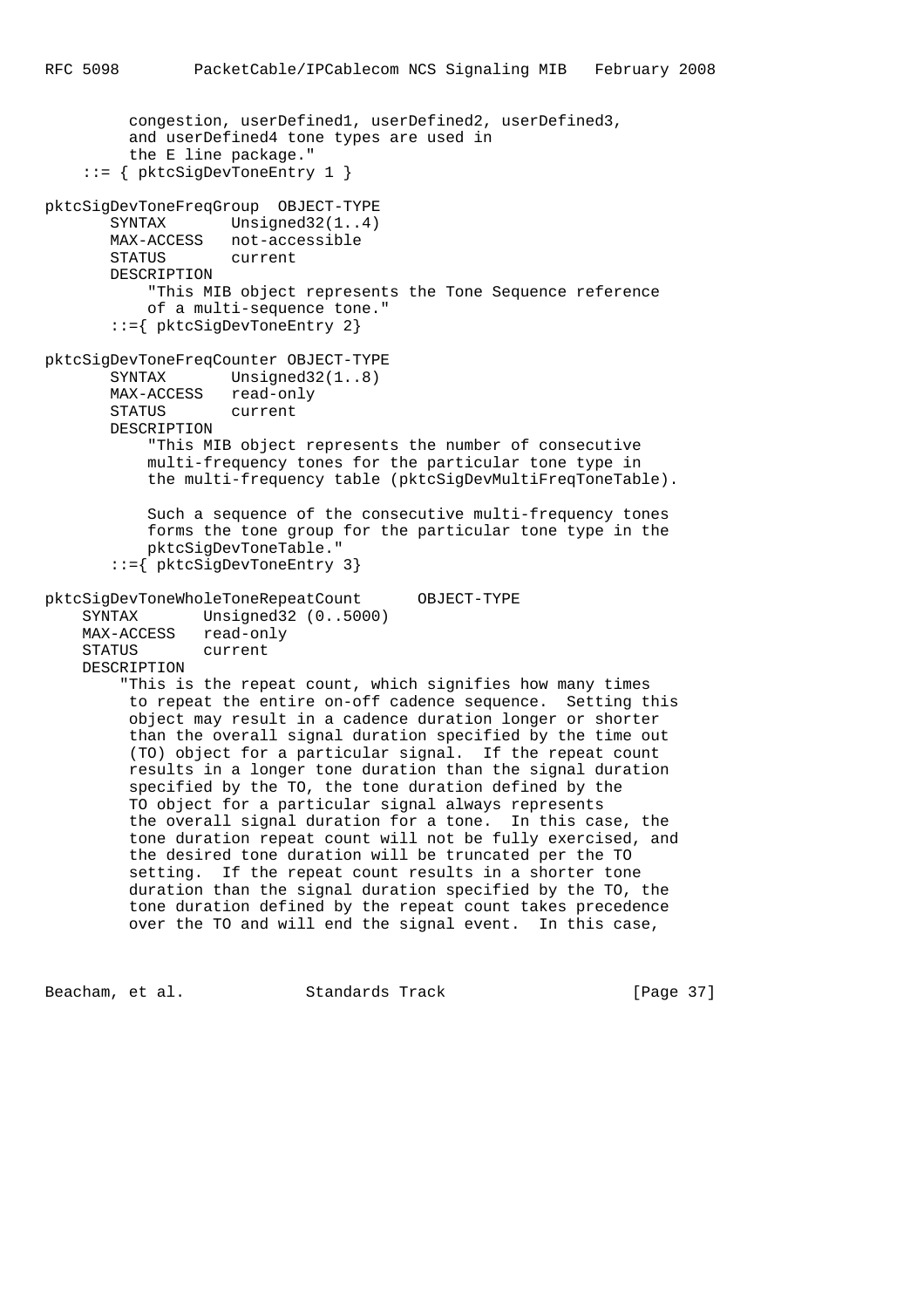```
         congestion, userDefined1, userDefined2, userDefined3,
         and userDefined4 tone types are used in
         the E line package."
    ::= { pktcSigDevToneEntry 1 }

pktcSigDevToneFreqGroup  OBJECT-TYPE
       SYNTAX       Unsigned32(1..4)
       MAX-ACCESS   not-accessible
       STATUS       current
       DESCRIPTION
           "This MIB object represents the Tone Sequence reference
           of a multi-sequence tone."
       ::={ pktcSigDevToneEntry 2}

pktcSigDevToneFreqCounter OBJECT-TYPE
       SYNTAX       Unsigned32(1..8)
       MAX-ACCESS   read-only
       STATUS       current
       DESCRIPTION
           "This MIB object represents the number of consecutive
           multi-frequency tones for the particular tone type in
           the multi-frequency table (pktcSigDevMultiFreqToneTable).

           Such a sequence of the consecutive multi-frequency tones
           forms the tone group for the particular tone type in the
           pktcSigDevToneTable."
       ::={ pktcSigDevToneEntry 3}

pktcSigDevToneWholeToneRepeatCount      OBJECT-TYPE
    SYNTAX       Unsigned32 (0..5000)
    MAX-ACCESS   read-only
    STATUS       current
    DESCRIPTION
        "This is the repeat count, which signifies how many times
         to repeat the entire on-off cadence sequence.  Setting this
         object may result in a cadence duration longer or shorter
         than the overall signal duration specified by the time out
         (TO) object for a particular signal.  If the repeat count
         results in a longer tone duration than the signal duration
         specified by the TO, the tone duration defined by the
         TO object for a particular signal always represents
         the overall signal duration for a tone.  In this case, the
         tone duration repeat count will not be fully exercised, and
         the desired tone duration will be truncated per the TO
         setting.  If the repeat count results in a shorter tone
         duration than the signal duration specified by the TO, the
         tone duration defined by the repeat count takes precedence
         over the TO and will end the signal event.  In this case,
```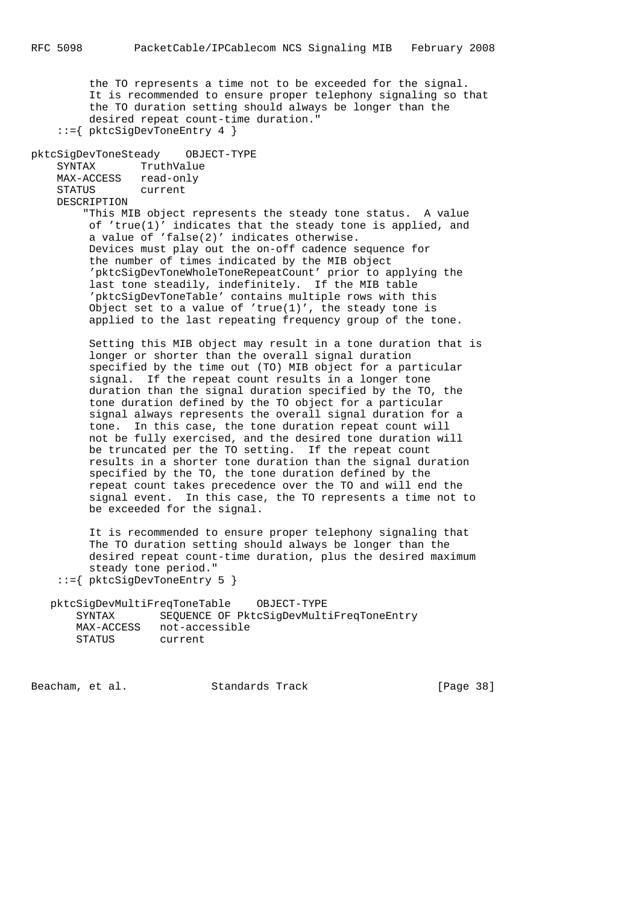```
         the TO represents a time not to be exceeded for the signal.
         It is recommended to ensure proper telephony signaling so that
         the TO duration setting should always be longer than the
         desired repeat count-time duration."
     ::={ pktcSigDevToneEntry 4 }

pktcSigDevToneSteady    OBJECT-TYPE
     SYNTAX       TruthValue
     MAX-ACCESS   read-only
     STATUS       current
     DESCRIPTION
        "This MIB object represents the steady tone status.  A value
         of 'true(1)' indicates that the steady tone is applied, and
         a value of 'false(2)' indicates otherwise.
         Devices must play out the on-off cadence sequence for
         the number of times indicated by the MIB object
         'pktcSigDevToneWholeToneRepeatCount' prior to applying the
         last tone steadily, indefinitely.  If the MIB table
         'pktcSigDevToneTable' contains multiple rows with this
         Object set to a value of 'true(1)', the steady tone is
         applied to the last repeating frequency group of the tone.

         Setting this MIB object may result in a tone duration that is
         longer or shorter than the overall signal duration
         specified by the time out (TO) MIB object for a particular
         signal.  If the repeat count results in a longer tone
         duration than the signal duration specified by the TO, the
         tone duration defined by the TO object for a particular
         signal always represents the overall signal duration for a
         tone.  In this case, the tone duration repeat count will
         not be fully exercised, and the desired tone duration will
         be truncated per the TO setting.  If the repeat count
         results in a shorter tone duration than the signal duration
         specified by the TO, the tone duration defined by the
         repeat count takes precedence over the TO and will end the
         signal event.  In this case, the TO represents a time not to
         be exceeded for the signal.

         It is recommended to ensure proper telephony signaling that
         The TO duration setting should always be longer than the
         desired repeat count-time duration, plus the desired maximum
         steady tone period."
     ::={ pktcSigDevToneEntry 5 }

   pktcSigDevMultiFreqToneTable    OBJECT-TYPE
       SYNTAX       SEQUENCE OF PktcSigDevMultiFreqToneEntry
       MAX-ACCESS   not-accessible
       STATUS       current
```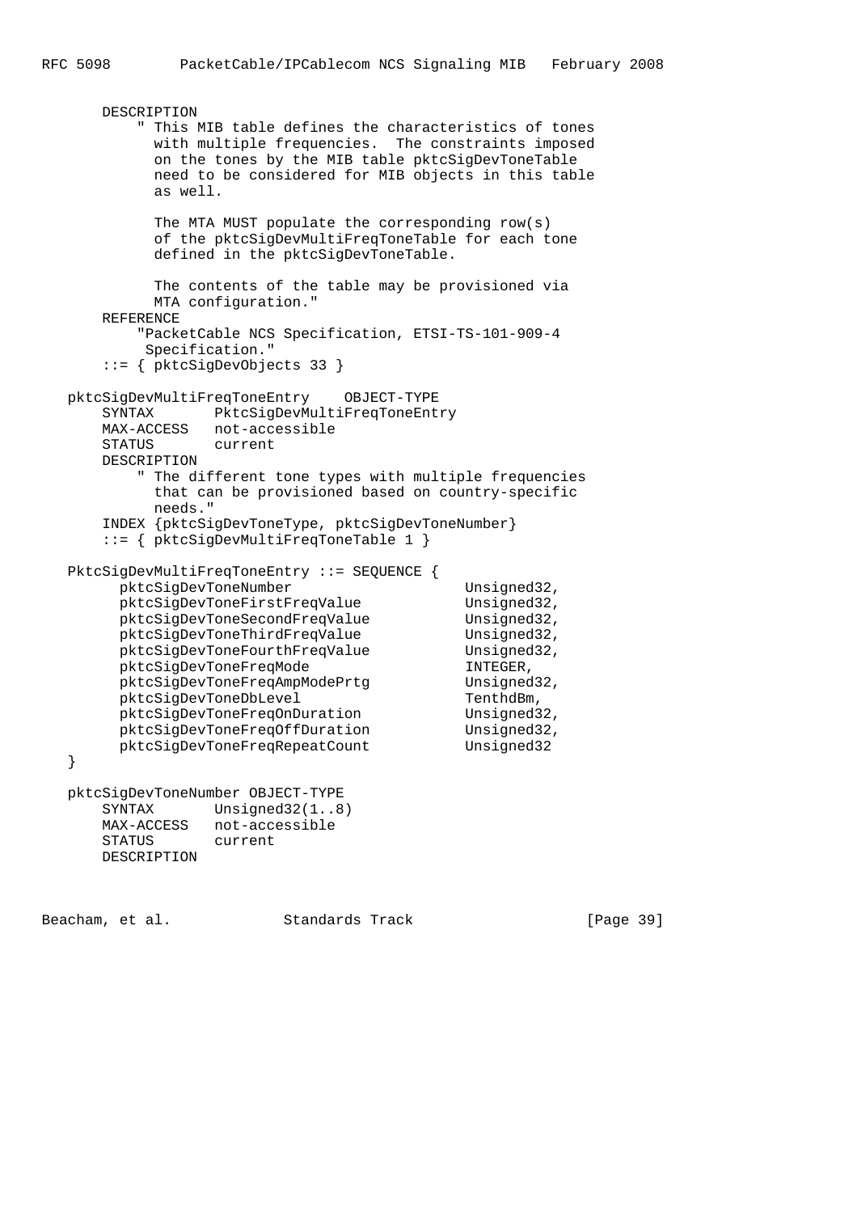```
      DESCRIPTION
          " This MIB table defines the characteristics of tones
            with multiple frequencies.  The constraints imposed
            on the tones by the MIB table pktcSigDevToneTable
            need to be considered for MIB objects in this table
            as well.

            The MTA MUST populate the corresponding row(s)
            of the pktcSigDevMultiFreqToneTable for each tone
            defined in the pktcSigDevToneTable.

            The contents of the table may be provisioned via
            MTA configuration."
      REFERENCE
          "PacketCable NCS Specification, ETSI-TS-101-909-4
           Specification."
      ::= { pktcSigDevObjects 33 }

  pktcSigDevMultiFreqToneEntry    OBJECT-TYPE
      SYNTAX       PktcSigDevMultiFreqToneEntry
      MAX-ACCESS   not-accessible
      STATUS       current
      DESCRIPTION
          " The different tone types with multiple frequencies
            that can be provisioned based on country-specific
            needs."
      INDEX {pktcSigDevToneType, pktcSigDevToneNumber}
      ::= { pktcSigDevMultiFreqToneTable 1 }

  PktcSigDevMultiFreqToneEntry ::= SEQUENCE {
        pktcSigDevToneNumber                    Unsigned32,
        pktcSigDevToneFirstFreqValue            Unsigned32,
        pktcSigDevToneSecondFreqValue           Unsigned32,
        pktcSigDevToneThirdFreqValue            Unsigned32,
        pktcSigDevToneFourthFreqValue           Unsigned32,
        pktcSigDevToneFreqMode                  INTEGER,
        pktcSigDevToneFreqAmpModePrtg           Unsigned32,
        pktcSigDevToneDbLevel                   TenthdBm,
        pktcSigDevToneFreqOnDuration            Unsigned32,
        pktcSigDevToneFreqOffDuration           Unsigned32,
        pktcSigDevToneFreqRepeatCount           Unsigned32
  }

  pktcSigDevToneNumber OBJECT-TYPE
      SYNTAX       Unsigned32(1..8)
      MAX-ACCESS   not-accessible
      STATUS       current
      DESCRIPTION
```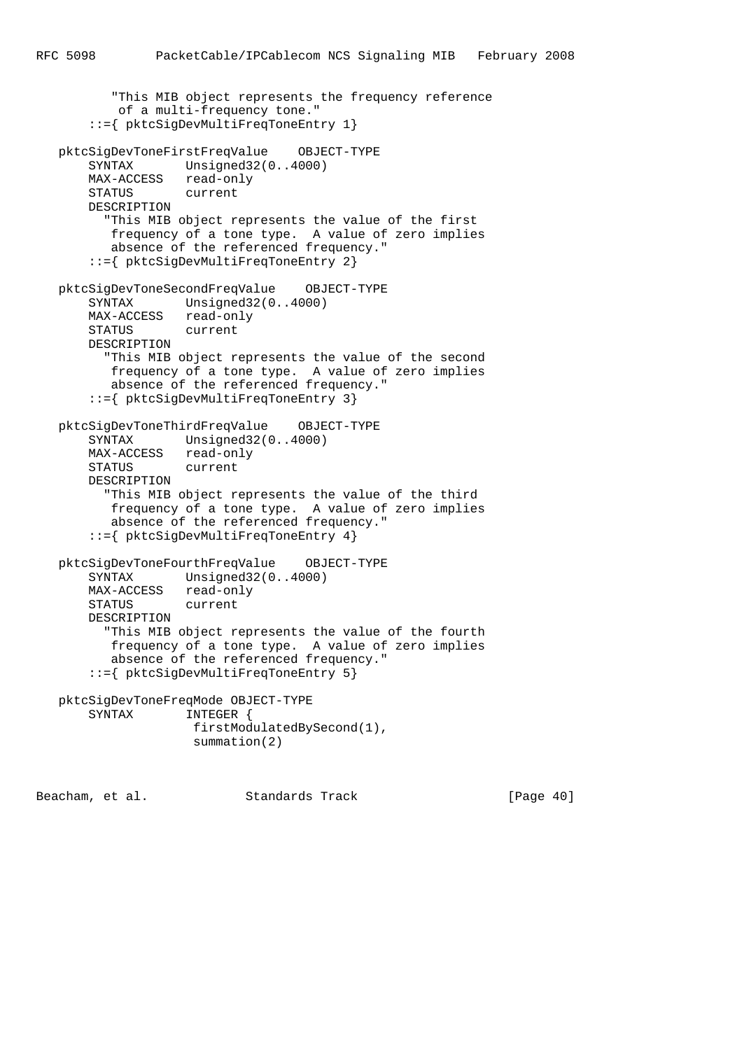```
          "This MIB object represents the frequency reference
           of a multi-frequency tone."
       ::={ pktcSigDevMultiFreqToneEntry 1}

   pktcSigDevToneFirstFreqValue    OBJECT-TYPE
       SYNTAX       Unsigned32(0..4000)
       MAX-ACCESS   read-only
       STATUS       current
       DESCRIPTION
         "This MIB object represents the value of the first
          frequency of a tone type.  A value of zero implies
          absence of the referenced frequency."
       ::={ pktcSigDevMultiFreqToneEntry 2}

   pktcSigDevToneSecondFreqValue    OBJECT-TYPE
       SYNTAX       Unsigned32(0..4000)
       MAX-ACCESS   read-only
       STATUS       current
       DESCRIPTION
         "This MIB object represents the value of the second
          frequency of a tone type.  A value of zero implies
          absence of the referenced frequency."
       ::={ pktcSigDevMultiFreqToneEntry 3}

   pktcSigDevToneThirdFreqValue    OBJECT-TYPE
       SYNTAX       Unsigned32(0..4000)
       MAX-ACCESS   read-only
       STATUS       current
       DESCRIPTION
         "This MIB object represents the value of the third
          frequency of a tone type.  A value of zero implies
          absence of the referenced frequency."
       ::={ pktcSigDevMultiFreqToneEntry 4}

   pktcSigDevToneFourthFreqValue    OBJECT-TYPE
       SYNTAX       Unsigned32(0..4000)
       MAX-ACCESS   read-only
       STATUS       current
       DESCRIPTION
         "This MIB object represents the value of the fourth
          frequency of a tone type.  A value of zero implies
          absence of the referenced frequency."
       ::={ pktcSigDevMultiFreqToneEntry 5}

   pktcSigDevToneFreqMode OBJECT-TYPE
       SYNTAX       INTEGER {
                     firstModulatedBySecond(1),
                     summation(2)
```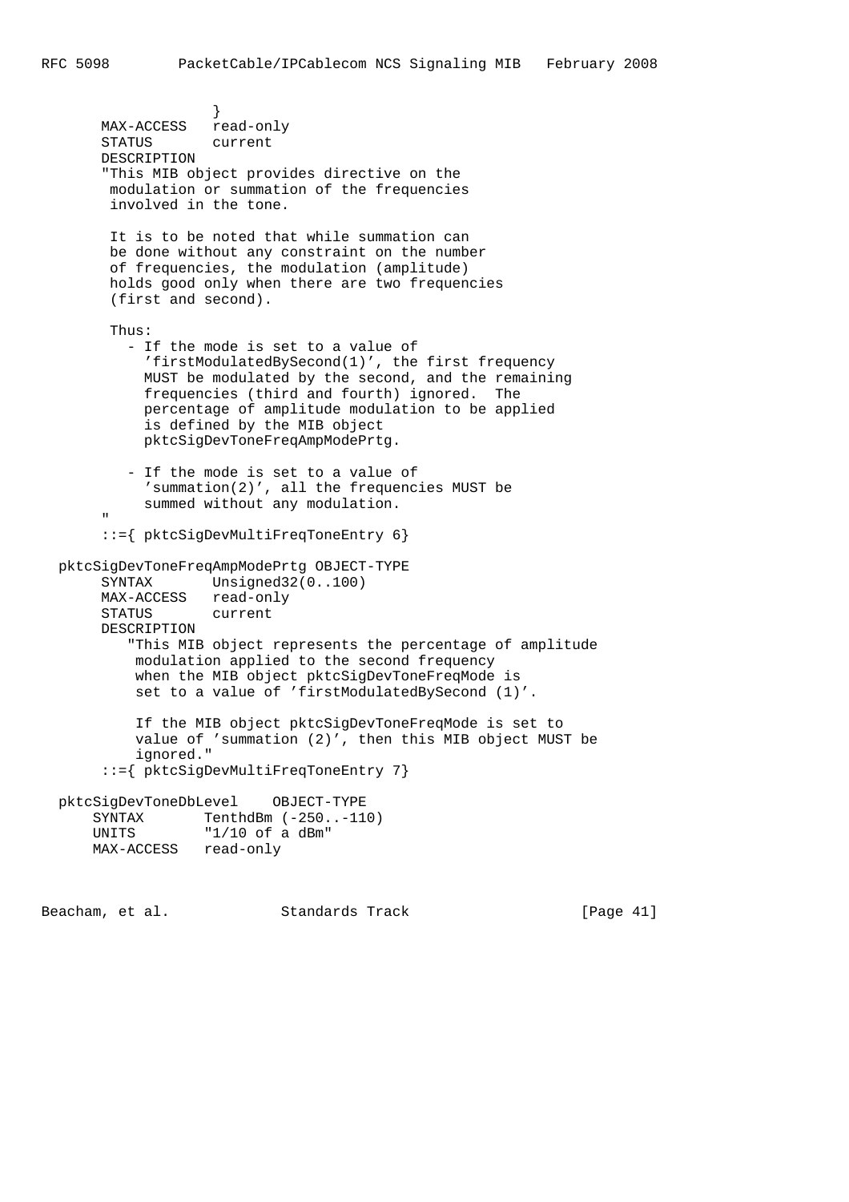```
                     }
       MAX-ACCESS   read-only
       STATUS       current
       DESCRIPTION
       "This MIB object provides directive on the
        modulation or summation of the frequencies
        involved in the tone.

        It is to be noted that while summation can
        be done without any constraint on the number
        of frequencies, the modulation (amplitude)
        holds good only when there are two frequencies
        (first and second).

        Thus:
           - If the mode is set to a value of
             'firstModulatedBySecond(1)', the first frequency
             MUST be modulated by the second, and the remaining
             frequencies (third and fourth) ignored.  The
             percentage of amplitude modulation to be applied
             is defined by the MIB object
             pktcSigDevToneFreqAmpModePrtg.

           - If the mode is set to a value of
             'summation(2)', all the frequencies MUST be
             summed without any modulation.
       "
       ::={ pktcSigDevMultiFreqToneEntry 6}

  pktcSigDevToneFreqAmpModePrtg OBJECT-TYPE
       SYNTAX       Unsigned32(0..100)
       MAX-ACCESS   read-only
       STATUS       current
       DESCRIPTION
          "This MIB object represents the percentage of amplitude
           modulation applied to the second frequency
           when the MIB object pktcSigDevToneFreqMode is
           set to a value of 'firstModulatedBySecond (1)'.

           If the MIB object pktcSigDevToneFreqMode is set to
           value of 'summation (2)', then this MIB object MUST be
           ignored."
       ::={ pktcSigDevMultiFreqToneEntry 7}

  pktcSigDevToneDbLevel    OBJECT-TYPE
      SYNTAX       TenthdBm (-250..-110)
      UNITS        "1/10 of a dBm"
      MAX-ACCESS   read-only
```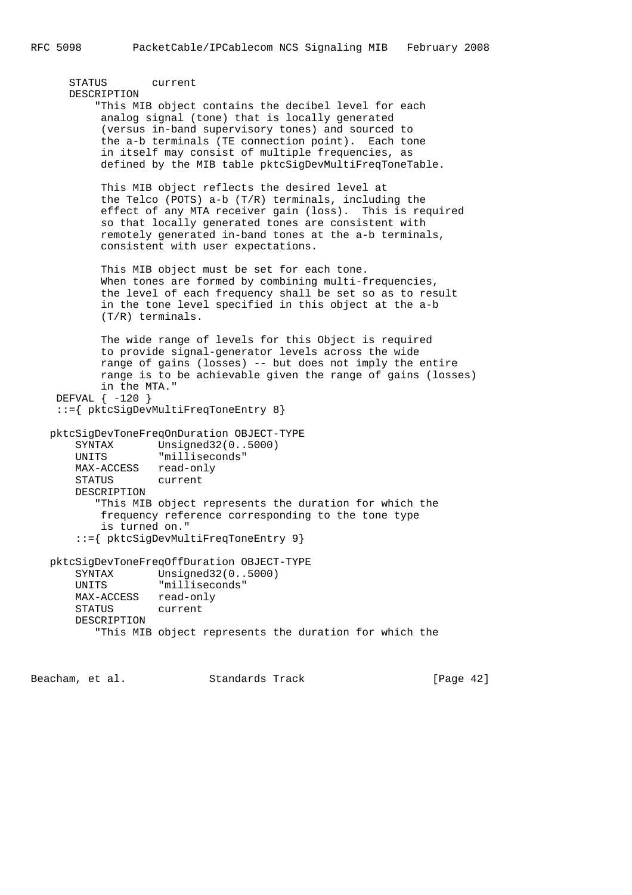```
      STATUS       current
      DESCRIPTION
          "This MIB object contains the decibel level for each
           analog signal (tone) that is locally generated
           (versus in-band supervisory tones) and sourced to
           the a-b terminals (TE connection point).  Each tone
           in itself may consist of multiple frequencies, as
           defined by the MIB table pktcSigDevMultiFreqToneTable.

           This MIB object reflects the desired level at
           the Telco (POTS) a-b (T/R) terminals, including the
           effect of any MTA receiver gain (loss).  This is required
           so that locally generated tones are consistent with
           remotely generated in-band tones at the a-b terminals,
           consistent with user expectations.

           This MIB object must be set for each tone.
           When tones are formed by combining multi-frequencies,
           the level of each frequency shall be set so as to result
           in the tone level specified in this object at the a-b
           (T/R) terminals.

           The wide range of levels for this Object is required
           to provide signal-generator levels across the wide
           range of gains (losses) -- but does not imply the entire
           range is to be achievable given the range of gains (losses)
           in the MTA."
    DEFVAL { -120 }
    ::={ pktcSigDevMultiFreqToneEntry 8}

   pktcSigDevToneFreqOnDuration OBJECT-TYPE
       SYNTAX       Unsigned32(0..5000)
       UNITS        "milliseconds"
       MAX-ACCESS   read-only
       STATUS       current
       DESCRIPTION
          "This MIB object represents the duration for which the
           frequency reference corresponding to the tone type
           is turned on."
       ::={ pktcSigDevMultiFreqToneEntry 9}

   pktcSigDevToneFreqOffDuration OBJECT-TYPE
       SYNTAX       Unsigned32(0..5000)
       UNITS        "milliseconds"
       MAX-ACCESS   read-only
       STATUS       current
       DESCRIPTION
          "This MIB object represents the duration for which the
```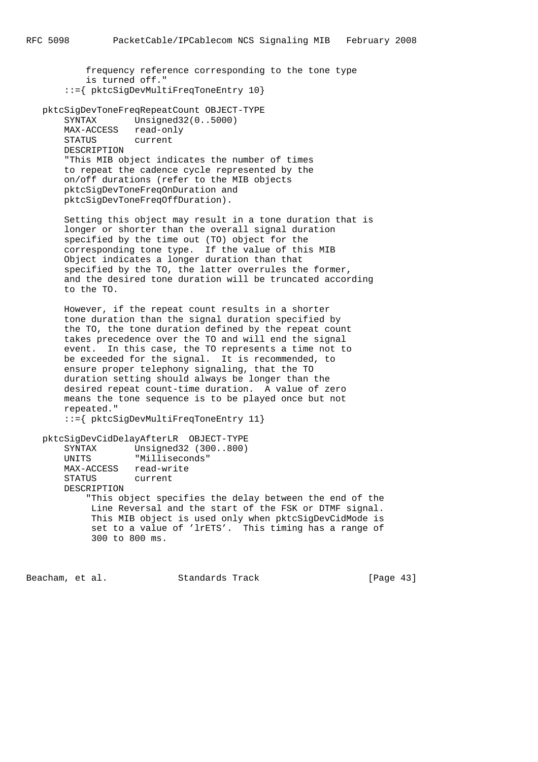```
           frequency reference corresponding to the tone type
           is turned off."
       ::={ pktcSigDevMultiFreqToneEntry 10}

   pktcSigDevToneFreqRepeatCount OBJECT-TYPE
       SYNTAX       Unsigned32(0..5000)
       MAX-ACCESS   read-only
       STATUS       current
       DESCRIPTION
       "This MIB object indicates the number of times
       to repeat the cadence cycle represented by the
       on/off durations (refer to the MIB objects
       pktcSigDevToneFreqOnDuration and
       pktcSigDevToneFreqOffDuration).

       Setting this object may result in a tone duration that is
       longer or shorter than the overall signal duration
       specified by the time out (TO) object for the
       corresponding tone type.  If the value of this MIB
       Object indicates a longer duration than that
       specified by the TO, the latter overrules the former,
       and the desired tone duration will be truncated according
       to the TO.

       However, if the repeat count results in a shorter
       tone duration than the signal duration specified by
       the TO, the tone duration defined by the repeat count
       takes precedence over the TO and will end the signal
       event.  In this case, the TO represents a time not to
       be exceeded for the signal.  It is recommended, to
       ensure proper telephony signaling, that the TO
       duration setting should always be longer than the
       desired repeat count-time duration.  A value of zero
       means the tone sequence is to be played once but not
       repeated."
       ::={ pktcSigDevMultiFreqToneEntry 11}

   pktcSigDevCidDelayAfterLR  OBJECT-TYPE
       SYNTAX       Unsigned32 (300..800)
       UNITS        "Milliseconds"
       MAX-ACCESS   read-write
       STATUS       current
       DESCRIPTION
           "This object specifies the delay between the end of the
            Line Reversal and the start of the FSK or DTMF signal.
            This MIB object is used only when pktcSigDevCidMode is
            set to a value of 'lrETS'.  This timing has a range of
            300 to 800 ms.
```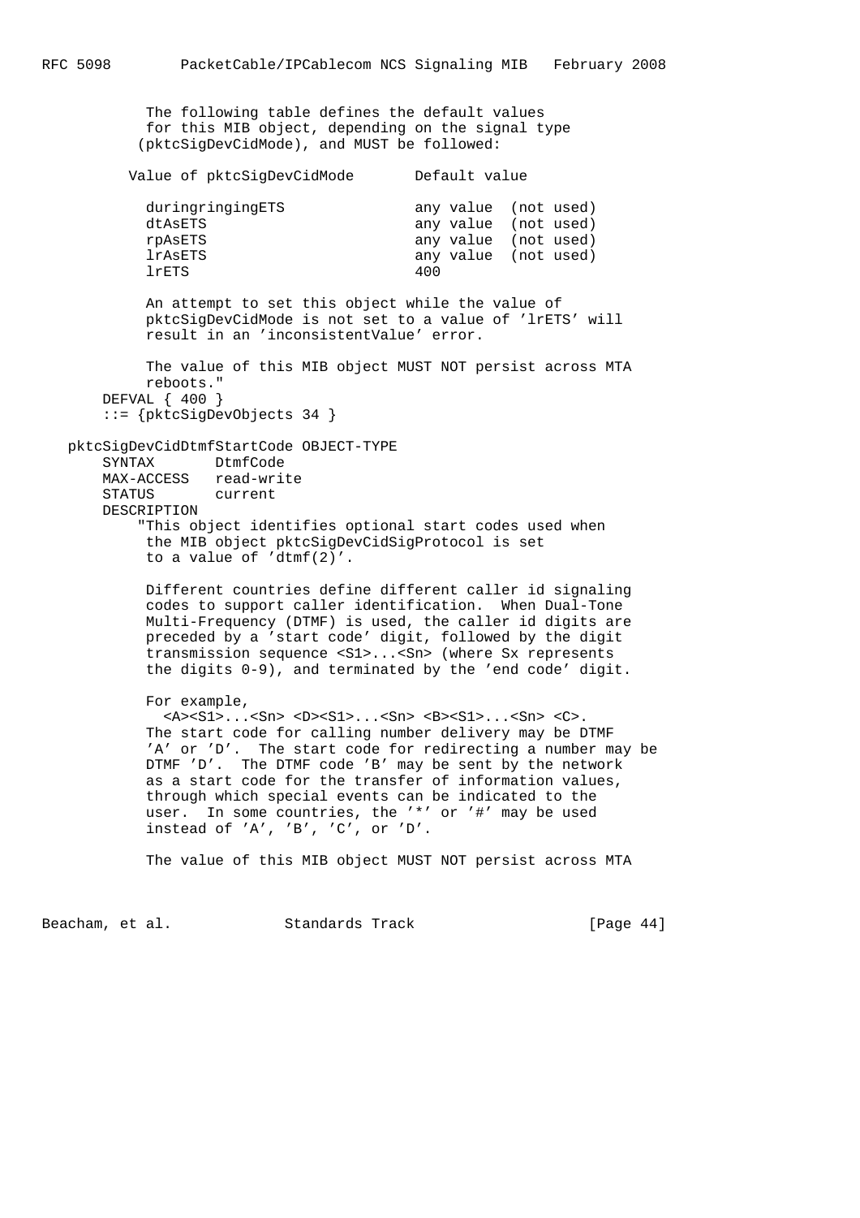```
            The following table defines the default values
            for this MIB object, depending on the signal type
           (pktcSigDevCidMode), and MUST be followed:

         Value of pktcSigDevCidMode       Default value

            duringringingETS              any value  (not used)
            dtAsETS                       any value  (not used)
            rpAsETS                       any value  (not used)
            lrAsETS                       any value  (not used)
            lrETS                         400

            An attempt to set this object while the value of
            pktcSigDevCidMode is not set to a value of 'lrETS' will
            result in an 'inconsistentValue' error.

            The value of this MIB object MUST NOT persist across MTA
            reboots."
       DEFVAL { 400 }
       ::= {pktcSigDevObjects 34 }

   pktcSigDevCidDtmfStartCode OBJECT-TYPE
       SYNTAX       DtmfCode
       MAX-ACCESS   read-write
       STATUS       current
       DESCRIPTION
           "This object identifies optional start codes used when
            the MIB object pktcSigDevCidSigProtocol is set
            to a value of 'dtmf(2)'.

            Different countries define different caller id signaling
            codes to support caller identification.  When Dual-Tone
            Multi-Frequency (DTMF) is used, the caller id digits are
            preceded by a 'start code' digit, followed by the digit
            transmission sequence <S1>...<Sn> (where Sx represents
            the digits 0-9), and terminated by the 'end code' digit.

            For example,
              <A><S1>...<Sn> <D><S1>...<Sn> <B><S1>...<Sn> <C>.
            The start code for calling number delivery may be DTMF
            'A' or 'D'.  The start code for redirecting a number may be
            DTMF 'D'.  The DTMF code 'B' may be sent by the network
            as a start code for the transfer of information values,
            through which special events can be indicated to the
            user.  In some countries, the '*' or '#' may be used
            instead of 'A', 'B', 'C', or 'D'.

            The value of this MIB object MUST NOT persist across MTA
```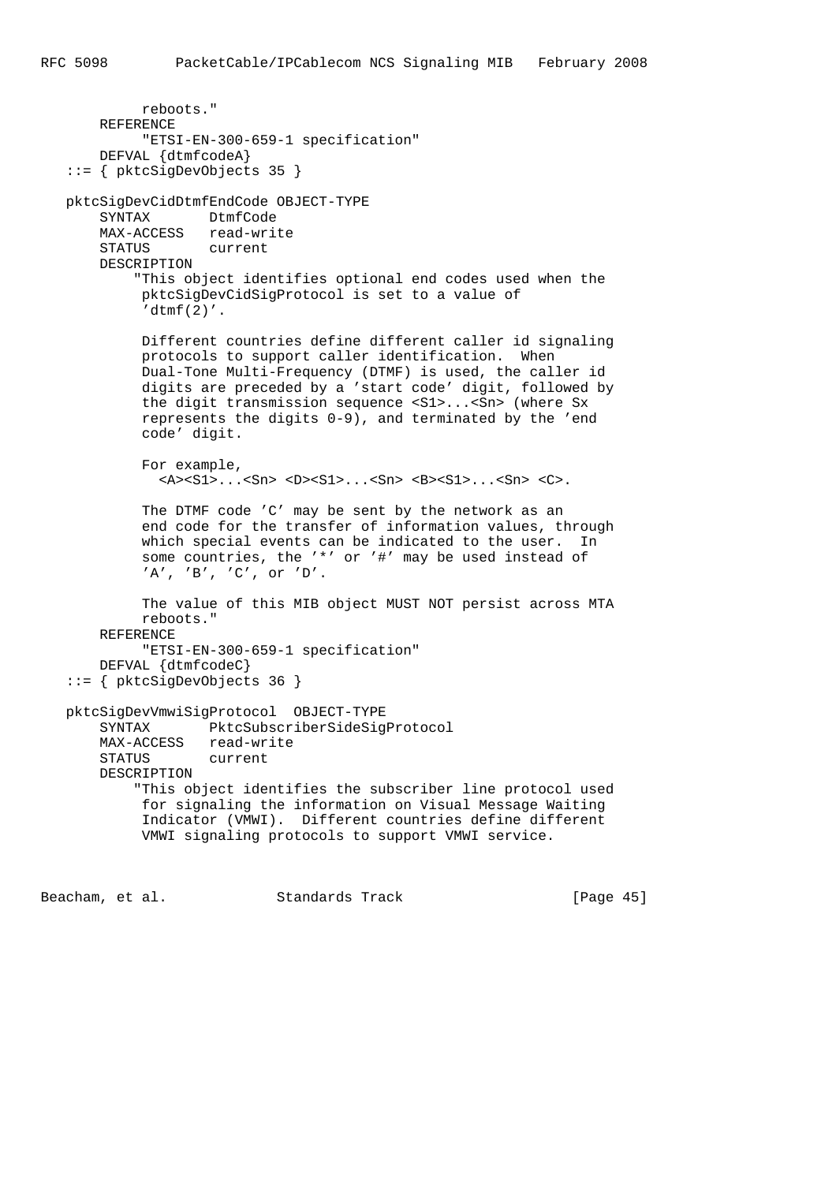```
            reboots."
       REFERENCE
           "ETSI-EN-300-659-1 specification"
       DEFVAL {dtmfcodeA}
   ::= { pktcSigDevObjects 35 }

   pktcSigDevCidDtmfEndCode OBJECT-TYPE
       SYNTAX       DtmfCode
       MAX-ACCESS   read-write
       STATUS       current
       DESCRIPTION
          "This object identifies optional end codes used when the
           pktcSigDevCidSigProtocol is set to a value of
           'dtmf(2)'.

           Different countries define different caller id signaling
           protocols to support caller identification.  When
           Dual-Tone Multi-Frequency (DTMF) is used, the caller id
           digits are preceded by a 'start code' digit, followed by
           the digit transmission sequence <S1>...<Sn> (where Sx
           represents the digits 0-9), and terminated by the 'end
           code' digit.

           For example,
             <A><S1>...<Sn> <D><S1>...<Sn> <B><S1>...<Sn> <C>.

           The DTMF code 'C' may be sent by the network as an
           end code for the transfer of information values, through
           which special events can be indicated to the user.  In
           some countries, the '*' or '#' may be used instead of
           'A', 'B', 'C', or 'D'.

           The value of this MIB object MUST NOT persist across MTA
           reboots."
       REFERENCE
           "ETSI-EN-300-659-1 specification"
       DEFVAL {dtmfcodeC}
   ::= { pktcSigDevObjects 36 }

   pktcSigDevVmwiSigProtocol  OBJECT-TYPE
       SYNTAX       PktcSubscriberSideSigProtocol
       MAX-ACCESS   read-write
       STATUS       current
       DESCRIPTION
          "This object identifies the subscriber line protocol used
           for signaling the information on Visual Message Waiting
           Indicator (VMWI).  Different countries define different
           VMWI signaling protocols to support VMWI service.
```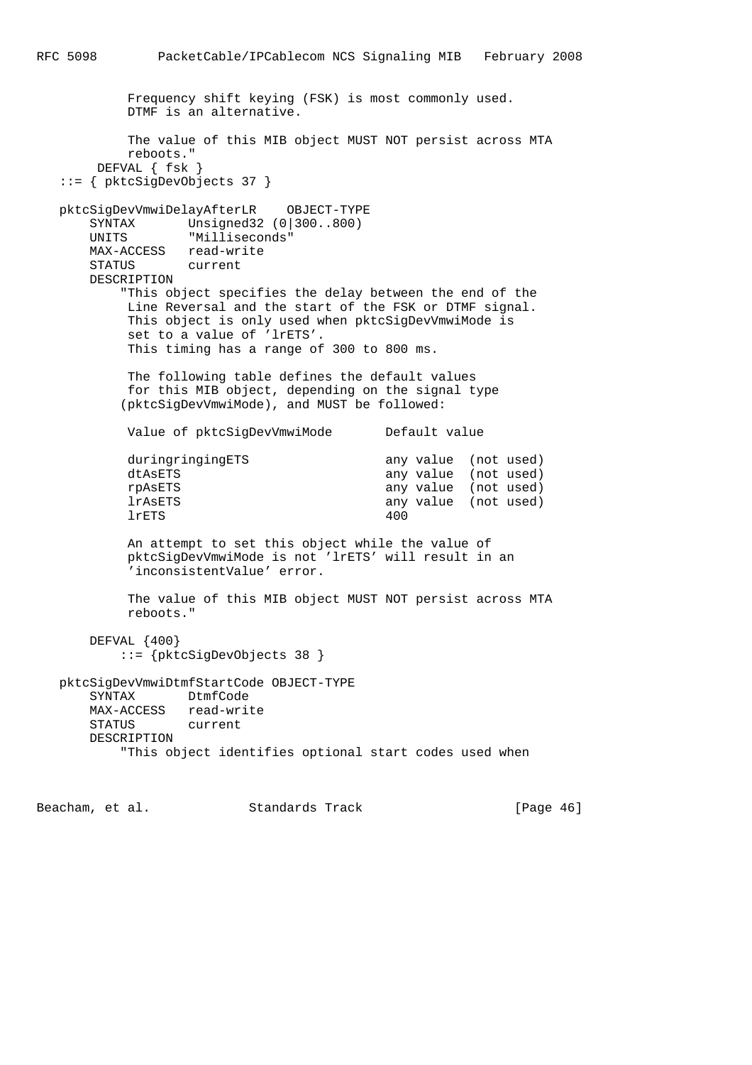```
            Frequency shift keying (FSK) is most commonly used.
            DTMF is an alternative.

            The value of this MIB object MUST NOT persist across MTA
            reboots."
        DEFVAL { fsk }
    ::= { pktcSigDevObjects 37 }

   pktcSigDevVmwiDelayAfterLR    OBJECT-TYPE
       SYNTAX       Unsigned32 (0|300..800)
       UNITS        "Milliseconds"
       MAX-ACCESS   read-write
       STATUS       current
       DESCRIPTION
           "This object specifies the delay between the end of the
            Line Reversal and the start of the FSK or DTMF signal.
            This object is only used when pktcSigDevVmwiMode is
            set to a value of 'lrETS'.
            This timing has a range of 300 to 800 ms.

            The following table defines the default values
            for this MIB object, depending on the signal type
           (pktcSigDevVmwiMode), and MUST be followed:

            Value of pktcSigDevVmwiMode       Default value

            duringringingETS                  any value  (not used)
            dtAsETS                           any value  (not used)
            rpAsETS                           any value  (not used)
            lrAsETS                           any value  (not used)
            lrETS                             400

            An attempt to set this object while the value of
            pktcSigDevVmwiMode is not 'lrETS' will result in an
            'inconsistentValue' error.

            The value of this MIB object MUST NOT persist across MTA
            reboots."

       DEFVAL {400}
           ::= {pktcSigDevObjects 38 }

   pktcSigDevVmwiDtmfStartCode OBJECT-TYPE
       SYNTAX       DtmfCode
       MAX-ACCESS   read-write
       STATUS       current
       DESCRIPTION
           "This object identifies optional start codes used when
```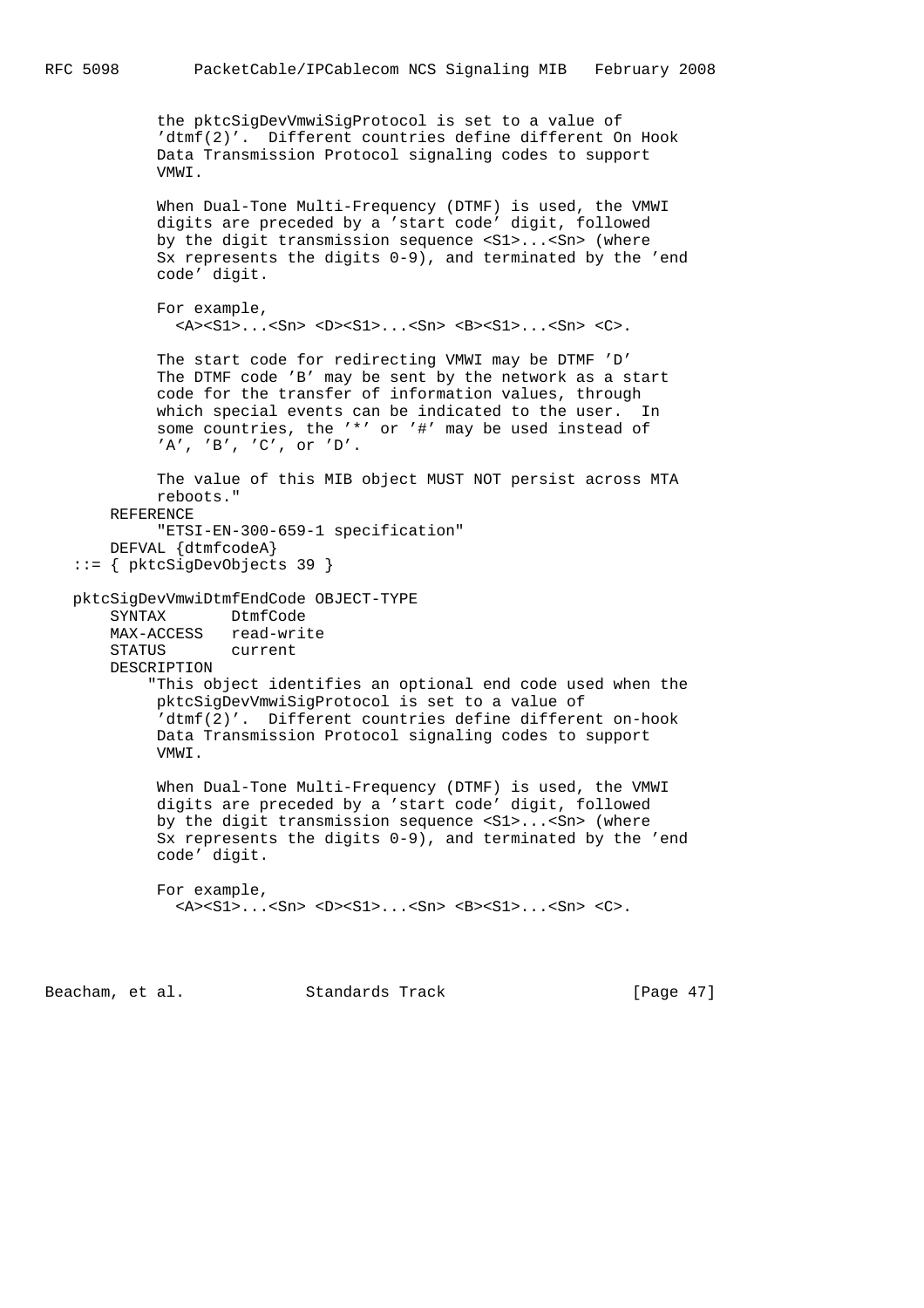```
           the pktcSigDevVmwiSigProtocol is set to a value of
           'dtmf(2)'.  Different countries define different On Hook
           Data Transmission Protocol signaling codes to support
           VMWI.

           When Dual-Tone Multi-Frequency (DTMF) is used, the VMWI
           digits are preceded by a 'start code' digit, followed
           by the digit transmission sequence <S1>...<Sn> (where
           Sx represents the digits 0-9), and terminated by the 'end
           code' digit.

           For example,
             <A><S1>...<Sn> <D><S1>...<Sn> <B><S1>...<Sn> <C>.

           The start code for redirecting VMWI may be DTMF 'D'
           The DTMF code 'B' may be sent by the network as a start
           code for the transfer of information values, through
           which special events can be indicated to the user.  In
           some countries, the '*' or '#' may be used instead of
           'A', 'B', 'C', or 'D'.

           The value of this MIB object MUST NOT persist across MTA
           reboots."
      REFERENCE
           "ETSI-EN-300-659-1 specification"
      DEFVAL {dtmfcodeA}
   ::= { pktcSigDevObjects 39 }

   pktcSigDevVmwiDtmfEndCode OBJECT-TYPE
       SYNTAX       DtmfCode
       MAX-ACCESS   read-write
       STATUS       current
       DESCRIPTION
          "This object identifies an optional end code used when the
           pktcSigDevVmwiSigProtocol is set to a value of
           'dtmf(2)'.  Different countries define different on-hook
           Data Transmission Protocol signaling codes to support
           VMWI.

           When Dual-Tone Multi-Frequency (DTMF) is used, the VMWI
           digits are preceded by a 'start code' digit, followed
           by the digit transmission sequence <S1>...<Sn> (where
           Sx represents the digits 0-9), and terminated by the 'end
           code' digit.

           For example,
             <A><S1>...<Sn> <D><S1>...<Sn> <B><S1>...<Sn> <C>.
```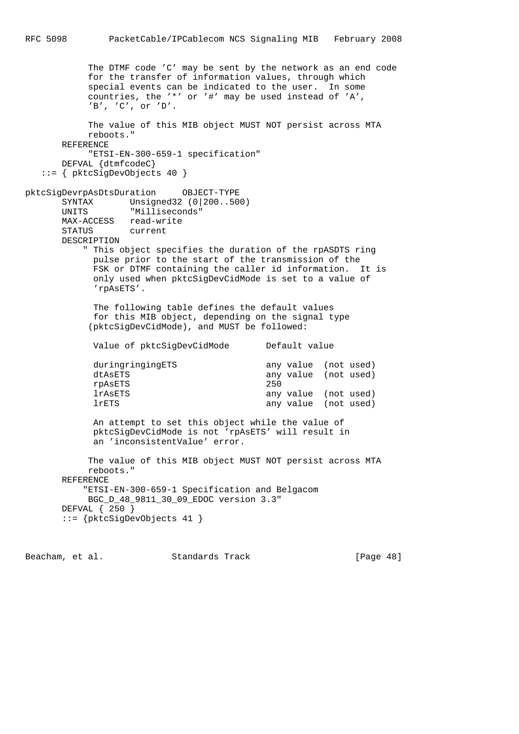```
             The DTMF code 'C' may be sent by the network as an end code
             for the transfer of information values, through which
             special events can be indicated to the user.  In some
             countries, the '*' or '#' may be used instead of 'A',
             'B', 'C', or 'D'.

             The value of this MIB object MUST NOT persist across MTA
             reboots."
        REFERENCE
             "ETSI-EN-300-659-1 specification"
        DEFVAL {dtmfcodeC}
    ::= { pktcSigDevObjects 40 }

pktcSigDevrpAsDtsDuration     OBJECT-TYPE
        SYNTAX       Unsigned32 (0|200..500)
        UNITS        "Milliseconds"
        MAX-ACCESS   read-write
        STATUS       current
        DESCRIPTION
            " This object specifies the duration of the rpASDTS ring
              pulse prior to the start of the transmission of the
              FSK or DTMF containing the caller id information.  It is
              only used when pktcSigDevCidMode is set to a value of
              'rpAsETS'.

              The following table defines the default values
              for this MIB object, depending on the signal type
             (pktcSigDevCidMode), and MUST be followed:

              Value of pktcSigDevCidMode       Default value

              duringringingETS                 any value  (not used)
              dtAsETS                          any value  (not used)
              rpAsETS                          250
              lrAsETS                          any value  (not used)
              lrETS                            any value  (not used)

              An attempt to set this object while the value of
              pktcSigDevCidMode is not 'rpAsETS' will result in
              an 'inconsistentValue' error.

             The value of this MIB object MUST NOT persist across MTA
             reboots."
        REFERENCE
            "ETSI-EN-300-659-1 Specification and Belgacom
             BGC_D_48_9811_30_09_EDOC version 3.3"
        DEFVAL { 250 }
        ::= {pktcSigDevObjects 41 }
```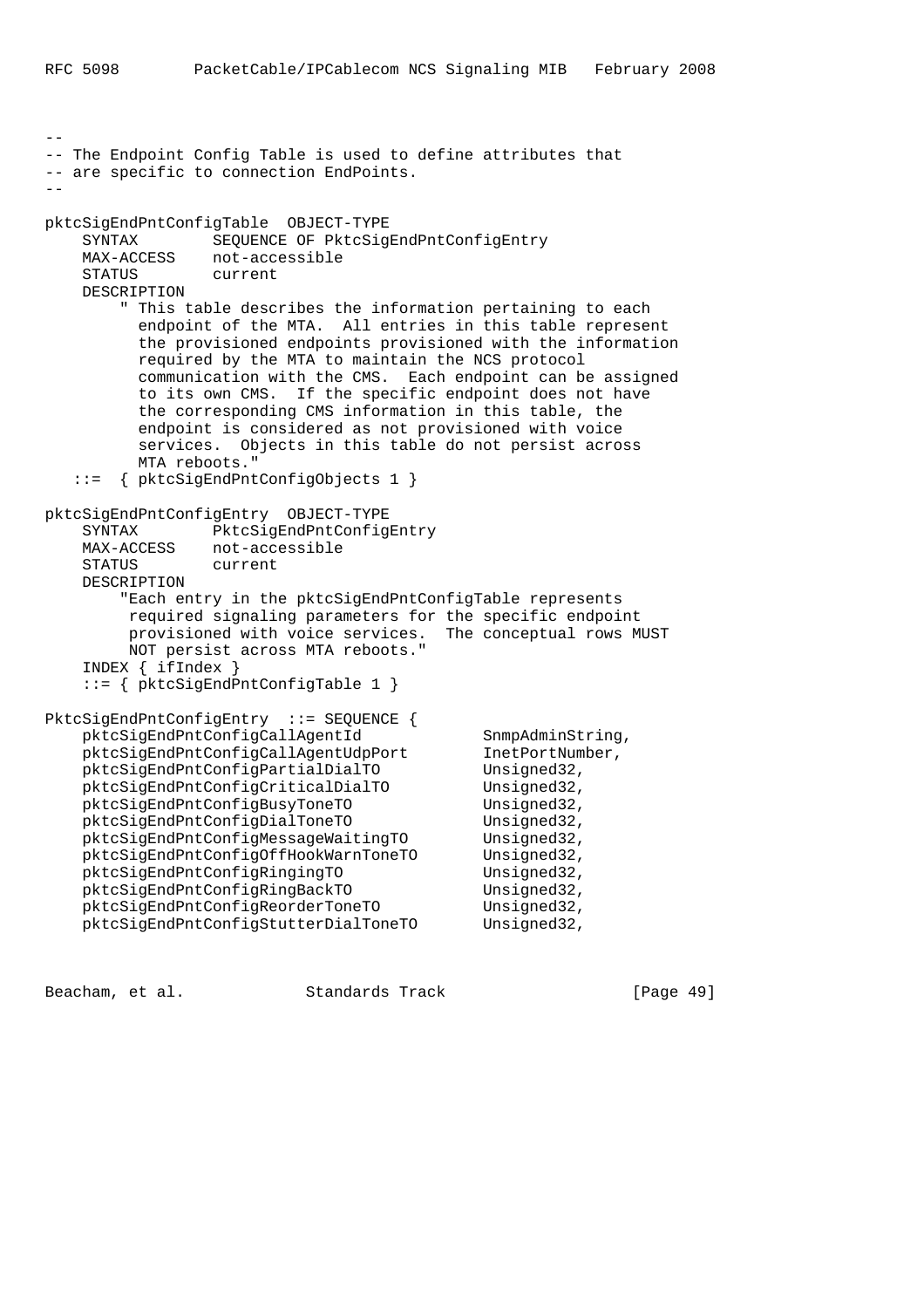```
--
-- The Endpoint Config Table is used to define attributes that
-- are specific to connection EndPoints.
--

pktcSigEndPntConfigTable  OBJECT-TYPE
    SYNTAX        SEQUENCE OF PktcSigEndPntConfigEntry
    MAX-ACCESS    not-accessible
    STATUS        current
    DESCRIPTION
        " This table describes the information pertaining to each
          endpoint of the MTA.  All entries in this table represent
          the provisioned endpoints provisioned with the information
          required by the MTA to maintain the NCS protocol
          communication with the CMS.  Each endpoint can be assigned
          to its own CMS.  If the specific endpoint does not have
          the corresponding CMS information in this table, the
          endpoint is considered as not provisioned with voice
          services.  Objects in this table do not persist across
          MTA reboots."
   ::=  { pktcSigEndPntConfigObjects 1 }

pktcSigEndPntConfigEntry  OBJECT-TYPE
    SYNTAX        PktcSigEndPntConfigEntry
    MAX-ACCESS    not-accessible
    STATUS        current
    DESCRIPTION
        "Each entry in the pktcSigEndPntConfigTable represents
         required signaling parameters for the specific endpoint
         provisioned with voice services.  The conceptual rows MUST
         NOT persist across MTA reboots."
    INDEX { ifIndex }
    ::= { pktcSigEndPntConfigTable 1 }

PktcSigEndPntConfigEntry  ::= SEQUENCE {
    pktcSigEndPntConfigCallAgentId              SnmpAdminString,
    pktcSigEndPntConfigCallAgentUdpPort         InetPortNumber,
    pktcSigEndPntConfigPartialDialTO            Unsigned32,
    pktcSigEndPntConfigCriticalDialTO           Unsigned32,
    pktcSigEndPntConfigBusyToneTO               Unsigned32,
    pktcSigEndPntConfigDialToneTO               Unsigned32,
    pktcSigEndPntConfigMessageWaitingTO         Unsigned32,
    pktcSigEndPntConfigOffHookWarnToneTO        Unsigned32,
    pktcSigEndPntConfigRingingTO                Unsigned32,
    pktcSigEndPntConfigRingBackTO               Unsigned32,
    pktcSigEndPntConfigReorderToneTO            Unsigned32,
    pktcSigEndPntConfigStutterDialToneTO        Unsigned32,
```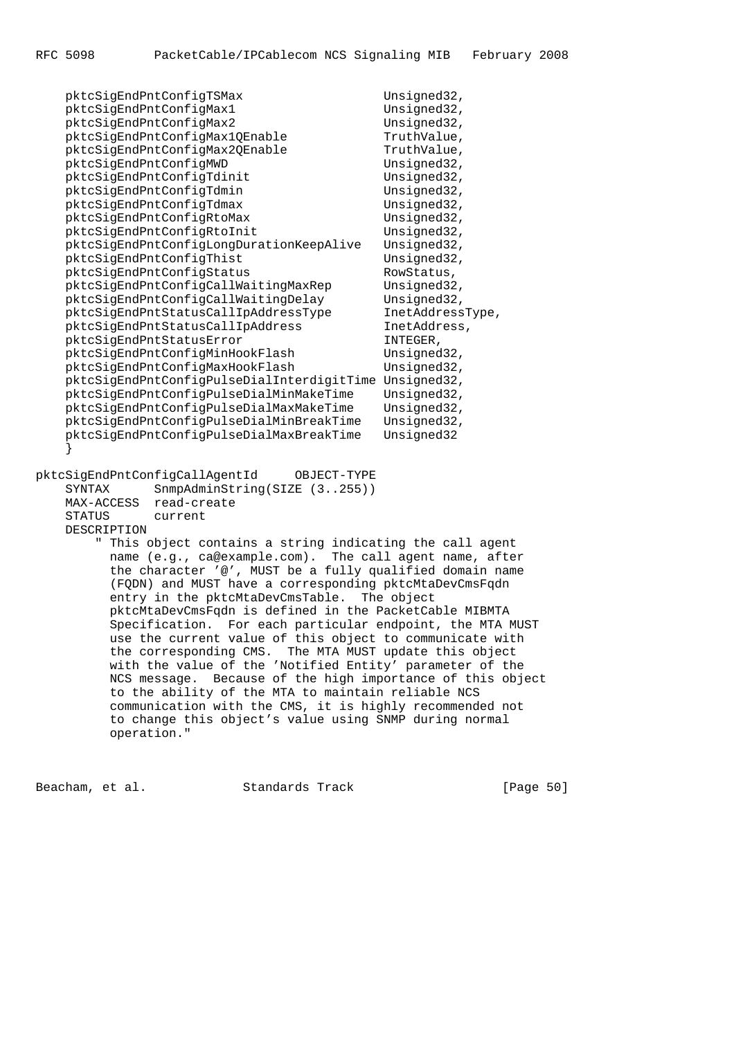```
    pktcSigEndPntConfigTSMax                   Unsigned32,
    pktcSigEndPntConfigMax1                    Unsigned32,
    pktcSigEndPntConfigMax2                    Unsigned32,
    pktcSigEndPntConfigMax1QEnable             TruthValue,
    pktcSigEndPntConfigMax2QEnable             TruthValue,
    pktcSigEndPntConfigMWD                     Unsigned32,
    pktcSigEndPntConfigTdinit                  Unsigned32,
    pktcSigEndPntConfigTdmin                   Unsigned32,
    pktcSigEndPntConfigTdmax                   Unsigned32,
    pktcSigEndPntConfigRtoMax                  Unsigned32,
    pktcSigEndPntConfigRtoInit                 Unsigned32,
    pktcSigEndPntConfigLongDurationKeepAlive   Unsigned32,
    pktcSigEndPntConfigThist                   Unsigned32,
    pktcSigEndPntConfigStatus                  RowStatus,
    pktcSigEndPntConfigCallWaitingMaxRep       Unsigned32,
    pktcSigEndPntConfigCallWaitingDelay        Unsigned32,
    pktcSigEndPntStatusCallIpAddressType       InetAddressType,
    pktcSigEndPntStatusCallIpAddress           InetAddress,
    pktcSigEndPntStatusError                   INTEGER,
    pktcSigEndPntConfigMinHookFlash            Unsigned32,
    pktcSigEndPntConfigMaxHookFlash            Unsigned32,
    pktcSigEndPntConfigPulseDialInterdigitTime Unsigned32,
    pktcSigEndPntConfigPulseDialMinMakeTime    Unsigned32,
    pktcSigEndPntConfigPulseDialMaxMakeTime    Unsigned32,
    pktcSigEndPntConfigPulseDialMinBreakTime   Unsigned32,
    pktcSigEndPntConfigPulseDialMaxBreakTime   Unsigned32
    }

pktcSigEndPntConfigCallAgentId     OBJECT-TYPE
    SYNTAX      SnmpAdminString(SIZE (3..255))
    MAX-ACCESS  read-create
    STATUS      current
    DESCRIPTION
        " This object contains a string indicating the call agent
          name (e.g., ca@example.com).  The call agent name, after
          the character '@', MUST be a fully qualified domain name
          (FQDN) and MUST have a corresponding pktcMtaDevCmsFqdn
          entry in the pktcMtaDevCmsTable.  The object
          pktcMtaDevCmsFqdn is defined in the PacketCable MIBMTA
          Specification.  For each particular endpoint, the MTA MUST
          use the current value of this object to communicate with
          the corresponding CMS.  The MTA MUST update this object
          with the value of the 'Notified Entity' parameter of the
          NCS message.  Because of the high importance of this object
          to the ability of the MTA to maintain reliable NCS
          communication with the CMS, it is highly recommended not
          to change this object's value using SNMP during normal
          operation."
```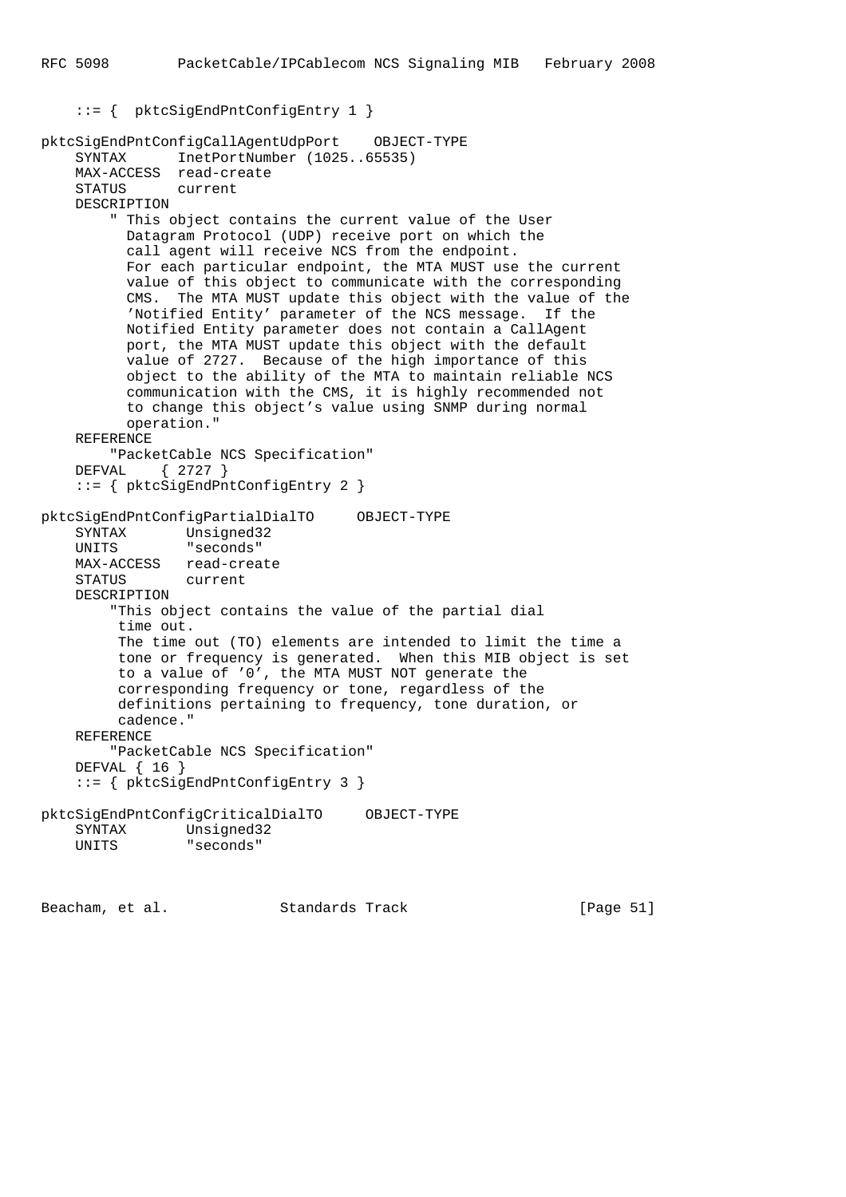```
    ::= {  pktcSigEndPntConfigEntry 1 }

pktcSigEndPntConfigCallAgentUdpPort    OBJECT-TYPE
    SYNTAX      InetPortNumber (1025..65535)
    MAX-ACCESS  read-create
    STATUS      current
    DESCRIPTION
        " This object contains the current value of the User
          Datagram Protocol (UDP) receive port on which the
          call agent will receive NCS from the endpoint.
          For each particular endpoint, the MTA MUST use the current
          value of this object to communicate with the corresponding
          CMS.  The MTA MUST update this object with the value of the
          'Notified Entity' parameter of the NCS message.  If the
          Notified Entity parameter does not contain a CallAgent
          port, the MTA MUST update this object with the default
          value of 2727.  Because of the high importance of this
          object to the ability of the MTA to maintain reliable NCS
          communication with the CMS, it is highly recommended not
          to change this object's value using SNMP during normal
          operation."
    REFERENCE
        "PacketCable NCS Specification"
    DEFVAL    { 2727 }
    ::= { pktcSigEndPntConfigEntry 2 }

pktcSigEndPntConfigPartialDialTO     OBJECT-TYPE
    SYNTAX       Unsigned32
    UNITS        "seconds"
    MAX-ACCESS   read-create
    STATUS       current
    DESCRIPTION
        "This object contains the value of the partial dial
         time out.
         The time out (TO) elements are intended to limit the time a
         tone or frequency is generated.  When this MIB object is set
         to a value of '0', the MTA MUST NOT generate the
         corresponding frequency or tone, regardless of the
         definitions pertaining to frequency, tone duration, or
         cadence."
    REFERENCE
        "PacketCable NCS Specification"
    DEFVAL { 16 }
    ::= { pktcSigEndPntConfigEntry 3 }

pktcSigEndPntConfigCriticalDialTO     OBJECT-TYPE
    SYNTAX       Unsigned32
    UNITS        "seconds"
```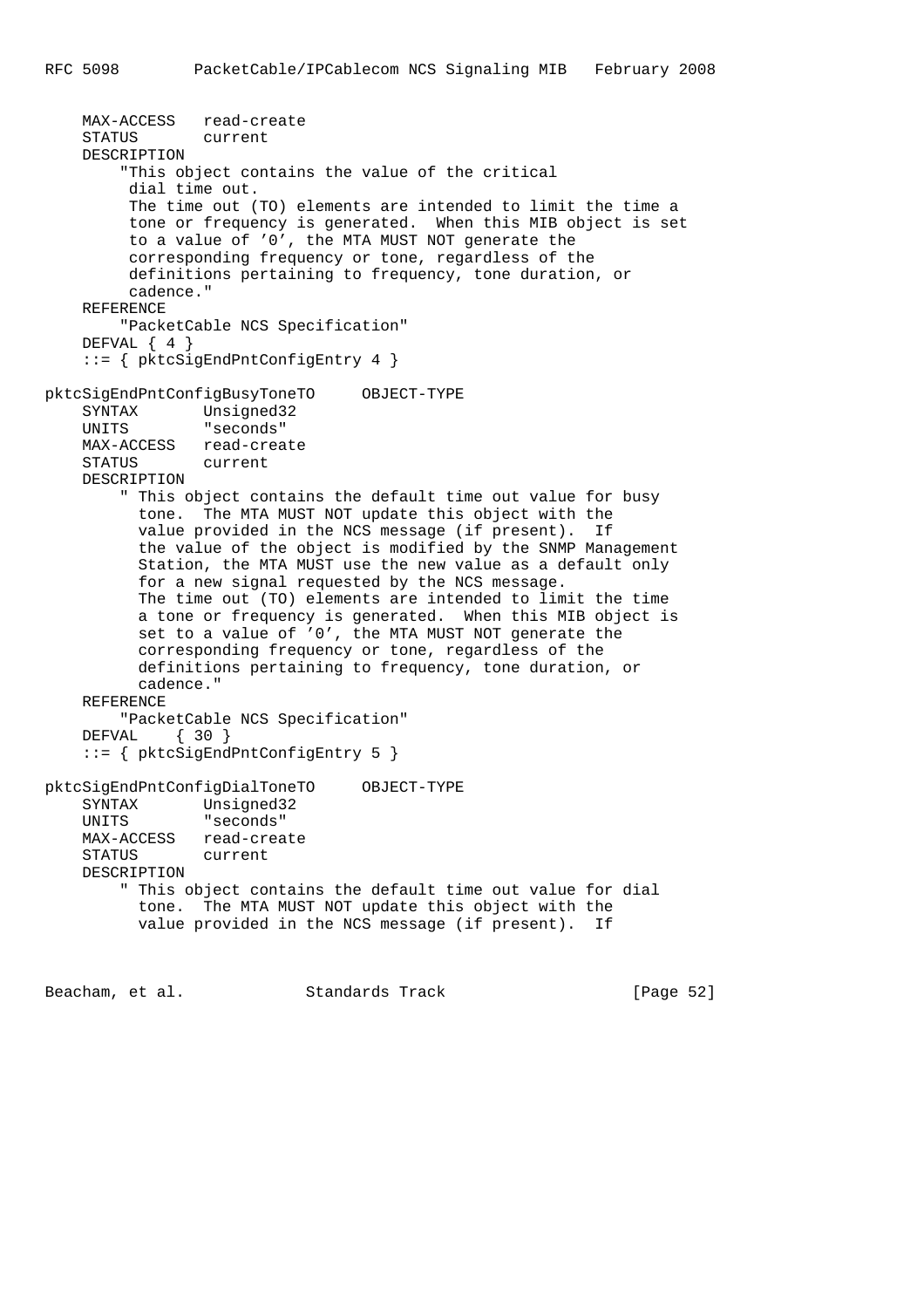```
    MAX-ACCESS   read-create
    STATUS       current
    DESCRIPTION
        "This object contains the value of the critical
         dial time out.
         The time out (TO) elements are intended to limit the time a
         tone or frequency is generated.  When this MIB object is set
         to a value of '0', the MTA MUST NOT generate the
         corresponding frequency or tone, regardless of the
         definitions pertaining to frequency, tone duration, or
         cadence."
    REFERENCE
        "PacketCable NCS Specification"
    DEFVAL { 4 }
    ::= { pktcSigEndPntConfigEntry 4 }

pktcSigEndPntConfigBusyToneTO     OBJECT-TYPE
    SYNTAX       Unsigned32
    UNITS        "seconds"
    MAX-ACCESS   read-create
    STATUS       current
    DESCRIPTION
        " This object contains the default time out value for busy
          tone.  The MTA MUST NOT update this object with the
          value provided in the NCS message (if present).  If
          the value of the object is modified by the SNMP Management
          Station, the MTA MUST use the new value as a default only
          for a new signal requested by the NCS message.
          The time out (TO) elements are intended to limit the time
          a tone or frequency is generated.  When this MIB object is
          set to a value of '0', the MTA MUST NOT generate the
          corresponding frequency or tone, regardless of the
          definitions pertaining to frequency, tone duration, or
          cadence."
    REFERENCE
        "PacketCable NCS Specification"
    DEFVAL    { 30 }
    ::= { pktcSigEndPntConfigEntry 5 }

pktcSigEndPntConfigDialToneTO     OBJECT-TYPE
    SYNTAX       Unsigned32
    UNITS        "seconds"
    MAX-ACCESS   read-create
    STATUS       current
    DESCRIPTION
        " This object contains the default time out value for dial
          tone.  The MTA MUST NOT update this object with the
          value provided in the NCS message (if present).  If
```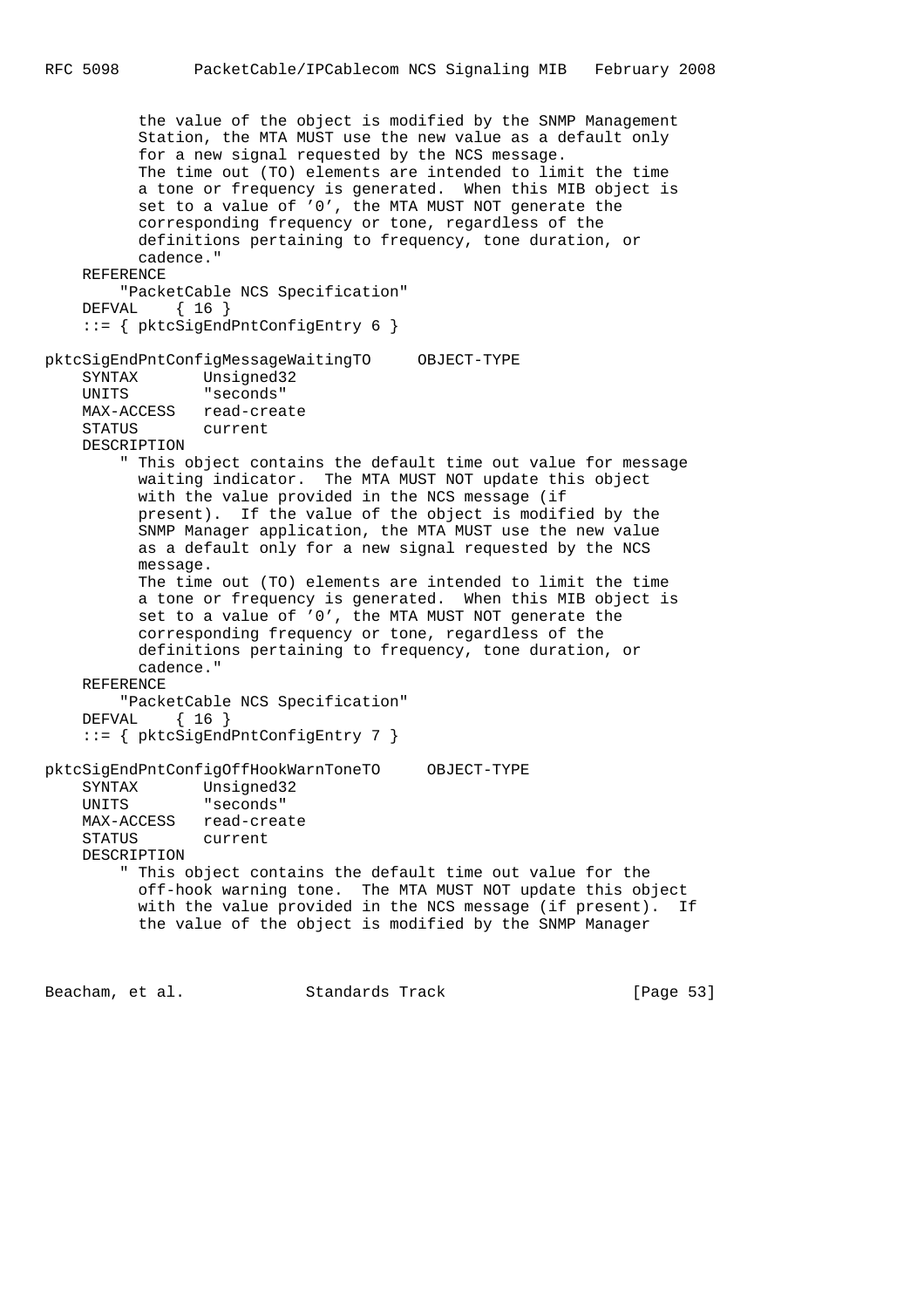```
          the value of the object is modified by the SNMP Management
          Station, the MTA MUST use the new value as a default only
          for a new signal requested by the NCS message.
          The time out (TO) elements are intended to limit the time
          a tone or frequency is generated.  When this MIB object is
          set to a value of '0', the MTA MUST NOT generate the
          corresponding frequency or tone, regardless of the
          definitions pertaining to frequency, tone duration, or
          cadence."
    REFERENCE
        "PacketCable NCS Specification"
    DEFVAL    { 16 }
    ::= { pktcSigEndPntConfigEntry 6 }

pktcSigEndPntConfigMessageWaitingTO     OBJECT-TYPE
    SYNTAX       Unsigned32
    UNITS        "seconds"
    MAX-ACCESS   read-create
    STATUS       current
    DESCRIPTION
        " This object contains the default time out value for message
          waiting indicator.  The MTA MUST NOT update this object
          with the value provided in the NCS message (if
          present).  If the value of the object is modified by the
          SNMP Manager application, the MTA MUST use the new value
          as a default only for a new signal requested by the NCS
          message.
          The time out (TO) elements are intended to limit the time
          a tone or frequency is generated.  When this MIB object is
          set to a value of '0', the MTA MUST NOT generate the
          corresponding frequency or tone, regardless of the
          definitions pertaining to frequency, tone duration, or
          cadence."
    REFERENCE
        "PacketCable NCS Specification"
    DEFVAL    { 16 }
    ::= { pktcSigEndPntConfigEntry 7 }

pktcSigEndPntConfigOffHookWarnToneTO     OBJECT-TYPE
    SYNTAX       Unsigned32
    UNITS        "seconds"
    MAX-ACCESS   read-create
    STATUS       current
    DESCRIPTION
        " This object contains the default time out value for the
          off-hook warning tone.  The MTA MUST NOT update this object
          with the value provided in the NCS message (if present).  If
          the value of the object is modified by the SNMP Manager
```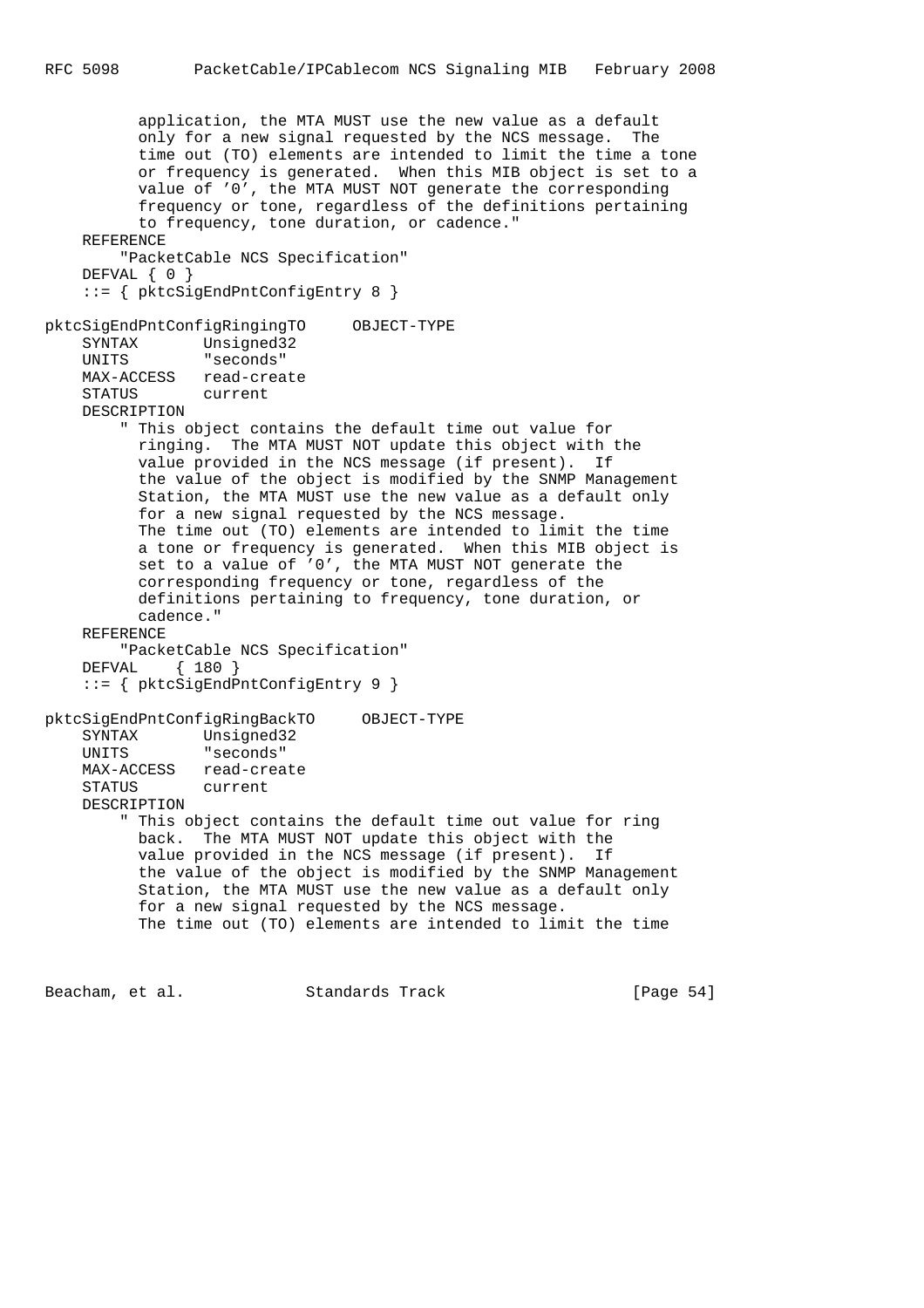```
          application, the MTA MUST use the new value as a default
          only for a new signal requested by the NCS message.  The
          time out (TO) elements are intended to limit the time a tone
          or frequency is generated.  When this MIB object is set to a
          value of '0', the MTA MUST NOT generate the corresponding
          frequency or tone, regardless of the definitions pertaining
          to frequency, tone duration, or cadence."
    REFERENCE
        "PacketCable NCS Specification"
    DEFVAL { 0 }
    ::= { pktcSigEndPntConfigEntry 8 }

pktcSigEndPntConfigRingingTO     OBJECT-TYPE
    SYNTAX       Unsigned32
    UNITS        "seconds"
    MAX-ACCESS   read-create
    STATUS       current
    DESCRIPTION
        " This object contains the default time out value for
          ringing.  The MTA MUST NOT update this object with the
          value provided in the NCS message (if present).  If
          the value of the object is modified by the SNMP Management
          Station, the MTA MUST use the new value as a default only
          for a new signal requested by the NCS message.
          The time out (TO) elements are intended to limit the time
          a tone or frequency is generated.  When this MIB object is
          set to a value of '0', the MTA MUST NOT generate the
          corresponding frequency or tone, regardless of the
          definitions pertaining to frequency, tone duration, or
          cadence."
    REFERENCE
        "PacketCable NCS Specification"
    DEFVAL    { 180 }
    ::= { pktcSigEndPntConfigEntry 9 }

pktcSigEndPntConfigRingBackTO     OBJECT-TYPE
    SYNTAX       Unsigned32
    UNITS        "seconds"
    MAX-ACCESS   read-create
    STATUS       current
    DESCRIPTION
        " This object contains the default time out value for ring
          back.  The MTA MUST NOT update this object with the
          value provided in the NCS message (if present).  If
          the value of the object is modified by the SNMP Management
          Station, the MTA MUST use the new value as a default only
          for a new signal requested by the NCS message.
          The time out (TO) elements are intended to limit the time
```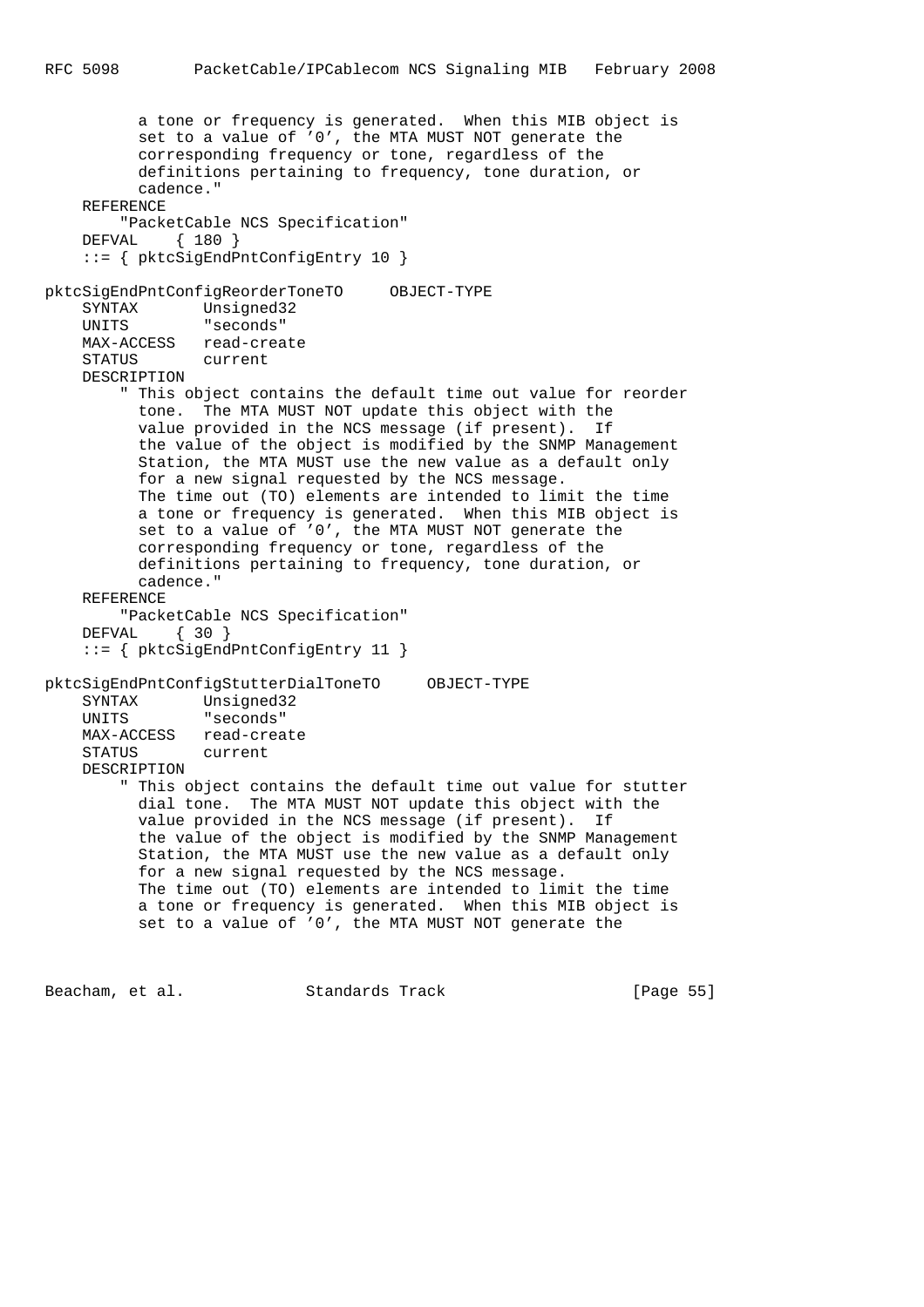```
          a tone or frequency is generated.  When this MIB object is
          set to a value of '0', the MTA MUST NOT generate the
          corresponding frequency or tone, regardless of the
          definitions pertaining to frequency, tone duration, or
          cadence."
    REFERENCE
        "PacketCable NCS Specification"
    DEFVAL    { 180 }
    ::= { pktcSigEndPntConfigEntry 10 }

pktcSigEndPntConfigReorderToneTO     OBJECT-TYPE
    SYNTAX       Unsigned32
    UNITS        "seconds"
    MAX-ACCESS   read-create
    STATUS       current
    DESCRIPTION
        " This object contains the default time out value for reorder
          tone.  The MTA MUST NOT update this object with the
          value provided in the NCS message (if present).  If
          the value of the object is modified by the SNMP Management
          Station, the MTA MUST use the new value as a default only
          for a new signal requested by the NCS message.
          The time out (TO) elements are intended to limit the time
          a tone or frequency is generated.  When this MIB object is
          set to a value of '0', the MTA MUST NOT generate the
          corresponding frequency or tone, regardless of the
          definitions pertaining to frequency, tone duration, or
          cadence."
    REFERENCE
        "PacketCable NCS Specification"
    DEFVAL    { 30 }
    ::= { pktcSigEndPntConfigEntry 11 }

pktcSigEndPntConfigStutterDialToneTO     OBJECT-TYPE
    SYNTAX       Unsigned32
    UNITS        "seconds"
    MAX-ACCESS   read-create
    STATUS       current
    DESCRIPTION
        " This object contains the default time out value for stutter
          dial tone.  The MTA MUST NOT update this object with the
          value provided in the NCS message (if present).  If
          the value of the object is modified by the SNMP Management
          Station, the MTA MUST use the new value as a default only
          for a new signal requested by the NCS message.
          The time out (TO) elements are intended to limit the time
          a tone or frequency is generated.  When this MIB object is
          set to a value of '0', the MTA MUST NOT generate the
```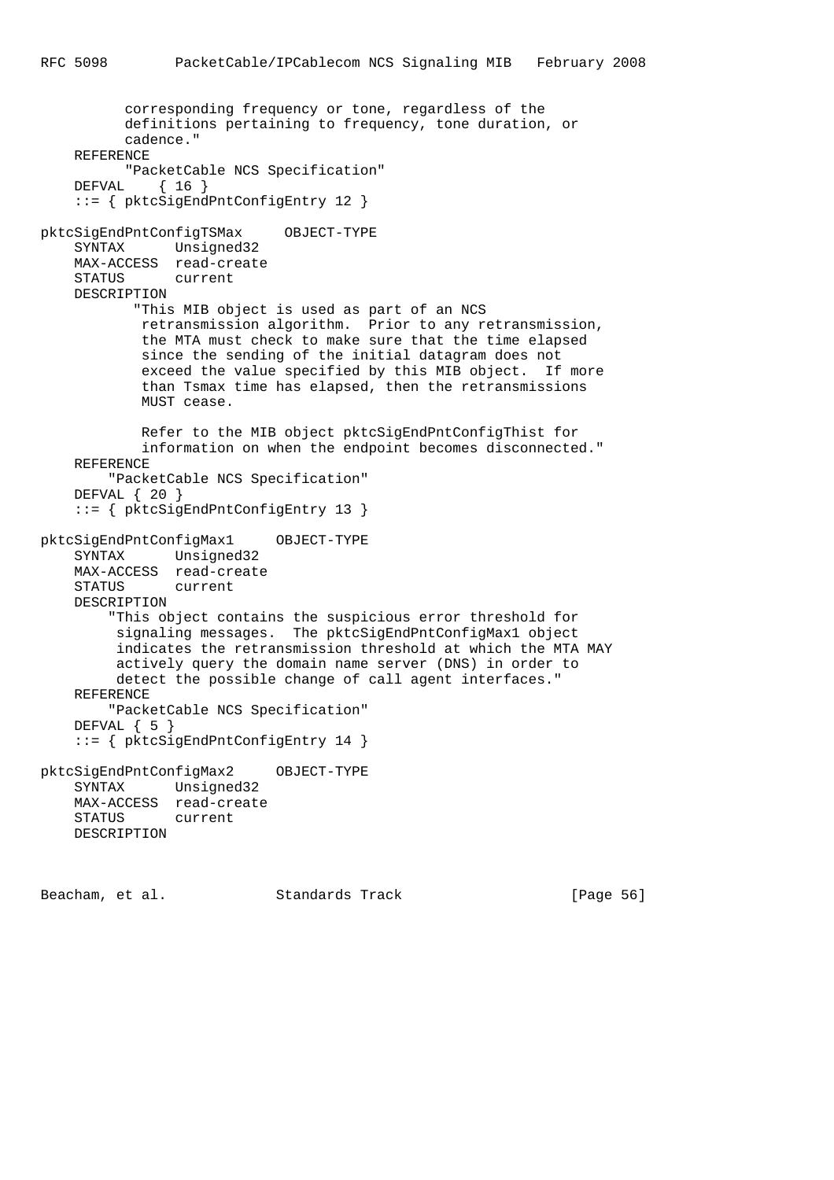```
          corresponding frequency or tone, regardless of the
          definitions pertaining to frequency, tone duration, or
          cadence."
    REFERENCE
          "PacketCable NCS Specification"
    DEFVAL    { 16 }
    ::= { pktcSigEndPntConfigEntry 12 }

pktcSigEndPntConfigTSMax     OBJECT-TYPE
    SYNTAX      Unsigned32
    MAX-ACCESS  read-create
    STATUS      current
    DESCRIPTION
           "This MIB object is used as part of an NCS
            retransmission algorithm.  Prior to any retransmission,
            the MTA must check to make sure that the time elapsed
            since the sending of the initial datagram does not
            exceed the value specified by this MIB object.  If more
            than Tsmax time has elapsed, then the retransmissions
            MUST cease.

            Refer to the MIB object pktcSigEndPntConfigThist for
            information on when the endpoint becomes disconnected."
    REFERENCE
        "PacketCable NCS Specification"
    DEFVAL { 20 }
    ::= { pktcSigEndPntConfigEntry 13 }

pktcSigEndPntConfigMax1     OBJECT-TYPE
    SYNTAX      Unsigned32
    MAX-ACCESS  read-create
    STATUS      current
    DESCRIPTION
        "This object contains the suspicious error threshold for
         signaling messages.  The pktcSigEndPntConfigMax1 object
         indicates the retransmission threshold at which the MTA MAY
         actively query the domain name server (DNS) in order to
         detect the possible change of call agent interfaces."
    REFERENCE
        "PacketCable NCS Specification"
    DEFVAL { 5 }
    ::= { pktcSigEndPntConfigEntry 14 }

pktcSigEndPntConfigMax2     OBJECT-TYPE
    SYNTAX      Unsigned32
    MAX-ACCESS  read-create
    STATUS      current
    DESCRIPTION
```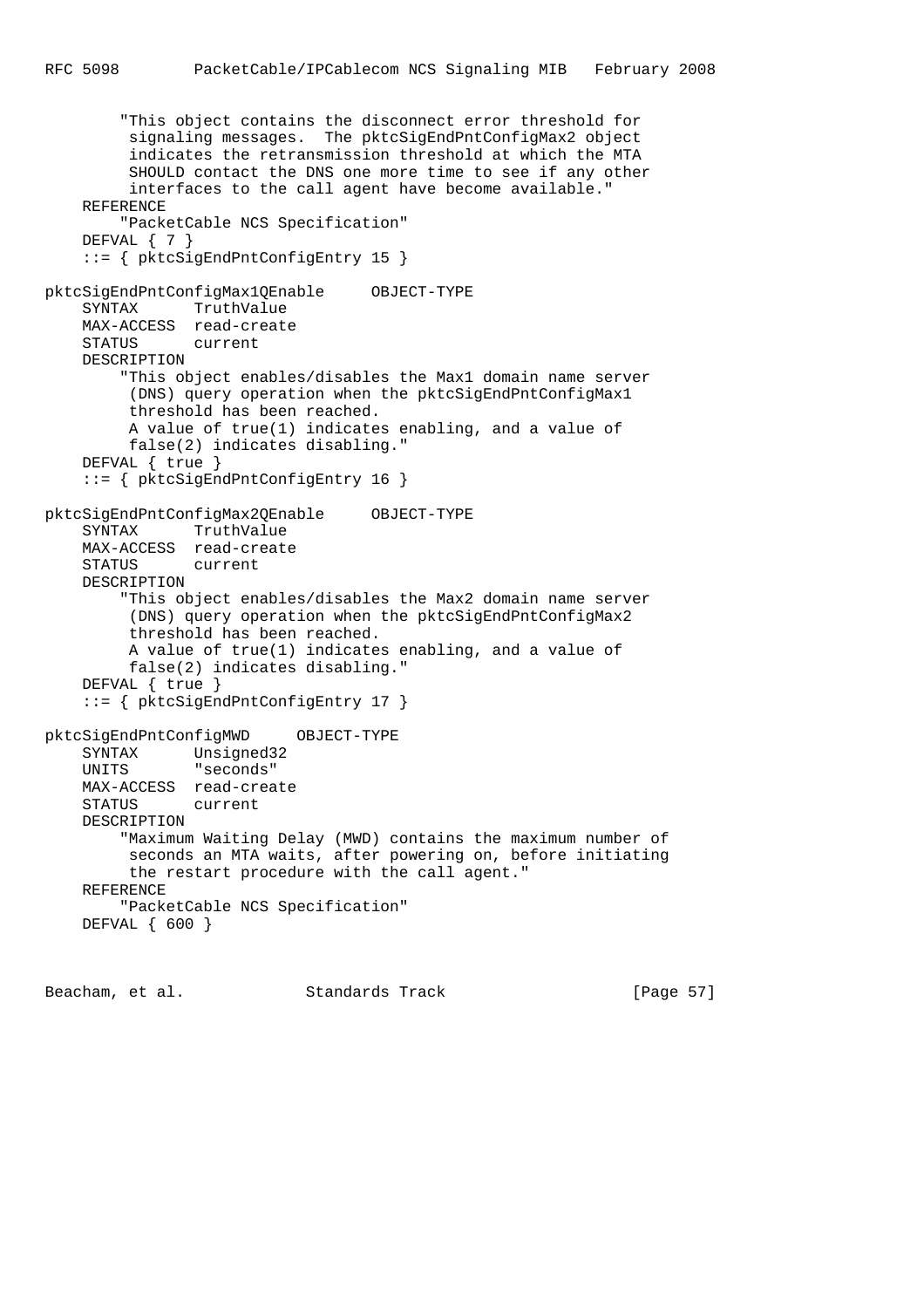```
        "This object contains the disconnect error threshold for
         signaling messages.  The pktcSigEndPntConfigMax2 object
         indicates the retransmission threshold at which the MTA
         SHOULD contact the DNS one more time to see if any other
         interfaces to the call agent have become available."
    REFERENCE
        "PacketCable NCS Specification"
    DEFVAL { 7 }
    ::= { pktcSigEndPntConfigEntry 15 }

pktcSigEndPntConfigMax1QEnable     OBJECT-TYPE
    SYNTAX      TruthValue
    MAX-ACCESS  read-create
    STATUS      current
    DESCRIPTION
        "This object enables/disables the Max1 domain name server
         (DNS) query operation when the pktcSigEndPntConfigMax1
         threshold has been reached.
         A value of true(1) indicates enabling, and a value of
         false(2) indicates disabling."
    DEFVAL { true }
    ::= { pktcSigEndPntConfigEntry 16 }

pktcSigEndPntConfigMax2QEnable     OBJECT-TYPE
    SYNTAX      TruthValue
    MAX-ACCESS  read-create
    STATUS      current
    DESCRIPTION
        "This object enables/disables the Max2 domain name server
         (DNS) query operation when the pktcSigEndPntConfigMax2
         threshold has been reached.
         A value of true(1) indicates enabling, and a value of
         false(2) indicates disabling."
    DEFVAL { true }
    ::= { pktcSigEndPntConfigEntry 17 }

pktcSigEndPntConfigMWD     OBJECT-TYPE
    SYNTAX      Unsigned32
    UNITS       "seconds"
    MAX-ACCESS  read-create
    STATUS      current
    DESCRIPTION
        "Maximum Waiting Delay (MWD) contains the maximum number of
         seconds an MTA waits, after powering on, before initiating
         the restart procedure with the call agent."
    REFERENCE
        "PacketCable NCS Specification"
    DEFVAL { 600 }
```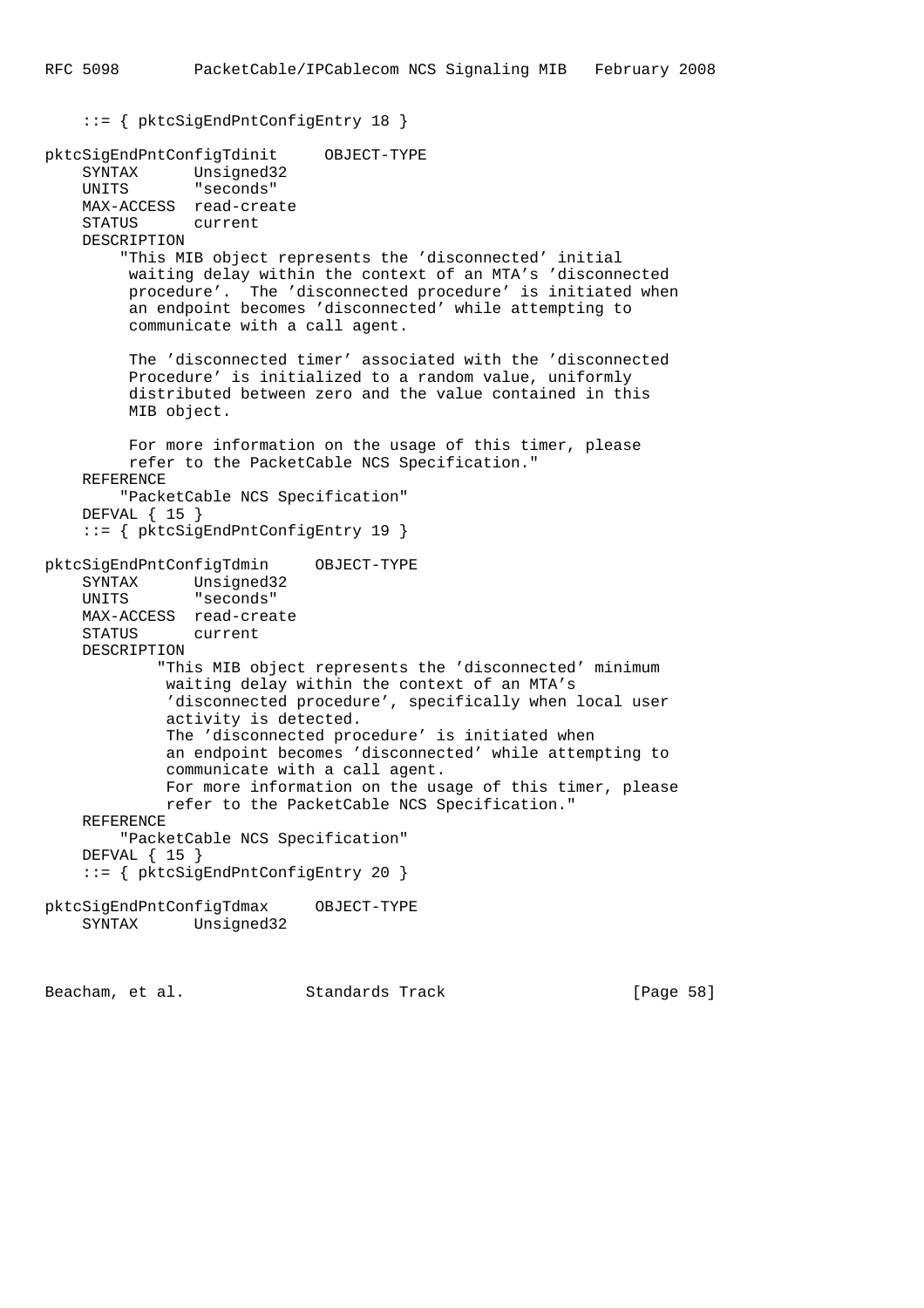```
    ::= { pktcSigEndPntConfigEntry 18 }

pktcSigEndPntConfigTdinit     OBJECT-TYPE
    SYNTAX      Unsigned32
    UNITS       "seconds"
    MAX-ACCESS  read-create
    STATUS      current
    DESCRIPTION
        "This MIB object represents the 'disconnected' initial
         waiting delay within the context of an MTA's 'disconnected
         procedure'.  The 'disconnected procedure' is initiated when
         an endpoint becomes 'disconnected' while attempting to
         communicate with a call agent.

         The 'disconnected timer' associated with the 'disconnected
         Procedure' is initialized to a random value, uniformly
         distributed between zero and the value contained in this
         MIB object.

         For more information on the usage of this timer, please
         refer to the PacketCable NCS Specification."
    REFERENCE
        "PacketCable NCS Specification"
    DEFVAL { 15 }
    ::= { pktcSigEndPntConfigEntry 19 }

pktcSigEndPntConfigTdmin     OBJECT-TYPE
    SYNTAX      Unsigned32
    UNITS       "seconds"
    MAX-ACCESS  read-create
    STATUS      current
    DESCRIPTION
            "This MIB object represents the 'disconnected' minimum
             waiting delay within the context of an MTA's
             'disconnected procedure', specifically when local user
             activity is detected.
             The 'disconnected procedure' is initiated when
             an endpoint becomes 'disconnected' while attempting to
             communicate with a call agent.
             For more information on the usage of this timer, please
             refer to the PacketCable NCS Specification."
    REFERENCE
        "PacketCable NCS Specification"
    DEFVAL { 15 }
    ::= { pktcSigEndPntConfigEntry 20 }

pktcSigEndPntConfigTdmax     OBJECT-TYPE
    SYNTAX      Unsigned32
```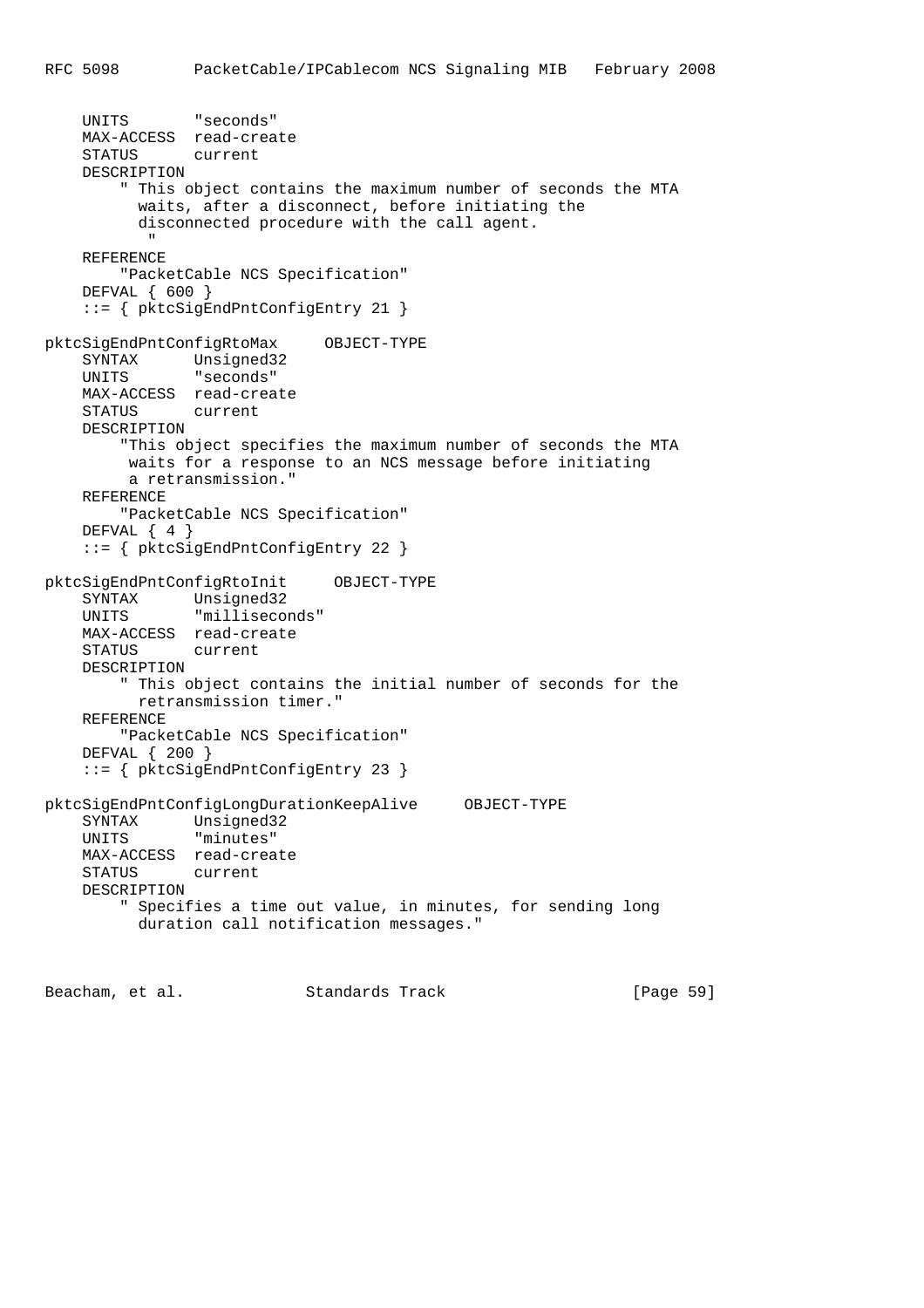```
    UNITS       "seconds"
    MAX-ACCESS  read-create
    STATUS      current
    DESCRIPTION
        " This object contains the maximum number of seconds the MTA
          waits, after a disconnect, before initiating the
          disconnected procedure with the call agent.
          "
    REFERENCE
        "PacketCable NCS Specification"
    DEFVAL { 600 }
    ::= { pktcSigEndPntConfigEntry 21 }

pktcSigEndPntConfigRtoMax     OBJECT-TYPE
    SYNTAX      Unsigned32
    UNITS       "seconds"
    MAX-ACCESS  read-create
    STATUS      current
    DESCRIPTION
        "This object specifies the maximum number of seconds the MTA
         waits for a response to an NCS message before initiating
         a retransmission."
    REFERENCE
        "PacketCable NCS Specification"
    DEFVAL { 4 }
    ::= { pktcSigEndPntConfigEntry 22 }

pktcSigEndPntConfigRtoInit     OBJECT-TYPE
    SYNTAX      Unsigned32
    UNITS       "milliseconds"
    MAX-ACCESS  read-create
    STATUS      current
    DESCRIPTION
        " This object contains the initial number of seconds for the
          retransmission timer."
    REFERENCE
        "PacketCable NCS Specification"
    DEFVAL { 200 }
    ::= { pktcSigEndPntConfigEntry 23 }

pktcSigEndPntConfigLongDurationKeepAlive     OBJECT-TYPE
    SYNTAX      Unsigned32
    UNITS       "minutes"
    MAX-ACCESS  read-create
    STATUS      current
    DESCRIPTION
        " Specifies a time out value, in minutes, for sending long
          duration call notification messages."
```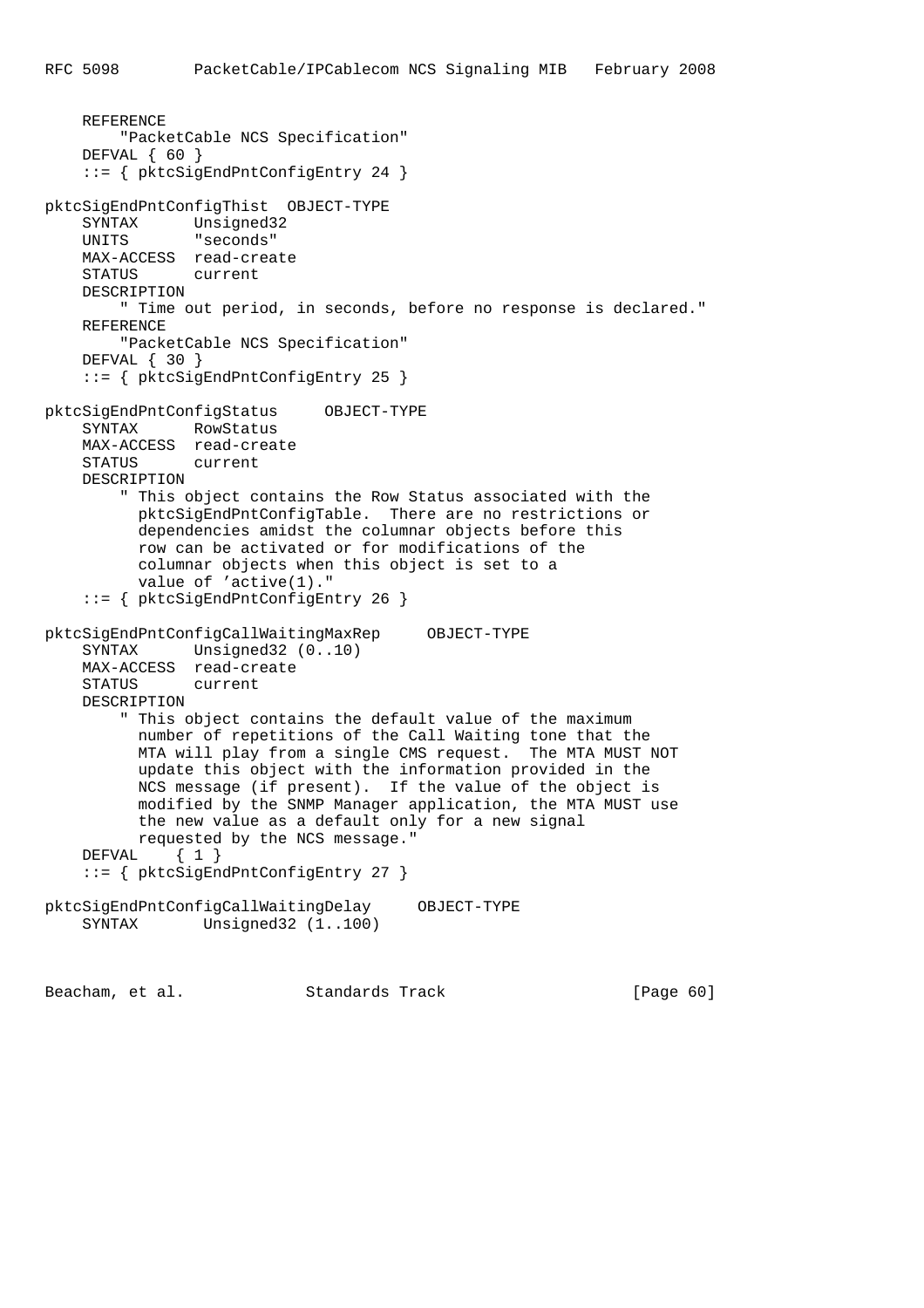```
    REFERENCE
        "PacketCable NCS Specification"
    DEFVAL { 60 }
    ::= { pktcSigEndPntConfigEntry 24 }

pktcSigEndPntConfigThist  OBJECT-TYPE
    SYNTAX      Unsigned32
    UNITS       "seconds"
    MAX-ACCESS  read-create
    STATUS      current
    DESCRIPTION
        " Time out period, in seconds, before no response is declared."
    REFERENCE
        "PacketCable NCS Specification"
    DEFVAL { 30 }
    ::= { pktcSigEndPntConfigEntry 25 }

pktcSigEndPntConfigStatus     OBJECT-TYPE
    SYNTAX      RowStatus
    MAX-ACCESS  read-create
    STATUS      current
    DESCRIPTION
        " This object contains the Row Status associated with the
          pktcSigEndPntConfigTable.  There are no restrictions or
          dependencies amidst the columnar objects before this
          row can be activated or for modifications of the
          columnar objects when this object is set to a
          value of 'active(1)."
    ::= { pktcSigEndPntConfigEntry 26 }

pktcSigEndPntConfigCallWaitingMaxRep     OBJECT-TYPE
    SYNTAX      Unsigned32 (0..10)
    MAX-ACCESS  read-create
    STATUS      current
    DESCRIPTION
        " This object contains the default value of the maximum
          number of repetitions of the Call Waiting tone that the
          MTA will play from a single CMS request.  The MTA MUST NOT
          update this object with the information provided in the
          NCS message (if present).  If the value of the object is
          modified by the SNMP Manager application, the MTA MUST use
          the new value as a default only for a new signal
          requested by the NCS message."
    DEFVAL    { 1 }
    ::= { pktcSigEndPntConfigEntry 27 }

pktcSigEndPntConfigCallWaitingDelay     OBJECT-TYPE
    SYNTAX       Unsigned32 (1..100)
```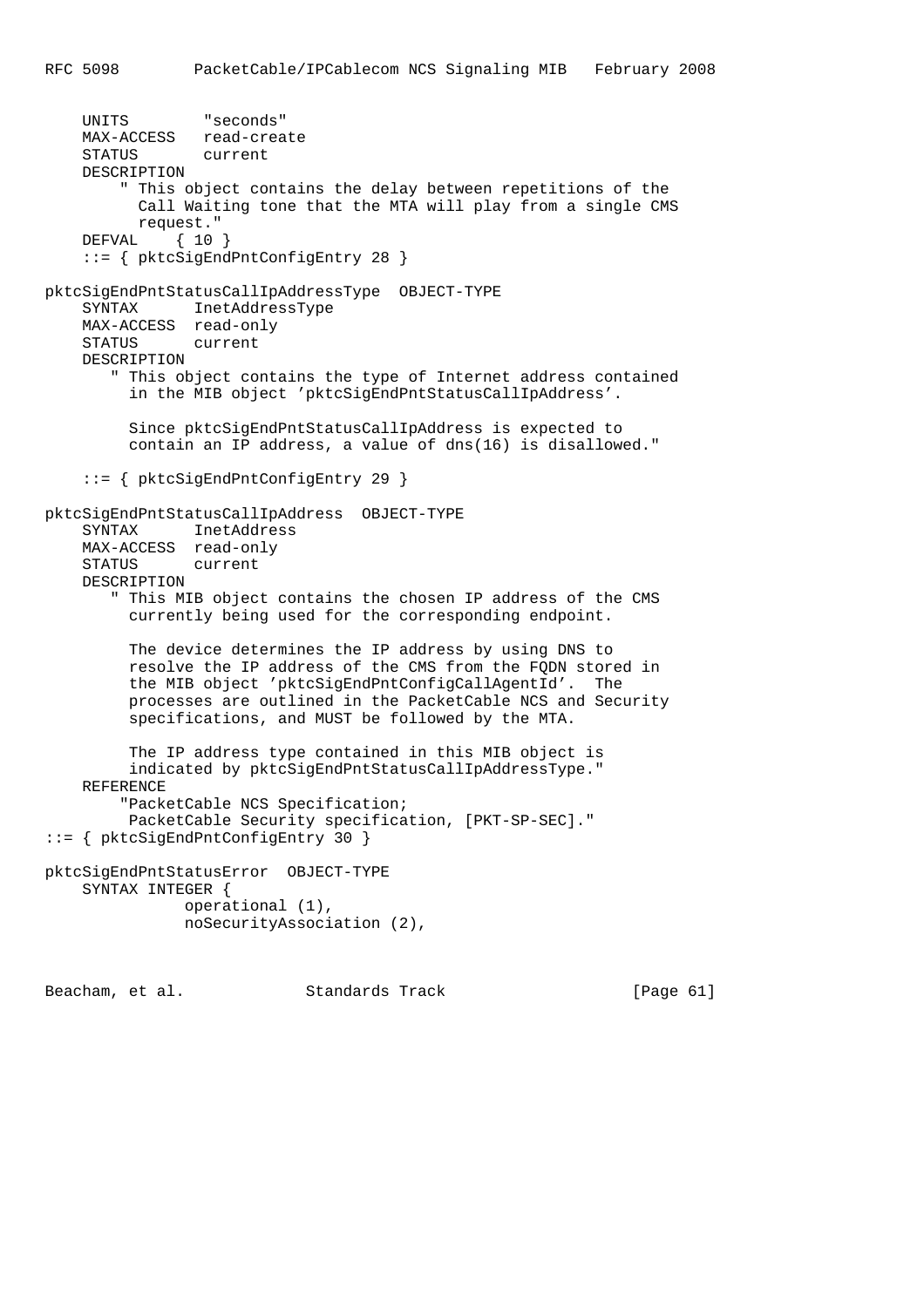```
    UNITS        "seconds"
    MAX-ACCESS   read-create
    STATUS       current
    DESCRIPTION
        " This object contains the delay between repetitions of the
          Call Waiting tone that the MTA will play from a single CMS
          request."
    DEFVAL    { 10 }
    ::= { pktcSigEndPntConfigEntry 28 }

pktcSigEndPntStatusCallIpAddressType  OBJECT-TYPE
    SYNTAX      InetAddressType
    MAX-ACCESS  read-only
    STATUS      current
    DESCRIPTION
       " This object contains the type of Internet address contained
         in the MIB object 'pktcSigEndPntStatusCallIpAddress'.

         Since pktcSigEndPntStatusCallIpAddress is expected to
         contain an IP address, a value of dns(16) is disallowed."

    ::= { pktcSigEndPntConfigEntry 29 }

pktcSigEndPntStatusCallIpAddress  OBJECT-TYPE
    SYNTAX      InetAddress
    MAX-ACCESS  read-only
    STATUS      current
    DESCRIPTION
       " This MIB object contains the chosen IP address of the CMS
         currently being used for the corresponding endpoint.

         The device determines the IP address by using DNS to
         resolve the IP address of the CMS from the FQDN stored in
         the MIB object 'pktcSigEndPntConfigCallAgentId'.  The
         processes are outlined in the PacketCable NCS and Security
         specifications, and MUST be followed by the MTA.

         The IP address type contained in this MIB object is
         indicated by pktcSigEndPntStatusCallIpAddressType."
    REFERENCE
        "PacketCable NCS Specification;
         PacketCable Security specification, [PKT-SP-SEC]."
::= { pktcSigEndPntConfigEntry 30 }

pktcSigEndPntStatusError  OBJECT-TYPE
    SYNTAX INTEGER {
               operational (1),
               noSecurityAssociation (2),
```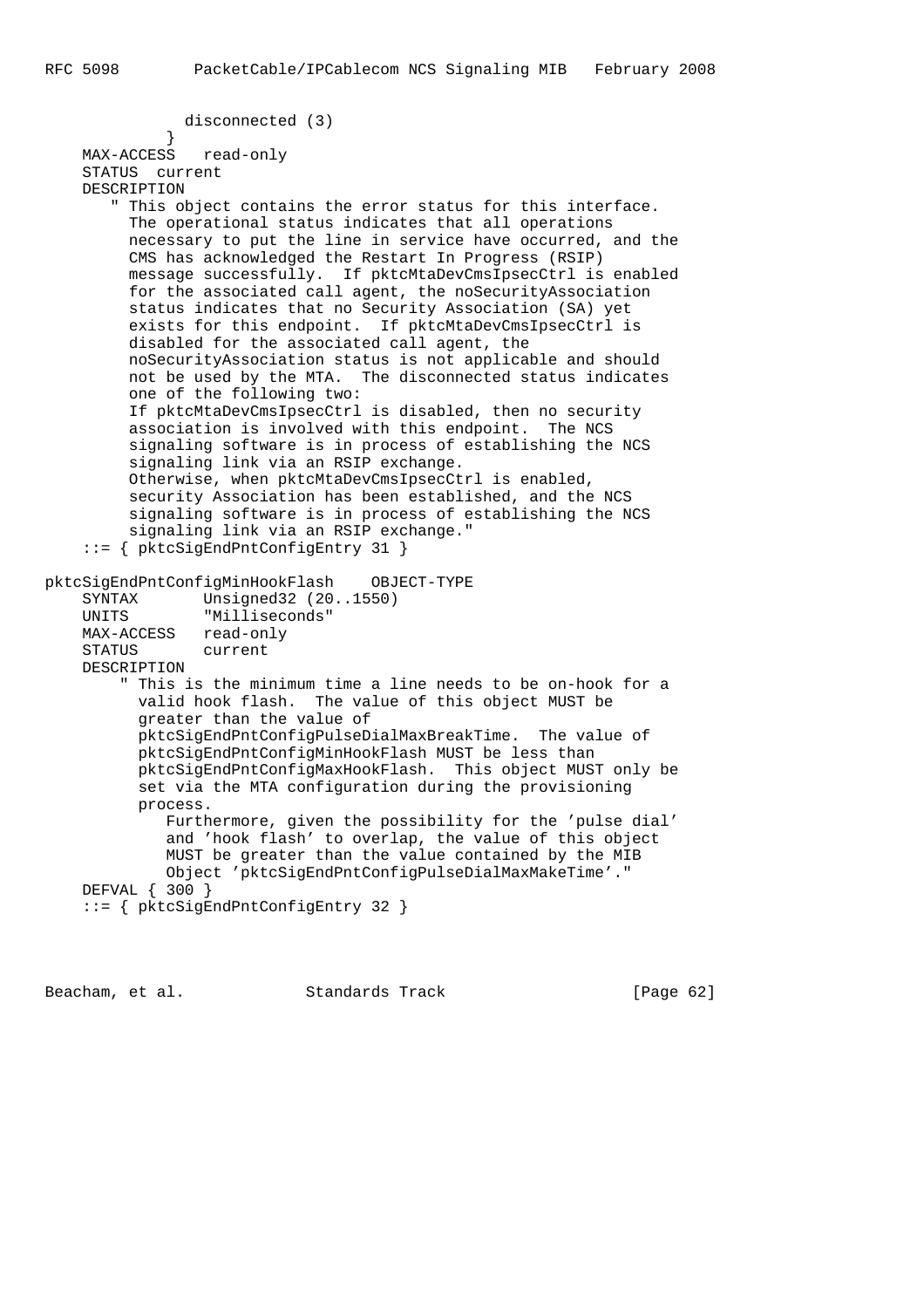```
                disconnected (3)
              }
     MAX-ACCESS   read-only
     STATUS  current
     DESCRIPTION
        " This object contains the error status for this interface.
          The operational status indicates that all operations
          necessary to put the line in service have occurred, and the
          CMS has acknowledged the Restart In Progress (RSIP)
          message successfully.  If pktcMtaDevCmsIpsecCtrl is enabled
          for the associated call agent, the noSecurityAssociation
          status indicates that no Security Association (SA) yet
          exists for this endpoint.  If pktcMtaDevCmsIpsecCtrl is
          disabled for the associated call agent, the
          noSecurityAssociation status is not applicable and should
          not be used by the MTA.  The disconnected status indicates
          one of the following two:
          If pktcMtaDevCmsIpsecCtrl is disabled, then no security
          association is involved with this endpoint.  The NCS
          signaling software is in process of establishing the NCS
          signaling link via an RSIP exchange.
          Otherwise, when pktcMtaDevCmsIpsecCtrl is enabled,
          security Association has been established, and the NCS
          signaling software is in process of establishing the NCS
          signaling link via an RSIP exchange."
     ::= { pktcSigEndPntConfigEntry 31 }

pktcSigEndPntConfigMinHookFlash    OBJECT-TYPE
     SYNTAX       Unsigned32 (20..1550)
     UNITS        "Milliseconds"
     MAX-ACCESS   read-only
     STATUS       current
     DESCRIPTION
         " This is the minimum time a line needs to be on-hook for a
           valid hook flash.  The value of this object MUST be
           greater than the value of
           pktcSigEndPntConfigPulseDialMaxBreakTime.  The value of
           pktcSigEndPntConfigMinHookFlash MUST be less than
           pktcSigEndPntConfigMaxHookFlash.  This object MUST only be
           set via the MTA configuration during the provisioning
           process.
              Furthermore, given the possibility for the 'pulse dial'
              and 'hook flash' to overlap, the value of this object
              MUST be greater than the value contained by the MIB
              Object 'pktcSigEndPntConfigPulseDialMaxMakeTime'."
     DEFVAL { 300 }
     ::= { pktcSigEndPntConfigEntry 32 }
```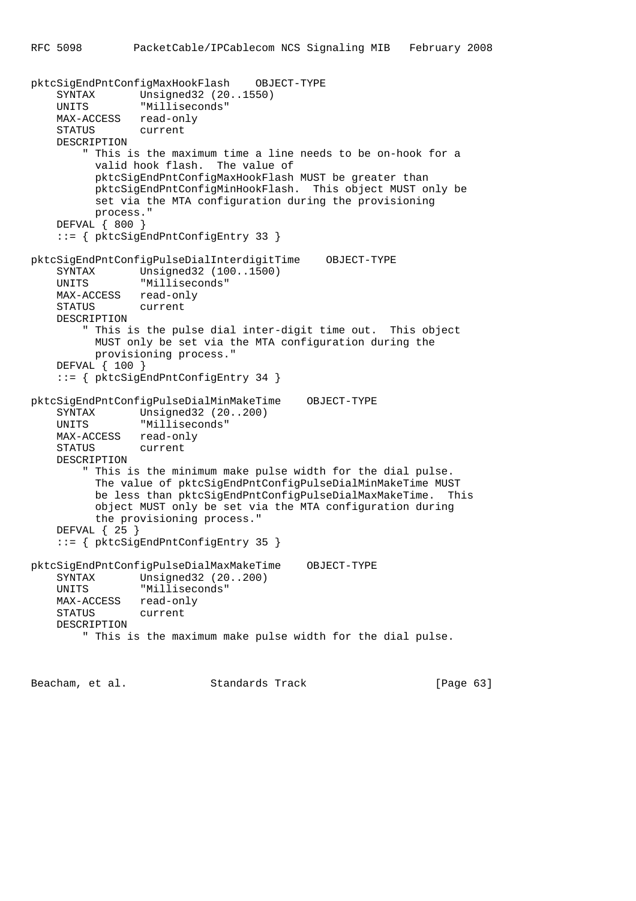```
pktcSigEndPntConfigMaxHookFlash    OBJECT-TYPE
    SYNTAX       Unsigned32 (20..1550)
    UNITS        "Milliseconds"
    MAX-ACCESS   read-only
    STATUS       current
    DESCRIPTION
        " This is the maximum time a line needs to be on-hook for a
          valid hook flash.  The value of
          pktcSigEndPntConfigMaxHookFlash MUST be greater than
          pktcSigEndPntConfigMinHookFlash.  This object MUST only be
          set via the MTA configuration during the provisioning
          process."
    DEFVAL { 800 }
    ::= { pktcSigEndPntConfigEntry 33 }

pktcSigEndPntConfigPulseDialInterdigitTime    OBJECT-TYPE
    SYNTAX       Unsigned32 (100..1500)
    UNITS        "Milliseconds"
    MAX-ACCESS   read-only
    STATUS       current
    DESCRIPTION
        " This is the pulse dial inter-digit time out.  This object
          MUST only be set via the MTA configuration during the
          provisioning process."
    DEFVAL { 100 }
    ::= { pktcSigEndPntConfigEntry 34 }

pktcSigEndPntConfigPulseDialMinMakeTime    OBJECT-TYPE
    SYNTAX       Unsigned32 (20..200)
    UNITS        "Milliseconds"
    MAX-ACCESS   read-only
    STATUS       current
    DESCRIPTION
        " This is the minimum make pulse width for the dial pulse.
          The value of pktcSigEndPntConfigPulseDialMinMakeTime MUST
          be less than pktcSigEndPntConfigPulseDialMaxMakeTime.  This
          object MUST only be set via the MTA configuration during
          the provisioning process."
    DEFVAL { 25 }
    ::= { pktcSigEndPntConfigEntry 35 }

pktcSigEndPntConfigPulseDialMaxMakeTime    OBJECT-TYPE
    SYNTAX       Unsigned32 (20..200)
    UNITS        "Milliseconds"
    MAX-ACCESS   read-only
    STATUS       current
    DESCRIPTION
        " This is the maximum make pulse width for the dial pulse.
```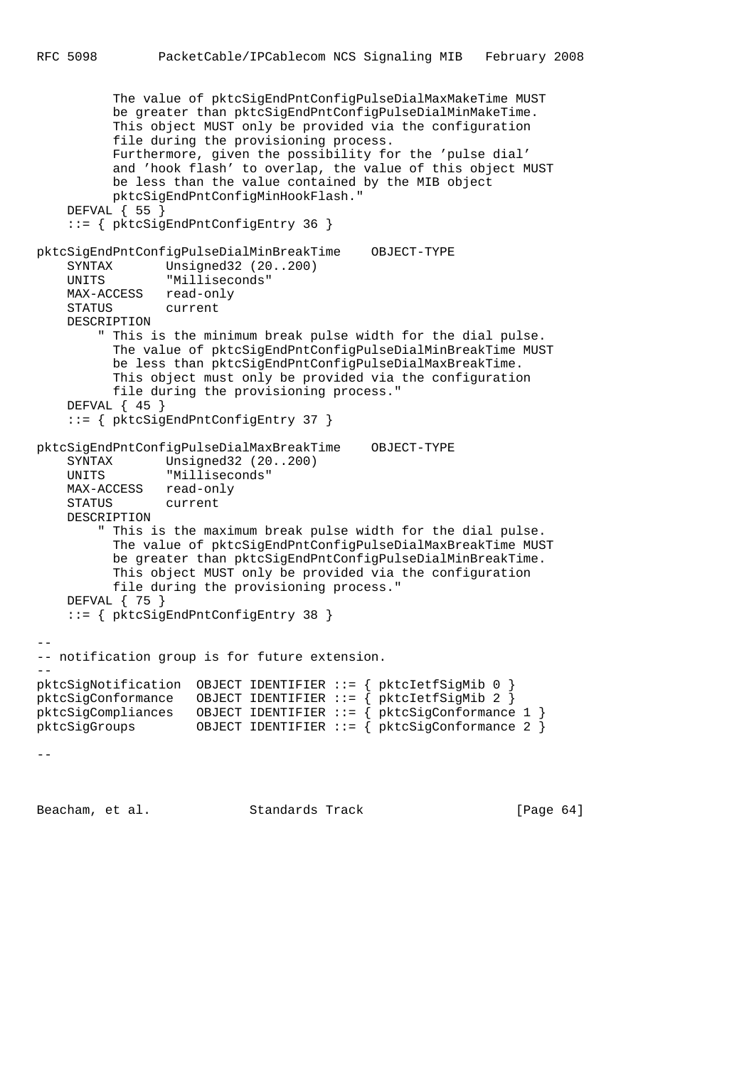```
          The value of pktcSigEndPntConfigPulseDialMaxMakeTime MUST
          be greater than pktcSigEndPntConfigPulseDialMinMakeTime.
          This object MUST only be provided via the configuration
          file during the provisioning process.
          Furthermore, given the possibility for the 'pulse dial'
          and 'hook flash' to overlap, the value of this object MUST
          be less than the value contained by the MIB object
          pktcSigEndPntConfigMinHookFlash."
    DEFVAL { 55 }
    ::= { pktcSigEndPntConfigEntry 36 }

pktcSigEndPntConfigPulseDialMinBreakTime    OBJECT-TYPE
    SYNTAX       Unsigned32 (20..200)
    UNITS        "Milliseconds"
    MAX-ACCESS   read-only
    STATUS       current
    DESCRIPTION
        " This is the minimum break pulse width for the dial pulse.
          The value of pktcSigEndPntConfigPulseDialMinBreakTime MUST
          be less than pktcSigEndPntConfigPulseDialMaxBreakTime.
          This object must only be provided via the configuration
          file during the provisioning process."
    DEFVAL { 45 }
    ::= { pktcSigEndPntConfigEntry 37 }

pktcSigEndPntConfigPulseDialMaxBreakTime    OBJECT-TYPE
    SYNTAX       Unsigned32 (20..200)
    UNITS        "Milliseconds"
    MAX-ACCESS   read-only
    STATUS       current
    DESCRIPTION
        " This is the maximum break pulse width for the dial pulse.
          The value of pktcSigEndPntConfigPulseDialMaxBreakTime MUST
          be greater than pktcSigEndPntConfigPulseDialMinBreakTime.
          This object MUST only be provided via the configuration
          file during the provisioning process."
    DEFVAL { 75 }
    ::= { pktcSigEndPntConfigEntry 38 }

--
-- notification group is for future extension.
--
pktcSigNotification  OBJECT IDENTIFIER ::= { pktcIetfSigMib 0 }
pktcSigConformance   OBJECT IDENTIFIER ::= { pktcIetfSigMib 2 }
pktcSigCompliances   OBJECT IDENTIFIER ::= { pktcSigConformance 1 }
pktcSigGroups        OBJECT IDENTIFIER ::= { pktcSigConformance 2 }

--
```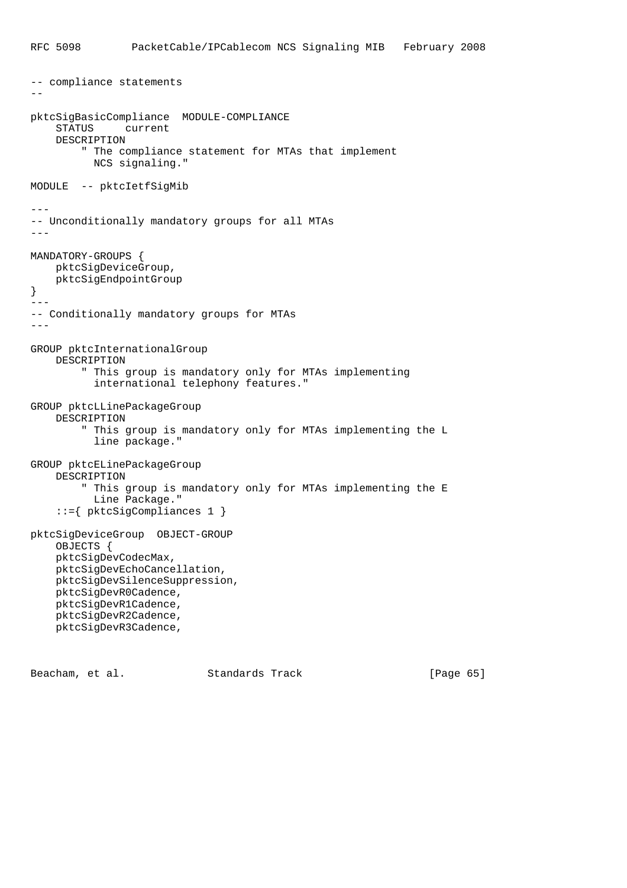```
-- compliance statements
--

pktcSigBasicCompliance  MODULE-COMPLIANCE
    STATUS     current
    DESCRIPTION
        " The compliance statement for MTAs that implement
          NCS signaling."

MODULE  -- pktcIetfSigMib

---
-- Unconditionally mandatory groups for all MTAs
---

MANDATORY-GROUPS {
    pktcSigDeviceGroup,
    pktcSigEndpointGroup
}
---
-- Conditionally mandatory groups for MTAs
---

GROUP pktcInternationalGroup
    DESCRIPTION
        " This group is mandatory only for MTAs implementing
          international telephony features."

GROUP pktcLLinePackageGroup
    DESCRIPTION
        " This group is mandatory only for MTAs implementing the L
          line package."

GROUP pktcELinePackageGroup
    DESCRIPTION
        " This group is mandatory only for MTAs implementing the E
          Line Package."
    ::={ pktcSigCompliances 1 }

pktcSigDeviceGroup  OBJECT-GROUP
    OBJECTS {
    pktcSigDevCodecMax,
    pktcSigDevEchoCancellation,
    pktcSigDevSilenceSuppression,
    pktcSigDevR0Cadence,
    pktcSigDevR1Cadence,
    pktcSigDevR2Cadence,
    pktcSigDevR3Cadence,
```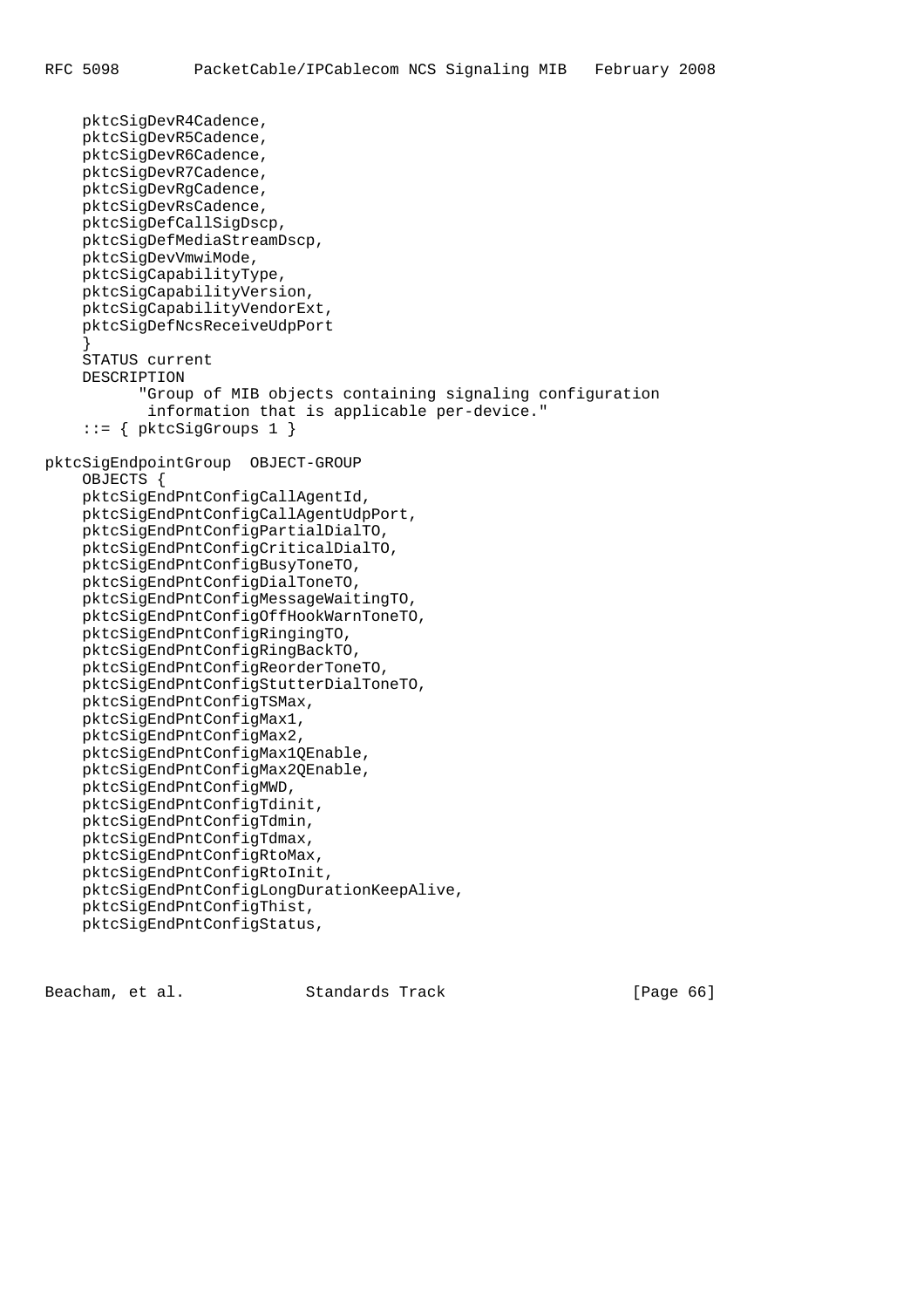```
    pktcSigDevR4Cadence,
    pktcSigDevR5Cadence,
    pktcSigDevR6Cadence,
    pktcSigDevR7Cadence,
    pktcSigDevRgCadence,
    pktcSigDevRsCadence,
    pktcSigDefCallSigDscp,
    pktcSigDefMediaStreamDscp,
    pktcSigDevVmwiMode,
    pktcSigCapabilityType,
    pktcSigCapabilityVersion,
    pktcSigCapabilityVendorExt,
    pktcSigDefNcsReceiveUdpPort
    }
    STATUS current
    DESCRIPTION
          "Group of MIB objects containing signaling configuration
           information that is applicable per-device."
    ::= { pktcSigGroups 1 }

pktcSigEndpointGroup  OBJECT-GROUP
    OBJECTS {
    pktcSigEndPntConfigCallAgentId,
    pktcSigEndPntConfigCallAgentUdpPort,
    pktcSigEndPntConfigPartialDialTO,
    pktcSigEndPntConfigCriticalDialTO,
    pktcSigEndPntConfigBusyToneTO,
    pktcSigEndPntConfigDialToneTO,
    pktcSigEndPntConfigMessageWaitingTO,
    pktcSigEndPntConfigOffHookWarnToneTO,
    pktcSigEndPntConfigRingingTO,
    pktcSigEndPntConfigRingBackTO,
    pktcSigEndPntConfigReorderToneTO,
    pktcSigEndPntConfigStutterDialToneTO,
    pktcSigEndPntConfigTSMax,
    pktcSigEndPntConfigMax1,
    pktcSigEndPntConfigMax2,
    pktcSigEndPntConfigMax1QEnable,
    pktcSigEndPntConfigMax2QEnable,
    pktcSigEndPntConfigMWD,
    pktcSigEndPntConfigTdinit,
    pktcSigEndPntConfigTdmin,
    pktcSigEndPntConfigTdmax,
    pktcSigEndPntConfigRtoMax,
    pktcSigEndPntConfigRtoInit,
    pktcSigEndPntConfigLongDurationKeepAlive,
    pktcSigEndPntConfigThist,
    pktcSigEndPntConfigStatus,
```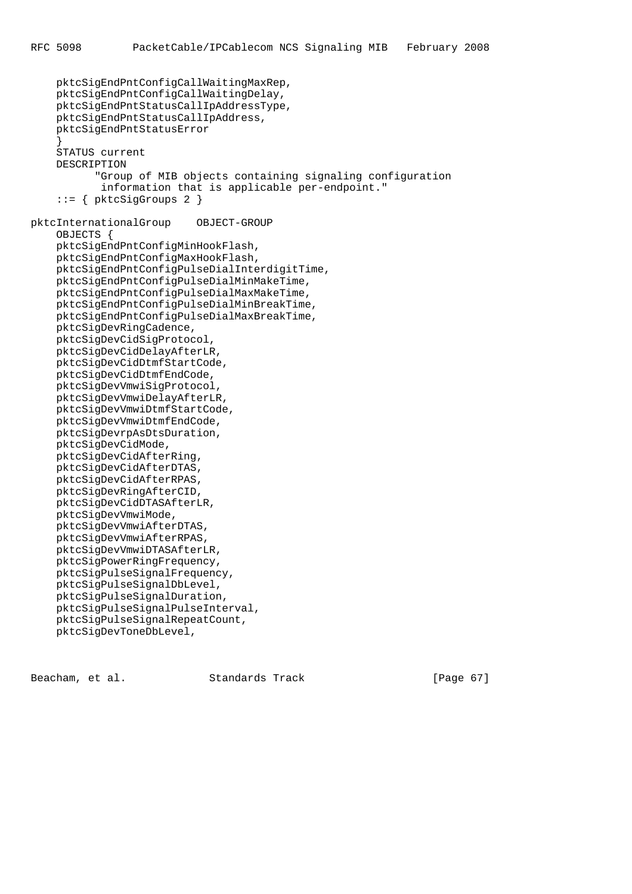```
    pktcSigEndPntConfigCallWaitingMaxRep,
    pktcSigEndPntConfigCallWaitingDelay,
    pktcSigEndPntStatusCallIpAddressType,
    pktcSigEndPntStatusCallIpAddress,
    pktcSigEndPntStatusError
    }
    STATUS current
    DESCRIPTION
          "Group of MIB objects containing signaling configuration
           information that is applicable per-endpoint."
    ::= { pktcSigGroups 2 }

pktcInternationalGroup    OBJECT-GROUP
    OBJECTS {
    pktcSigEndPntConfigMinHookFlash,
    pktcSigEndPntConfigMaxHookFlash,
    pktcSigEndPntConfigPulseDialInterdigitTime,
    pktcSigEndPntConfigPulseDialMinMakeTime,
    pktcSigEndPntConfigPulseDialMaxMakeTime,
    pktcSigEndPntConfigPulseDialMinBreakTime,
    pktcSigEndPntConfigPulseDialMaxBreakTime,
    pktcSigDevRingCadence,
    pktcSigDevCidSigProtocol,
    pktcSigDevCidDelayAfterLR,
    pktcSigDevCidDtmfStartCode,
    pktcSigDevCidDtmfEndCode,
    pktcSigDevVmwiSigProtocol,
    pktcSigDevVmwiDelayAfterLR,
    pktcSigDevVmwiDtmfStartCode,
    pktcSigDevVmwiDtmfEndCode,
    pktcSigDevrpAsDtsDuration,
    pktcSigDevCidMode,
    pktcSigDevCidAfterRing,
    pktcSigDevCidAfterDTAS,
    pktcSigDevCidAfterRPAS,
    pktcSigDevRingAfterCID,
    pktcSigDevCidDTASAfterLR,
    pktcSigDevVmwiMode,
    pktcSigDevVmwiAfterDTAS,
    pktcSigDevVmwiAfterRPAS,
    pktcSigDevVmwiDTASAfterLR,
    pktcSigPowerRingFrequency,
    pktcSigPulseSignalFrequency,
    pktcSigPulseSignalDbLevel,
    pktcSigPulseSignalDuration,
    pktcSigPulseSignalPulseInterval,
    pktcSigPulseSignalRepeatCount,
    pktcSigDevToneDbLevel,
```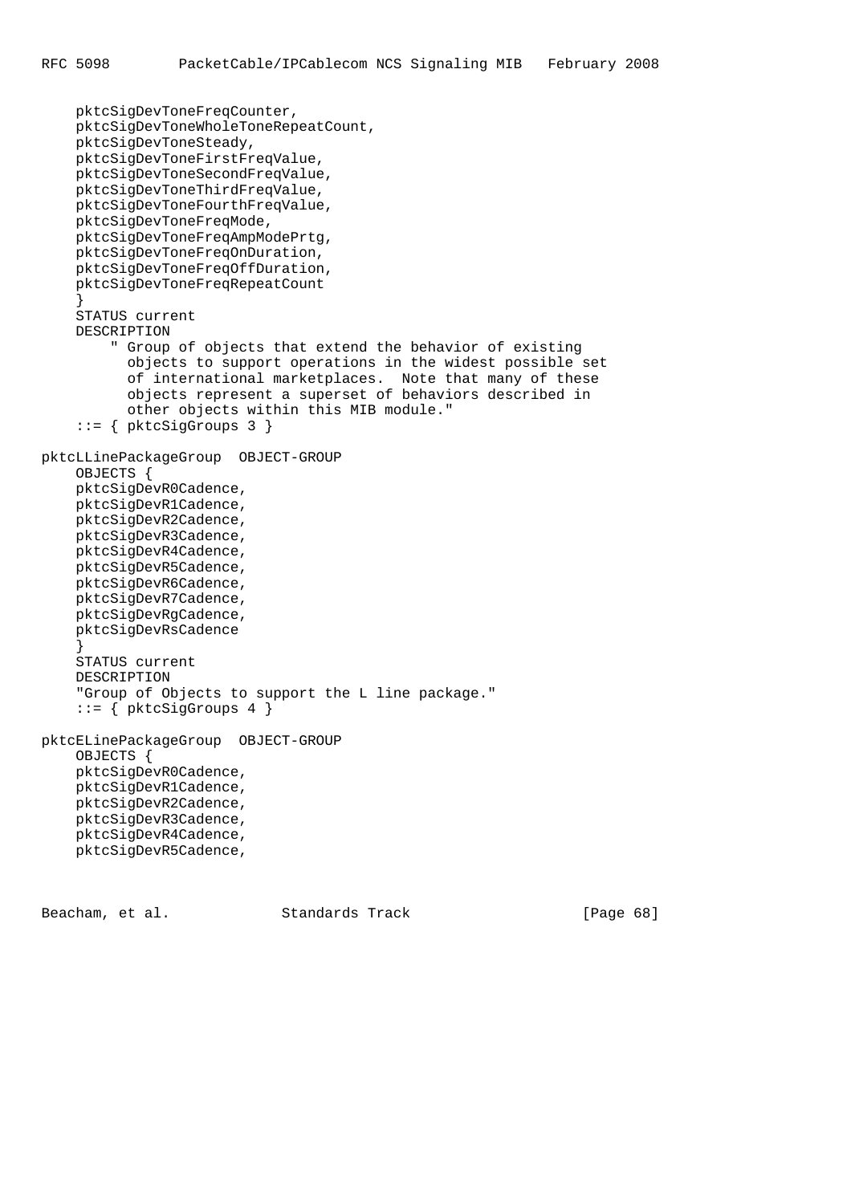```
    pktcSigDevToneFreqCounter,
    pktcSigDevToneWholeToneRepeatCount,
    pktcSigDevToneSteady,
    pktcSigDevToneFirstFreqValue,
    pktcSigDevToneSecondFreqValue,
    pktcSigDevToneThirdFreqValue,
    pktcSigDevToneFourthFreqValue,
    pktcSigDevToneFreqMode,
    pktcSigDevToneFreqAmpModePrtg,
    pktcSigDevToneFreqOnDuration,
    pktcSigDevToneFreqOffDuration,
    pktcSigDevToneFreqRepeatCount
    }
    STATUS current
    DESCRIPTION
        " Group of objects that extend the behavior of existing
          objects to support operations in the widest possible set
          of international marketplaces.  Note that many of these
          objects represent a superset of behaviors described in
          other objects within this MIB module."
    ::= { pktcSigGroups 3 }

pktcLLinePackageGroup  OBJECT-GROUP
    OBJECTS {
    pktcSigDevR0Cadence,
    pktcSigDevR1Cadence,
    pktcSigDevR2Cadence,
    pktcSigDevR3Cadence,
    pktcSigDevR4Cadence,
    pktcSigDevR5Cadence,
    pktcSigDevR6Cadence,
    pktcSigDevR7Cadence,
    pktcSigDevRgCadence,
    pktcSigDevRsCadence
    }
    STATUS current
    DESCRIPTION
    "Group of Objects to support the L line package."
    ::= { pktcSigGroups 4 }

pktcELinePackageGroup  OBJECT-GROUP
    OBJECTS {
    pktcSigDevR0Cadence,
    pktcSigDevR1Cadence,
    pktcSigDevR2Cadence,
    pktcSigDevR3Cadence,
    pktcSigDevR4Cadence,
    pktcSigDevR5Cadence,
```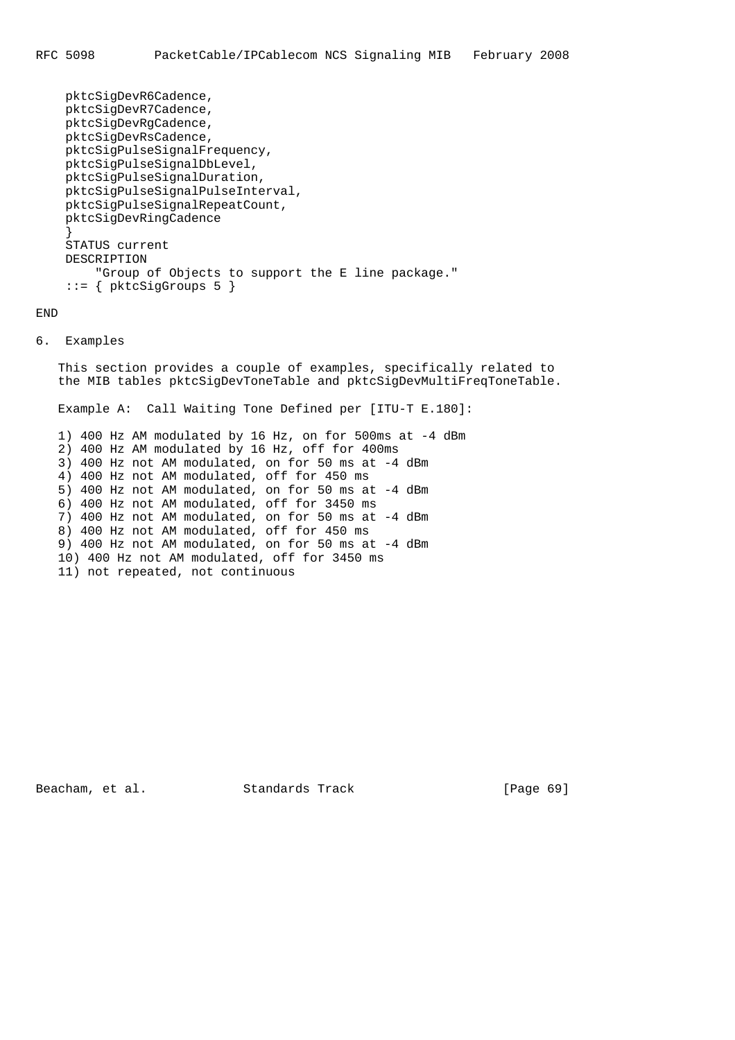```
      pktcSigDevR6Cadence,
      pktcSigDevR7Cadence,
      pktcSigDevRgCadence,
      pktcSigDevRsCadence,
      pktcSigPulseSignalFrequency,
      pktcSigPulseSignalDbLevel,
      pktcSigPulseSignalDuration,
      pktcSigPulseSignalPulseInterval,
      pktcSigPulseSignalRepeatCount,
      pktcSigDevRingCadence
      }
      STATUS current
      DESCRIPTION
          "Group of Objects to support the E line package."
      ::= { pktcSigGroups 5 }

END
```

## 6. Examples

This section provides a couple of examples, specifically related to the MIB tables pktcSigDevToneTable and pktcSigDevMultiFreqToneTable.

Example A: Call Waiting Tone Defined per [ITU-T E.180]:

1) 400 Hz AM modulated by 16 Hz, on for 500ms at -4 dBm
2) 400 Hz AM modulated by 16 Hz, off for 400ms
3) 400 Hz not AM modulated, on for 50 ms at -4 dBm
4) 400 Hz not AM modulated, off for 450 ms
5) 400 Hz not AM modulated, on for 50 ms at -4 dBm
6) 400 Hz not AM modulated, off for 3450 ms
7) 400 Hz not AM modulated, on for 50 ms at -4 dBm
8) 400 Hz not AM modulated, off for 450 ms
9) 400 Hz not AM modulated, on for 50 ms at -4 dBm
10) 400 Hz not AM modulated, off for 3450 ms
11) not repeated, not continuous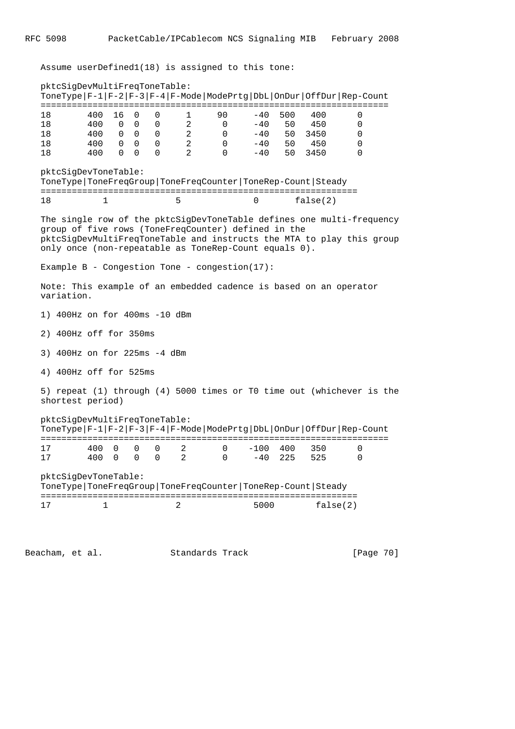Assume userDefined1(18) is assigned to this tone:

pktcSigDevMultiFreqToneTable:

| ToneType | F-1 | F-2 | F-3 | F-4 | F-Mode | ModePrtg | DbL | OnDur | OffDur | Rep-Count |
|---|---|---|---|---|---|---|---|---|---|---|
| 18 | 400 | 16 | 0 | 0 | 1 | 90 | -40 | 500 | 400 | 0 |
| 18 | 400 | 0 | 0 | 0 | 2 | 0 | -40 | 50 | 450 | 0 |
| 18 | 400 | 0 | 0 | 0 | 2 | 0 | -40 | 50 | 3450 | 0 |
| 18 | 400 | 0 | 0 | 0 | 2 | 0 | -40 | 50 | 450 | 0 |
| 18 | 400 | 0 | 0 | 0 | 2 | 0 | -40 | 50 | 3450 | 0 |

pktcSigDevToneTable:

| ToneType | ToneFreqGroup | ToneFreqCounter | ToneRep-Count | Steady |
|---|---|---|---|---|
| 18 | 1 | 5 | 0 | false(2) |

The single row of the pktcSigDevToneTable defines one multi-frequency group of five rows (ToneFreqCounter) defined in the pktcSigDevMultiFreqToneTable and instructs the MTA to play this group only once (non-repeatable as ToneRep-Count equals 0).

Example B - Congestion Tone - congestion(17):

Note: This example of an embedded cadence is based on an operator variation.

1) 400Hz on for 400ms -10 dBm

2) 400Hz off for 350ms

3) 400Hz on for 225ms -4 dBm

4) 400Hz off for 525ms

5) repeat (1) through (4) 5000 times or T0 time out (whichever is the shortest period)

pktcSigDevMultiFreqToneTable:

| ToneType | F-1 | F-2 | F-3 | F-4 | F-Mode | ModePrtg | DbL | OnDur | OffDur | Rep-Count |
|---|---|---|---|---|---|---|---|---|---|---|
| 17 | 400 | 0 | 0 | 0 | 2 | 0 | -100 | 400 | 350 | 0 |
| 17 | 400 | 0 | 0 | 0 | 2 | 0 | -40 | 225 | 525 | 0 |

pktcSigDevToneTable:

| ToneType | ToneFreqGroup | ToneFreqCounter | ToneRep-Count | Steady |
|---|---|---|---|---|
| 17 | 1 | 2 | 5000 | false(2) |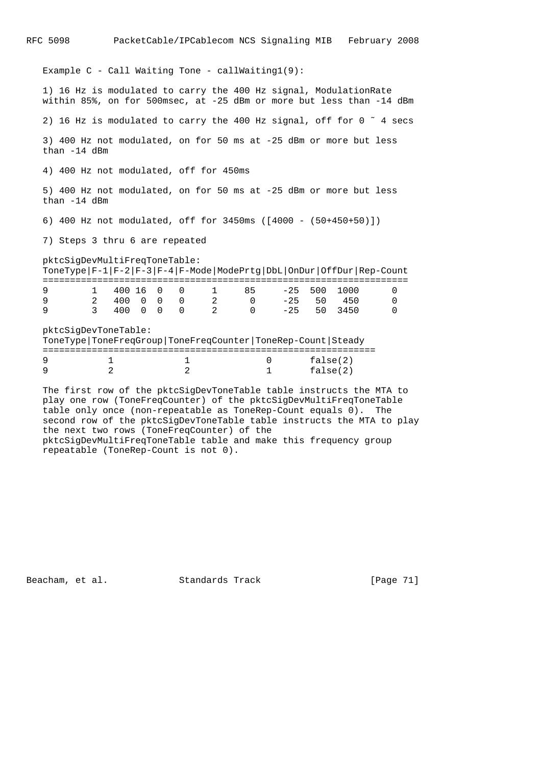Example C - Call Waiting Tone - callWaiting1(9):

1) 16 Hz is modulated to carry the 400 Hz signal, ModulationRate within 85%, on for 500msec, at -25 dBm or more but less than -14 dBm

2) 16 Hz is modulated to carry the 400 Hz signal, off for 0 ~ 4 secs

3) 400 Hz not modulated, on for 50 ms at -25 dBm or more but less than -14 dBm

4) 400 Hz not modulated, off for 450ms

5) 400 Hz not modulated, on for 50 ms at -25 dBm or more but less than -14 dBm

6) 400 Hz not modulated, off for 3450ms ([4000 - (50+450+50)])

7) Steps 3 thru 6 are repeated

pktcSigDevMultiFreqToneTable:

| ToneType | F-1 | F-2 | F-3 | F-4 | F-Mode | ModePrtg | DbL | OnDur | OffDur | Rep-Count |
|---|---|---|---|---|---|---|---|---|---|---|
| 9 | 1 | 400 | 16 | 0 | 0 | 1 | 85 | -25 | 500 | 1000 | 0 |
| 9 | 2 | 400 | 0 | 0 | 0 | 2 | 0 | -25 | 50 | 450 | 0 |
| 9 | 3 | 400 | 0 | 0 | 0 | 2 | 0 | -25 | 50 | 3450 | 0 |

pktcSigDevToneTable:

| ToneType | ToneFreqGroup | ToneFreqCounter | ToneRep-Count | Steady |
|---|---|---|---|---|
| 9 | 1 | 1 | 0 | false(2) |
| 9 | 2 | 2 | 1 | false(2) |

The first row of the pktcSigDevToneTable table instructs the MTA to play one row (ToneFreqCounter) of the pktcSigDevMultiFreqToneTable table only once (non-repeatable as ToneRep-Count equals 0). The second row of the pktcSigDevToneTable table instructs the MTA to play the next two rows (ToneFreqCounter) of the pktcSigDevMultiFreqToneTable table and make this frequency group repeatable (ToneRep-Count is not 0).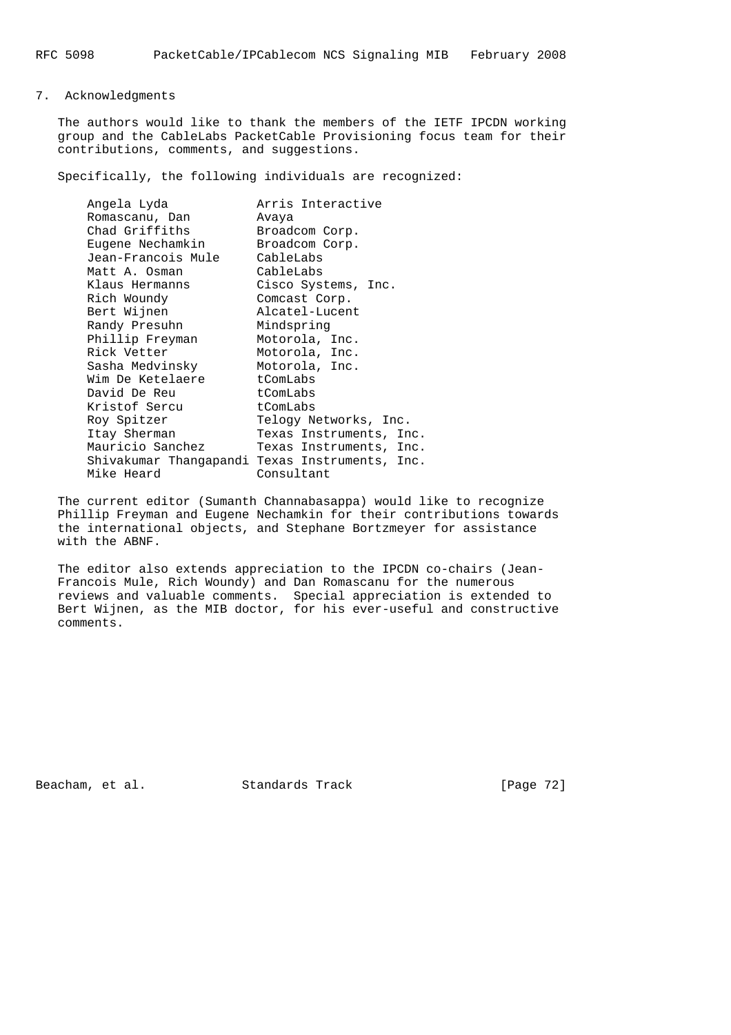## 7. Acknowledgments

The authors would like to thank the members of the IETF IPCDN working group and the CableLabs PacketCable Provisioning focus team for their contributions, comments, and suggestions.

Specifically, the following individuals are recognized:

| | |
|---|---|
| Angela Lyda | Arris Interactive |
| Romascanu, Dan | Avaya |
| Chad Griffiths | Broadcom Corp. |
| Eugene Nechamkin | Broadcom Corp. |
| Jean-Francois Mule | CableLabs |
| Matt A. Osman | CableLabs |
| Klaus Hermanns | Cisco Systems, Inc. |
| Rich Woundy | Comcast Corp. |
| Bert Wijnen | Alcatel-Lucent |
| Randy Presuhn | Mindspring |
| Phillip Freyman | Motorola, Inc. |
| Rick Vetter | Motorola, Inc. |
| Sasha Medvinsky | Motorola, Inc. |
| Wim De Ketelaere | tComLabs |
| David De Reu | tComLabs |
| Kristof Sercu | tComLabs |
| Roy Spitzer | Telogy Networks, Inc. |
| Itay Sherman | Texas Instruments, Inc. |
| Mauricio Sanchez | Texas Instruments, Inc. |
| Shivakumar Thangapandi | Texas Instruments, Inc. |
| Mike Heard | Consultant |

The current editor (Sumanth Channabasappa) would like to recognize Phillip Freyman and Eugene Nechamkin for their contributions towards the international objects, and Stephane Bortzmeyer for assistance with the ABNF.

The editor also extends appreciation to the IPCDN co-chairs (Jean-Francois Mule, Rich Woundy) and Dan Romascanu for the numerous reviews and valuable comments. Special appreciation is extended to Bert Wijnen, as the MIB doctor, for his ever-useful and constructive comments.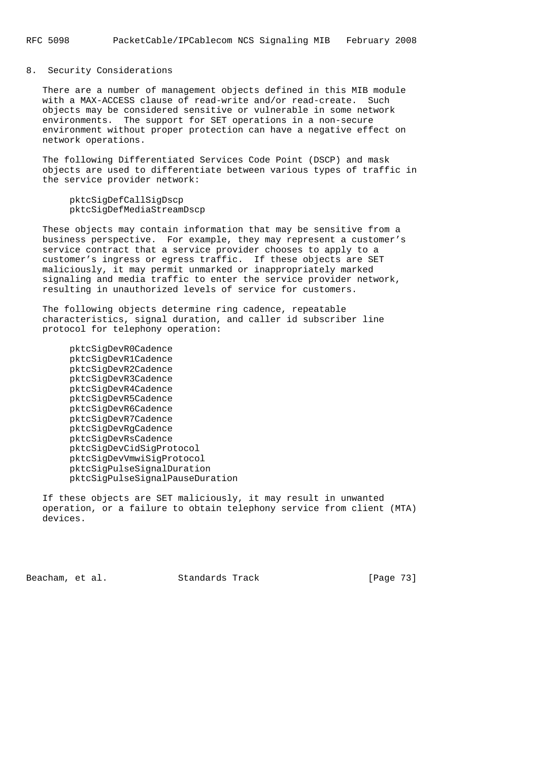## 8. Security Considerations

There are a number of management objects defined in this MIB module with a MAX-ACCESS clause of read-write and/or read-create. Such objects may be considered sensitive or vulnerable in some network environments. The support for SET operations in a non-secure environment without proper protection can have a negative effect on network operations.

The following Differentiated Services Code Point (DSCP) and mask objects are used to differentiate between various types of traffic in the service provider network:

```
pktcSigDefCallSigDscp
pktcSigDefMediaStreamDscp
```

These objects may contain information that may be sensitive from a business perspective. For example, they may represent a customer's service contract that a service provider chooses to apply to a customer's ingress or egress traffic. If these objects are SET maliciously, it may permit unmarked or inappropriately marked signaling and media traffic to enter the service provider network, resulting in unauthorized levels of service for customers.

The following objects determine ring cadence, repeatable characteristics, signal duration, and caller id subscriber line protocol for telephony operation:

```
pktcSigDevR0Cadence
pktcSigDevR1Cadence
pktcSigDevR2Cadence
pktcSigDevR3Cadence
pktcSigDevR4Cadence
pktcSigDevR5Cadence
pktcSigDevR6Cadence
pktcSigDevR7Cadence
pktcSigDevRgCadence
pktcSigDevRsCadence
pktcSigDevCidSigProtocol
pktcSigDevVmwiSigProtocol
pktcSigPulseSignalDuration
pktcSigPulseSignalPauseDuration
```

If these objects are SET maliciously, it may result in unwanted operation, or a failure to obtain telephony service from client (MTA) devices.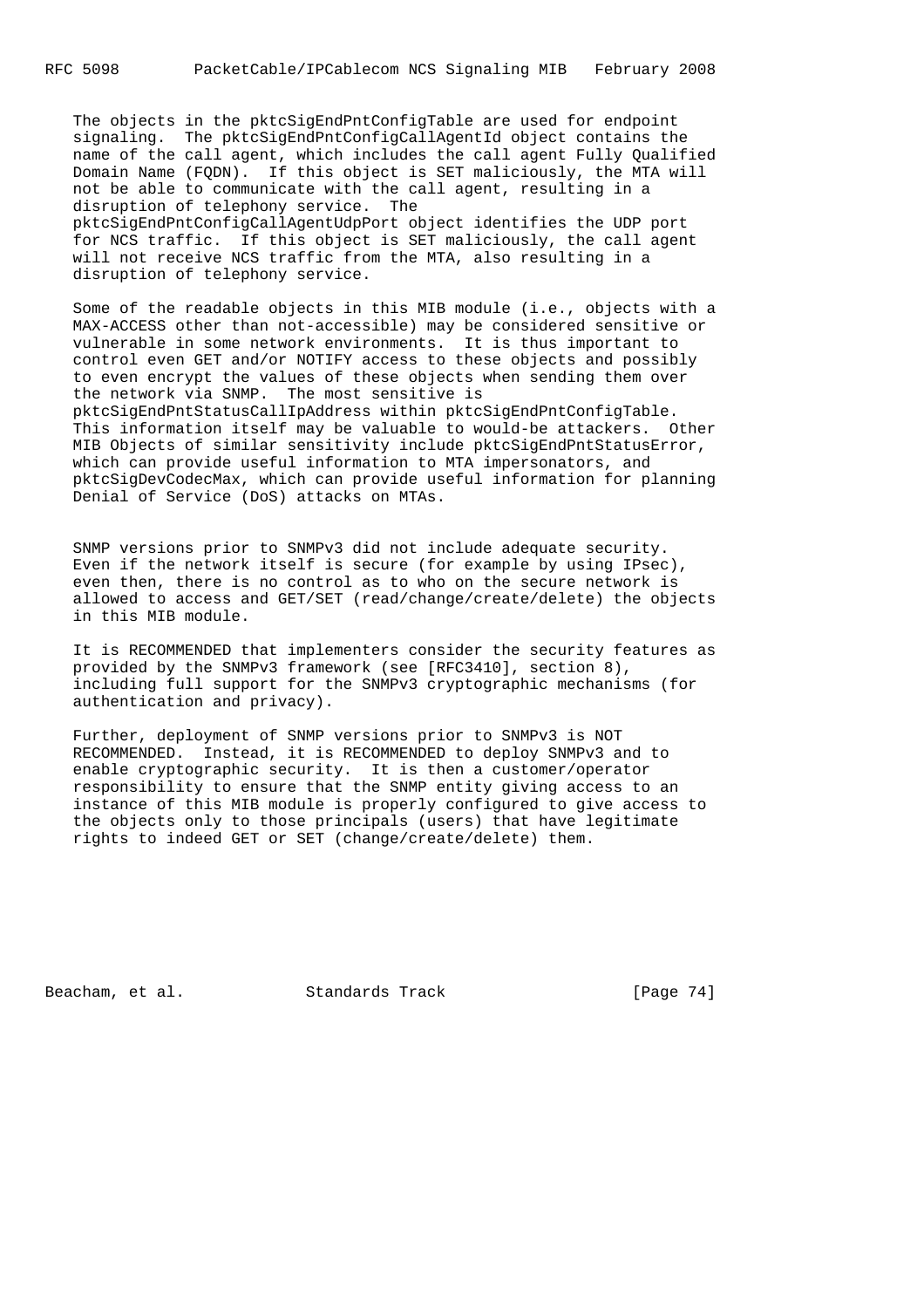The objects in the pktcSigEndPntConfigTable are used for endpoint signaling. The pktcSigEndPntConfigCallAgentId object contains the name of the call agent, which includes the call agent Fully Qualified Domain Name (FQDN). If this object is SET maliciously, the MTA will not be able to communicate with the call agent, resulting in a disruption of telephony service. The pktcSigEndPntConfigCallAgentUdpPort object identifies the UDP port for NCS traffic. If this object is SET maliciously, the call agent will not receive NCS traffic from the MTA, also resulting in a disruption of telephony service.

Some of the readable objects in this MIB module (i.e., objects with a MAX-ACCESS other than not-accessible) may be considered sensitive or vulnerable in some network environments. It is thus important to control even GET and/or NOTIFY access to these objects and possibly to even encrypt the values of these objects when sending them over the network via SNMP. The most sensitive is pktcSigEndPntStatusCallIpAddress within pktcSigEndPntConfigTable. This information itself may be valuable to would-be attackers. Other MIB Objects of similar sensitivity include pktcSigEndPntStatusError, which can provide useful information to MTA impersonators, and pktcSigDevCodecMax, which can provide useful information for planning Denial of Service (DoS) attacks on MTAs.

SNMP versions prior to SNMPv3 did not include adequate security. Even if the network itself is secure (for example by using IPsec), even then, there is no control as to who on the secure network is allowed to access and GET/SET (read/change/create/delete) the objects in this MIB module.

It is RECOMMENDED that implementers consider the security features as provided by the SNMPv3 framework (see [RFC3410], section 8), including full support for the SNMPv3 cryptographic mechanisms (for authentication and privacy).

Further, deployment of SNMP versions prior to SNMPv3 is NOT RECOMMENDED. Instead, it is RECOMMENDED to deploy SNMPv3 and to enable cryptographic security. It is then a customer/operator responsibility to ensure that the SNMP entity giving access to an instance of this MIB module is properly configured to give access to the objects only to those principals (users) that have legitimate rights to indeed GET or SET (change/create/delete) them.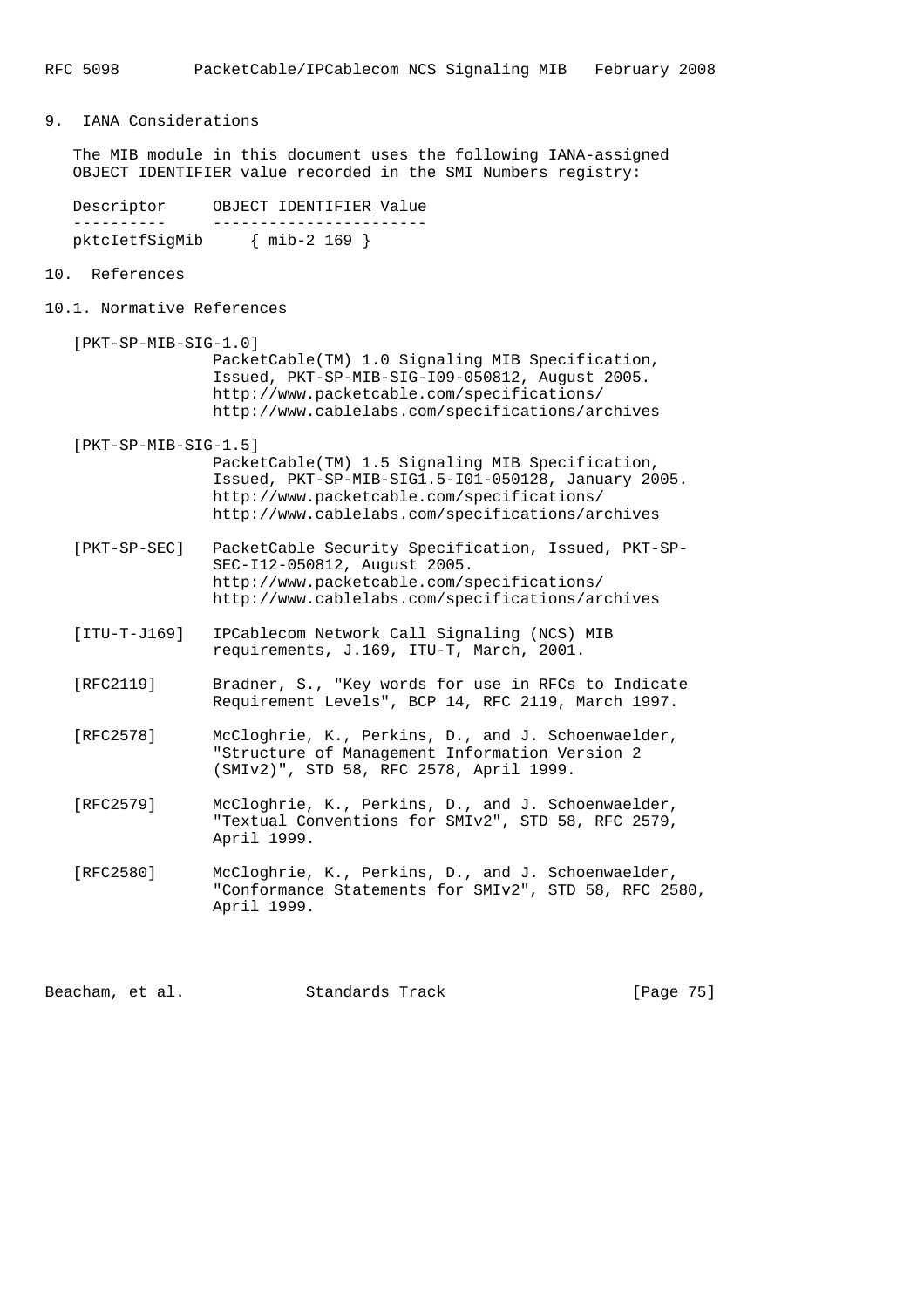## 9. IANA Considerations

The MIB module in this document uses the following IANA-assigned OBJECT IDENTIFIER value recorded in the SMI Numbers registry:

| Descriptor | OBJECT IDENTIFIER Value |
|---|---|
| pktcIetfSigMib | { mib-2 169 } |

## 10. References

### 10.1. Normative References

[PKT-SP-MIB-SIG-1.0]
PacketCable(TM) 1.0 Signaling MIB Specification, Issued, PKT-SP-MIB-SIG-I09-050812, August 2005. http://www.packetcable.com/specifications/ http://www.cablelabs.com/specifications/archives

[PKT-SP-MIB-SIG-1.5]
PacketCable(TM) 1.5 Signaling MIB Specification, Issued, PKT-SP-MIB-SIG1.5-I01-050128, January 2005. http://www.packetcable.com/specifications/ http://www.cablelabs.com/specifications/archives

[PKT-SP-SEC] PacketCable Security Specification, Issued, PKT-SP-SEC-I12-050812, August 2005. http://www.packetcable.com/specifications/ http://www.cablelabs.com/specifications/archives

[ITU-T-J169] IPCablecom Network Call Signaling (NCS) MIB requirements, J.169, ITU-T, March, 2001.

[RFC2119] Bradner, S., "Key words for use in RFCs to Indicate Requirement Levels", BCP 14, RFC 2119, March 1997.

[RFC2578] McCloghrie, K., Perkins, D., and J. Schoenwaelder, "Structure of Management Information Version 2 (SMIv2)", STD 58, RFC 2578, April 1999.

[RFC2579] McCloghrie, K., Perkins, D., and J. Schoenwaelder, "Textual Conventions for SMIv2", STD 58, RFC 2579, April 1999.

[RFC2580] McCloghrie, K., Perkins, D., and J. Schoenwaelder, "Conformance Statements for SMIv2", STD 58, RFC 2580, April 1999.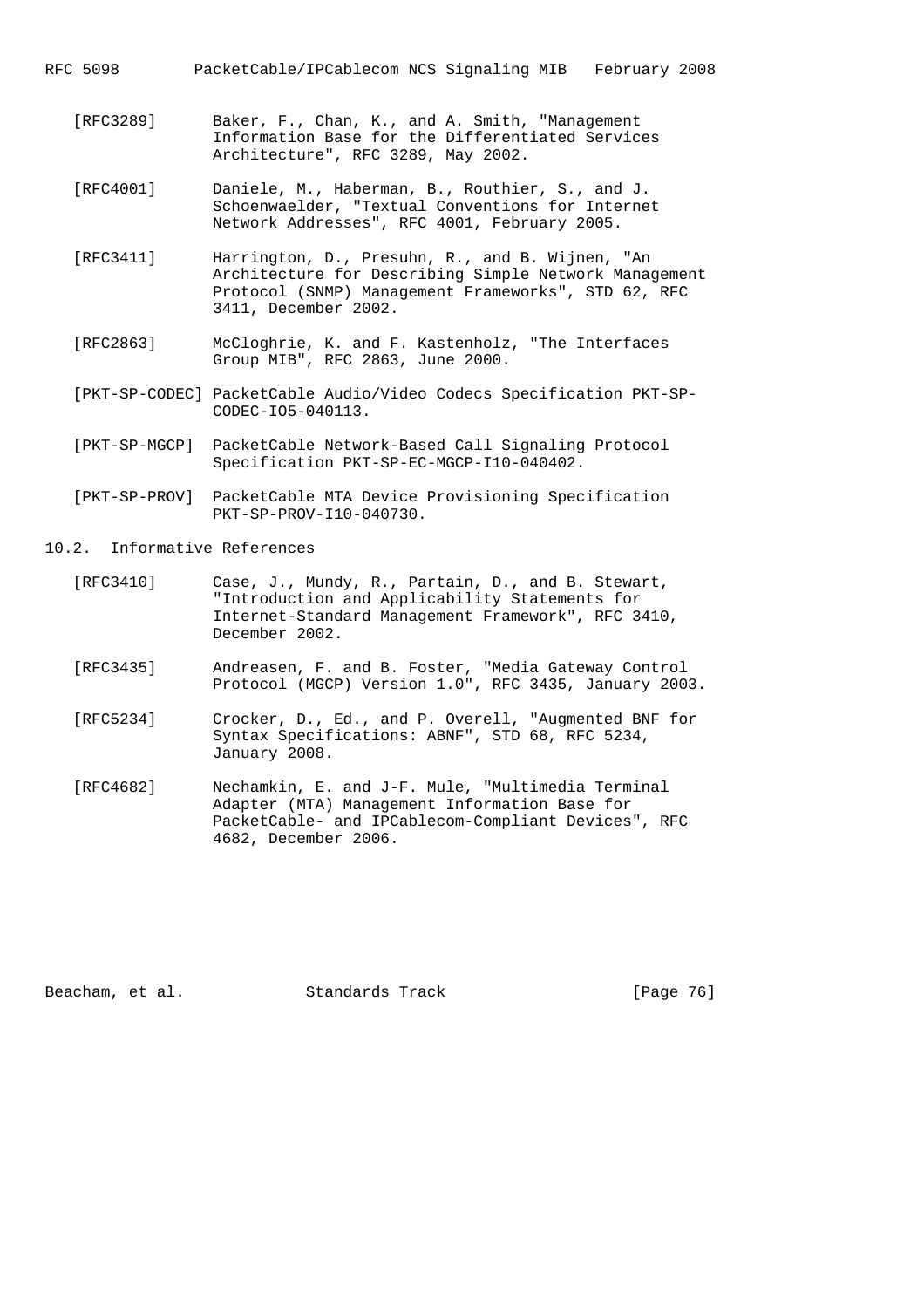[RFC3289] Baker, F., Chan, K., and A. Smith, "Management Information Base for the Differentiated Services Architecture", RFC 3289, May 2002.

[RFC4001] Daniele, M., Haberman, B., Routhier, S., and J. Schoenwaelder, "Textual Conventions for Internet Network Addresses", RFC 4001, February 2005.

[RFC3411] Harrington, D., Presuhn, R., and B. Wijnen, "An Architecture for Describing Simple Network Management Protocol (SNMP) Management Frameworks", STD 62, RFC 3411, December 2002.

[RFC2863] McCloghrie, K. and F. Kastenholz, "The Interfaces Group MIB", RFC 2863, June 2000.

[PKT-SP-CODEC] PacketCable Audio/Video Codecs Specification PKT-SP-CODEC-I05-040113.

[PKT-SP-MGCP] PacketCable Network-Based Call Signaling Protocol Specification PKT-SP-EC-MGCP-I10-040402.

[PKT-SP-PROV] PacketCable MTA Device Provisioning Specification PKT-SP-PROV-I10-040730.

## 10.2. Informative References

[RFC3410] Case, J., Mundy, R., Partain, D., and B. Stewart, "Introduction and Applicability Statements for Internet-Standard Management Framework", RFC 3410, December 2002.

[RFC3435] Andreasen, F. and B. Foster, "Media Gateway Control Protocol (MGCP) Version 1.0", RFC 3435, January 2003.

[RFC5234] Crocker, D., Ed., and P. Overell, "Augmented BNF for Syntax Specifications: ABNF", STD 68, RFC 5234, January 2008.

[RFC4682] Nechamkin, E. and J-F. Mule, "Multimedia Terminal Adapter (MTA) Management Information Base for PacketCable- and IPCablecom-Compliant Devices", RFC 4682, December 2006.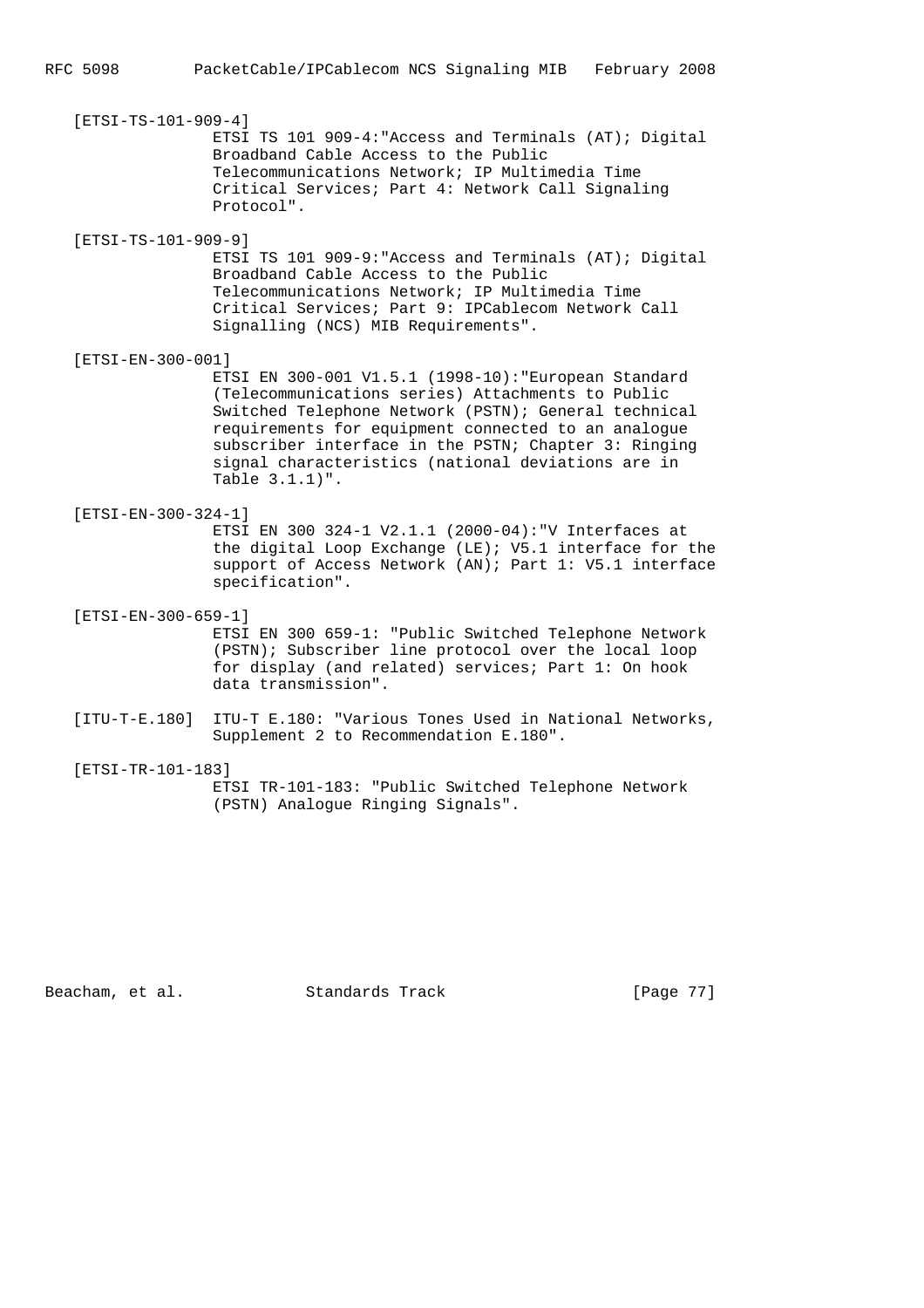[ETSI-TS-101-909-4]
ETSI TS 101 909-4:"Access and Terminals (AT); Digital Broadband Cable Access to the Public Telecommunications Network; IP Multimedia Time Critical Services; Part 4: Network Call Signaling Protocol".

[ETSI-TS-101-909-9]
ETSI TS 101 909-9:"Access and Terminals (AT); Digital Broadband Cable Access to the Public Telecommunications Network; IP Multimedia Time Critical Services; Part 9: IPCablecom Network Call Signalling (NCS) MIB Requirements".

[ETSI-EN-300-001]
ETSI EN 300-001 V1.5.1 (1998-10):"European Standard (Telecommunications series) Attachments to Public Switched Telephone Network (PSTN); General technical requirements for equipment connected to an analogue subscriber interface in the PSTN; Chapter 3: Ringing signal characteristics (national deviations are in Table 3.1.1)".

[ETSI-EN-300-324-1]
ETSI EN 300 324-1 V2.1.1 (2000-04):"V Interfaces at the digital Loop Exchange (LE); V5.1 interface for the support of Access Network (AN); Part 1: V5.1 interface specification".

[ETSI-EN-300-659-1]
ETSI EN 300 659-1: "Public Switched Telephone Network (PSTN); Subscriber line protocol over the local loop for display (and related) services; Part 1: On hook data transmission".

[ITU-T-E.180] ITU-T E.180: "Various Tones Used in National Networks, Supplement 2 to Recommendation E.180".

[ETSI-TR-101-183]
ETSI TR-101-183: "Public Switched Telephone Network (PSTN) Analogue Ringing Signals".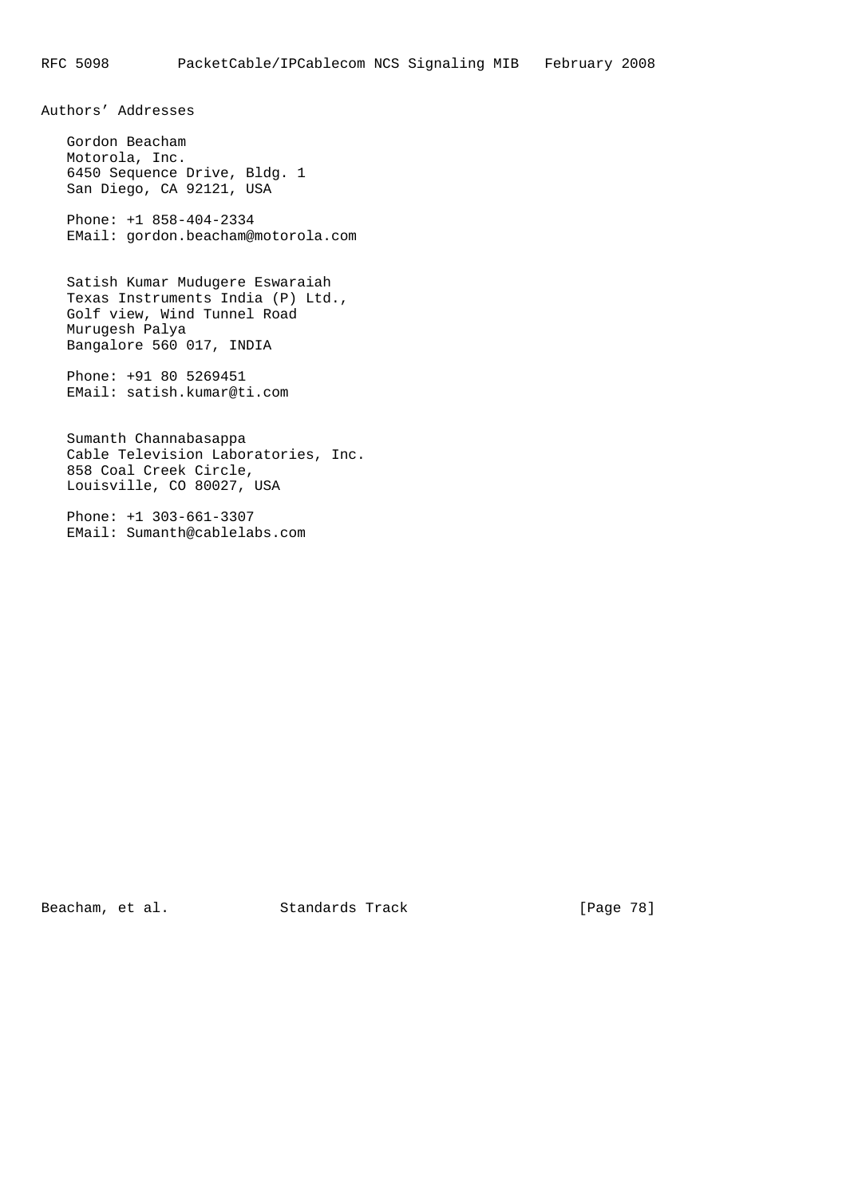# Authors' Addresses

Gordon Beacham
Motorola, Inc.
6450 Sequence Drive, Bldg. 1
San Diego, CA 92121, USA

Phone: +1 858-404-2334
EMail: gordon.beacham@motorola.com

Satish Kumar Mudugere Eswaraiah
Texas Instruments India (P) Ltd.,
Golf view, Wind Tunnel Road
Murugesh Palya
Bangalore 560 017, INDIA

Phone: +91 80 5269451
EMail: satish.kumar@ti.com

Sumanth Channabasappa
Cable Television Laboratories, Inc.
858 Coal Creek Circle,
Louisville, CO 80027, USA

Phone: +1 303-661-3307
EMail: Sumanth@cablelabs.com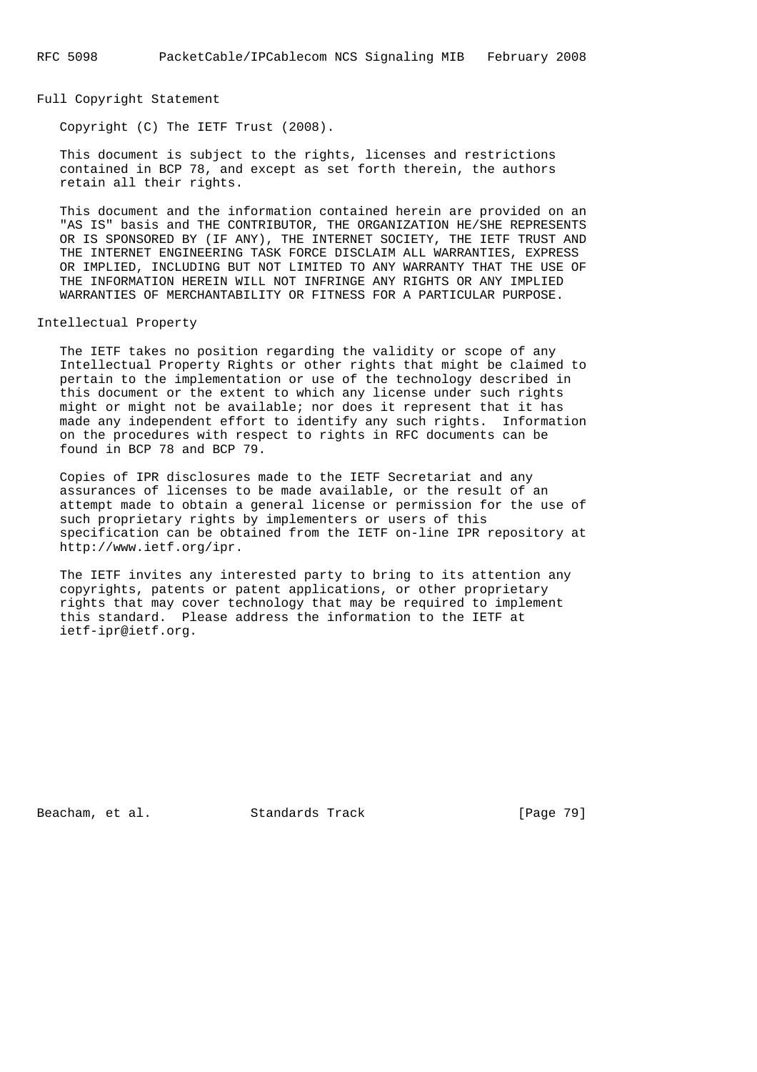## Full Copyright Statement

Copyright (C) The IETF Trust (2008).

This document is subject to the rights, licenses and restrictions contained in BCP 78, and except as set forth therein, the authors retain all their rights.

This document and the information contained herein are provided on an "AS IS" basis and THE CONTRIBUTOR, THE ORGANIZATION HE/SHE REPRESENTS OR IS SPONSORED BY (IF ANY), THE INTERNET SOCIETY, THE IETF TRUST AND THE INTERNET ENGINEERING TASK FORCE DISCLAIM ALL WARRANTIES, EXPRESS OR IMPLIED, INCLUDING BUT NOT LIMITED TO ANY WARRANTY THAT THE USE OF THE INFORMATION HEREIN WILL NOT INFRINGE ANY RIGHTS OR ANY IMPLIED WARRANTIES OF MERCHANTABILITY OR FITNESS FOR A PARTICULAR PURPOSE.

## Intellectual Property

The IETF takes no position regarding the validity or scope of any Intellectual Property Rights or other rights that might be claimed to pertain to the implementation or use of the technology described in this document or the extent to which any license under such rights might or might not be available; nor does it represent that it has made any independent effort to identify any such rights. Information on the procedures with respect to rights in RFC documents can be found in BCP 78 and BCP 79.

Copies of IPR disclosures made to the IETF Secretariat and any assurances of licenses to be made available, or the result of an attempt made to obtain a general license or permission for the use of such proprietary rights by implementers or users of this specification can be obtained from the IETF on-line IPR repository at http://www.ietf.org/ipr.

The IETF invites any interested party to bring to its attention any copyrights, patents or patent applications, or other proprietary rights that may cover technology that may be required to implement this standard. Please address the information to the IETF at ietf-ipr@ietf.org.